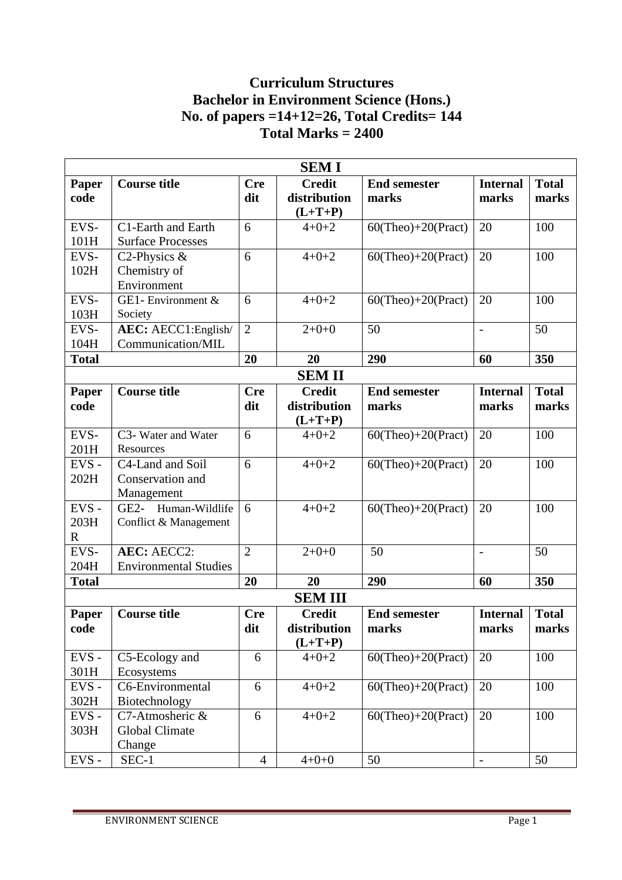# Curriculum Structures
# Bachelor in Environment Science (Hons.)
# No. of papers =14+12=26, Total Credits= 144
# Total Marks = 2400

| **SEM I** | | | | | | |
|---|---|---|---|---|---|---|
| **Paper code** | **Course title** | **Credit** | **Credit distribution (L+T+P)** | **End semester marks** | **Internal marks** | **Total marks** |
| EVS-101H | C1-Earth and Earth Surface Processes | 6 | 4+0+2 | 60(Theo)+20(Pract) | 20 | 100 |
| EVS-102H | C2-Physics & Chemistry of Environment | 6 | 4+0+2 | 60(Theo)+20(Pract) | 20 | 100 |
| EVS-103H | GE1- Environment & Society | 6 | 4+0+2 | 60(Theo)+20(Pract) | 20 | 100 |
| EVS-104H | **AEC:** AECC1:English/ Communication/MIL | 2 | 2+0+0 | 50 | - | 50 |
| **Total** | | **20** | **20** | **290** | **60** | **350** |
| **SEM II** | | | | | | |
| **Paper code** | **Course title** | **Credit** | **Credit distribution (L+T+P)** | **End semester marks** | **Internal marks** | **Total marks** |
| EVS-201H | C3- Water and Water Resources | 6 | 4+0+2 | 60(Theo)+20(Pract) | 20 | 100 |
| EVS - 202H | C4-Land and Soil Conservation and Management | 6 | 4+0+2 | 60(Theo)+20(Pract) | 20 | 100 |
| EVS - 203H R | GE2- Human-Wildlife Conflict & Management | 6 | 4+0+2 | 60(Theo)+20(Pract) | 20 | 100 |
| EVS-204H | **AEC:** AECC2: Environmental Studies | 2 | 2+0+0 | 50 | - | 50 |
| **Total** | | **20** | **20** | **290** | **60** | **350** |
| **SEM III** | | | | | | |
| **Paper code** | **Course title** | **Credit** | **Credit distribution (L+T+P)** | **End semester marks** | **Internal marks** | **Total marks** |
| EVS - 301H | C5-Ecology and Ecosystems | 6 | 4+0+2 | 60(Theo)+20(Pract) | 20 | 100 |
| EVS - 302H | C6-Environmental Biotechnology | 6 | 4+0+2 | 60(Theo)+20(Pract) | 20 | 100 |
| EVS - 303H | C7-Atmosheric & Global Climate Change | 6 | 4+0+2 | 60(Theo)+20(Pract) | 20 | 100 |
| EVS - | SEC-1 | 4 | 4+0+0 | 50 | - | 50 |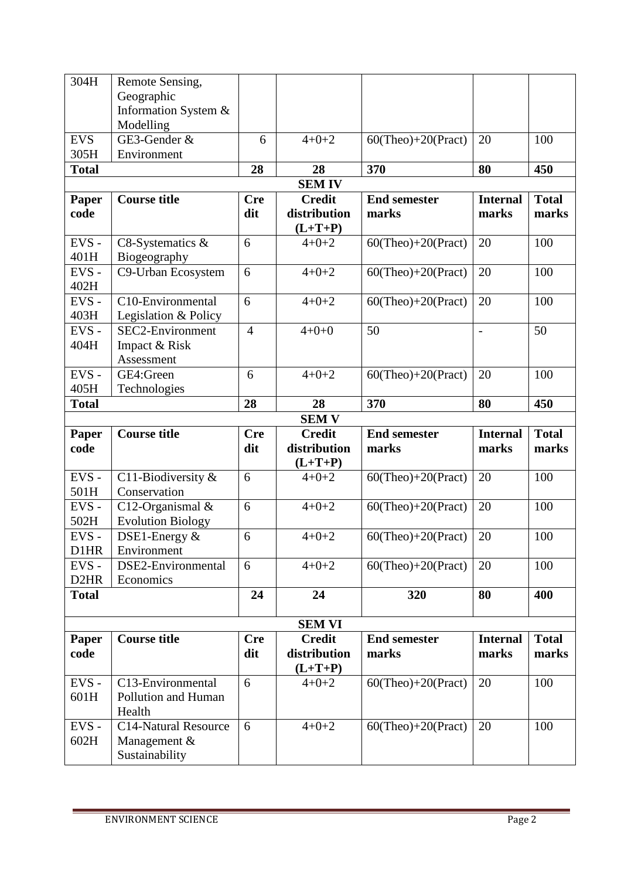| 304H | Remote Sensing, Geographic Information System & Modelling | | | | | |
|---|---|---|---|---|---|---|
| EVS 305H | GE3-Gender & Environment | 6 | 4+0+2 | 60(Theo)+20(Pract) | 20 | 100 |
| **Total** | | **28** | **28** | **370** | **80** | **450** |

**SEM IV**

| Paper code | Course title | Credit | Credit distribution (L+T+P) | End semester marks | Internal marks | Total marks |
|---|---|---|---|---|---|---|
| EVS - 401H | C8-Systematics & Biogeography | 6 | 4+0+2 | 60(Theo)+20(Pract) | 20 | 100 |
| EVS - 402H | C9-Urban Ecosystem | 6 | 4+0+2 | 60(Theo)+20(Pract) | 20 | 100 |
| EVS - 403H | C10-Environmental Legislation & Policy | 6 | 4+0+2 | 60(Theo)+20(Pract) | 20 | 100 |
| EVS - 404H | SEC2-Environment Impact & Risk Assessment | 4 | 4+0+0 | 50 | - | 50 |
| EVS - 405H | GE4:Green Technologies | 6 | 4+0+2 | 60(Theo)+20(Pract) | 20 | 100 |
| **Total** | | **28** | **28** | **370** | **80** | **450** |

**SEM V**

| Paper code | Course title | Credit | Credit distribution (L+T+P) | End semester marks | Internal marks | Total marks |
|---|---|---|---|---|---|---|
| EVS - 501H | C11-Biodiversity & Conservation | 6 | 4+0+2 | 60(Theo)+20(Pract) | 20 | 100 |
| EVS - 502H | C12-Organismal & Evolution Biology | 6 | 4+0+2 | 60(Theo)+20(Pract) | 20 | 100 |
| EVS - D1HR | DSE1-Energy & Environment | 6 | 4+0+2 | 60(Theo)+20(Pract) | 20 | 100 |
| EVS - D2HR | DSE2-Environmental Economics | 6 | 4+0+2 | 60(Theo)+20(Pract) | 20 | 100 |
| **Total** | | **24** | **24** | **320** | **80** | **400** |

**SEM VI**

| Paper code | Course title | Credit | Credit distribution (L+T+P) | End semester marks | Internal marks | Total marks |
|---|---|---|---|---|---|---|
| EVS - 601H | C13-Environmental Pollution and Human Health | 6 | 4+0+2 | 60(Theo)+20(Pract) | 20 | 100 |
| EVS - 602H | C14-Natural Resource Management & Sustainability | 6 | 4+0+2 | 60(Theo)+20(Pract) | 20 | 100 |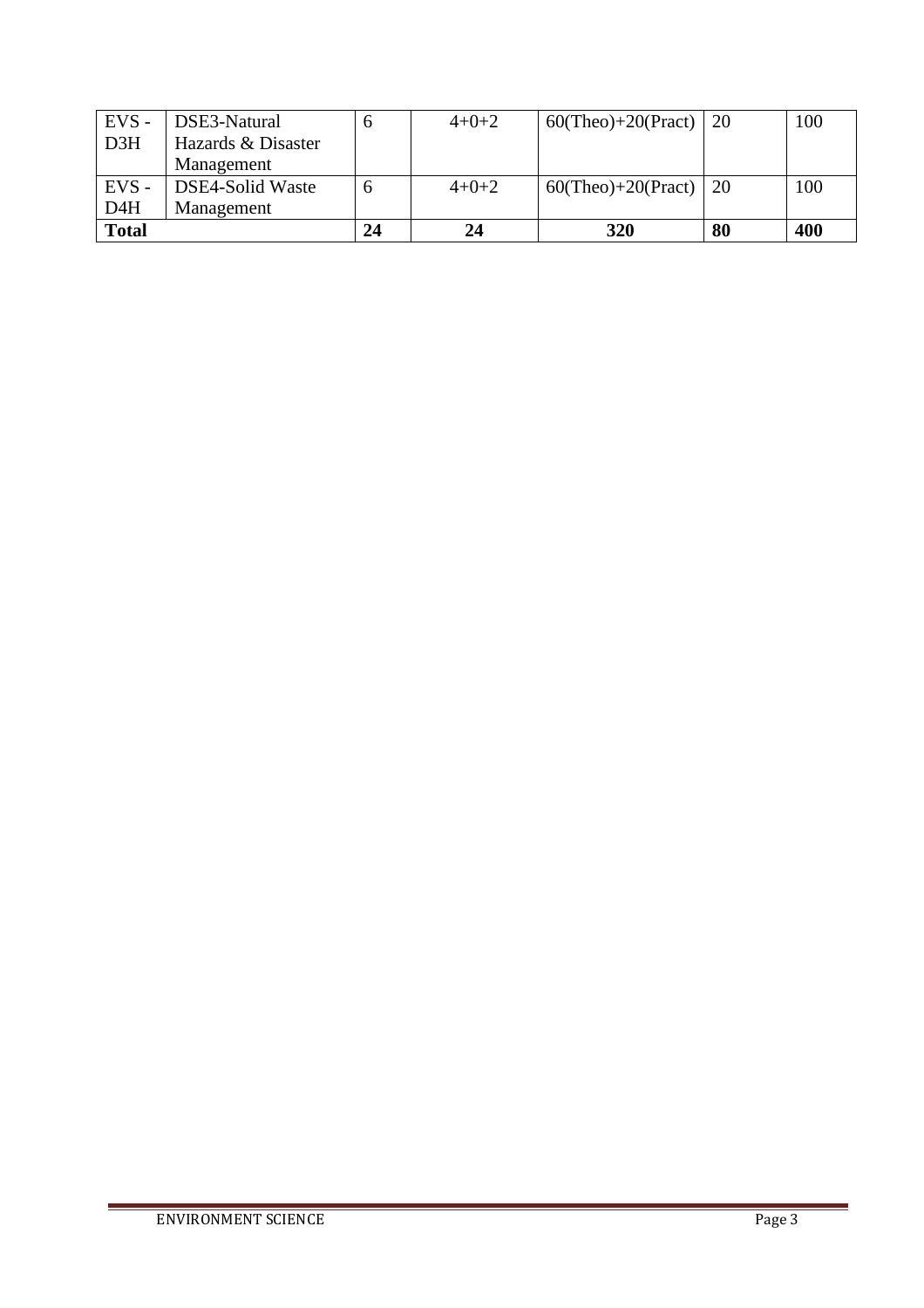| EVS - D3H | DSE3-Natural Hazards & Disaster Management | 6 | 4+0+2 | 60(Theo)+20(Pract) | 20 | 100 |
|---|---|---|---|---|---|---|
| EVS - D4H | DSE4-Solid Waste Management | 6 | 4+0+2 | 60(Theo)+20(Pract) | 20 | 100 |
| **Total** | | **24** | **24** | **320** | **80** | **400** |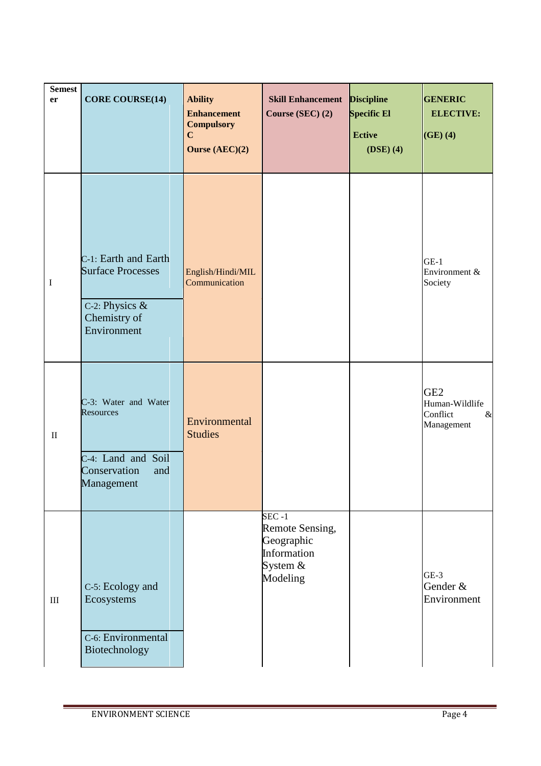| Semester | CORE COURSE(14) | Ability Enhancement Compulsory Course (AEC)(2) | Skill Enhancement Course (SEC) (2) | Discipline Specific Elective (DSE) (4) | GENERIC ELECTIVE: (GE) (4) |
|---|---|---|---|---|---|
| I | C-1: Earth and Earth Surface Processes<br>C-2: Physics & Chemistry of Environment | English/Hindi/MIL Communication | | | GE-1 Environment & Society |
| II | C-3: Water and Water Resources<br>C-4: Land and Soil Conservation and Management | Environmental Studies | | | GE2 Human-Wildlife Conflict & Management |
| III | C-5: Ecology and Ecosystems<br>C-6: Environmental Biotechnology | | SEC -1 Remote Sensing, Geographic Information System & Modeling | | GE-3 Gender & Environment |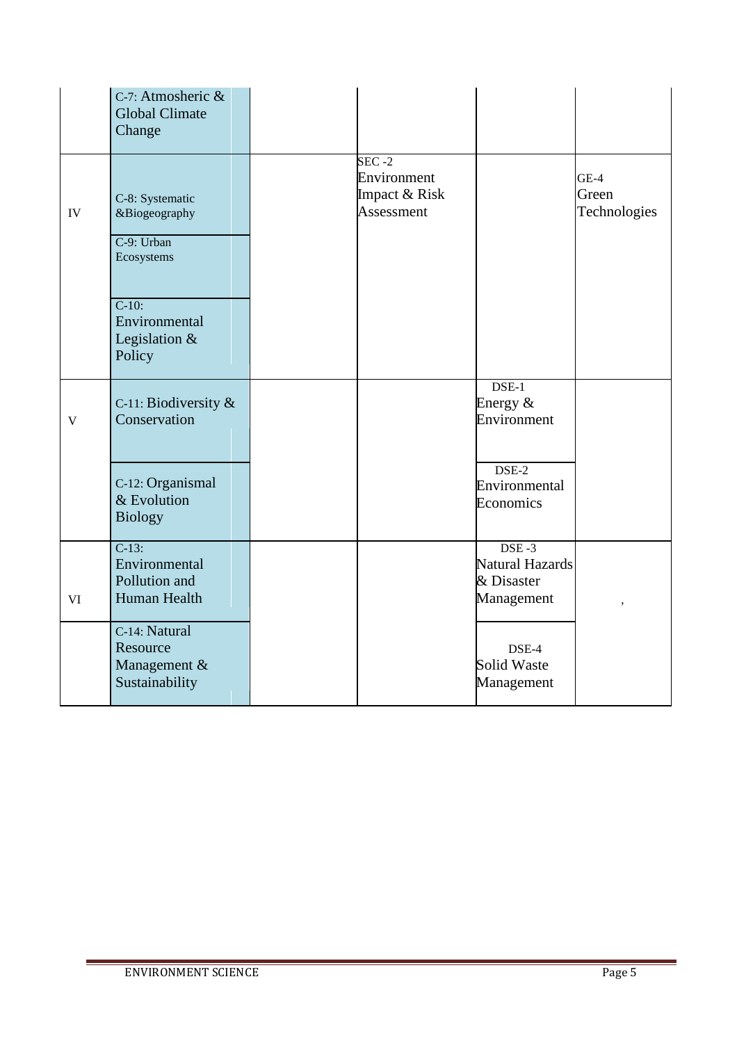|  |  |  |  |  |  |
|---|---|---|---|---|---|
|  | C-7: Atmosheric & Global Climate Change |  |  |  |  |
| IV | C-8: Systematic &Biogeography |  | SEC -2 Environment Impact & Risk Assessment |  | GE-4 Green Technologies |
|  | C-9: Urban Ecosystems |  |  |  |  |
|  | C-10: Environmental Legislation & Policy |  |  |  |  |
| V | C-11: Biodiversity & Conservation |  |  | DSE-1 Energy & Environment |  |
|  | C-12: Organismal & Evolution Biology |  |  | DSE-2 Environmental Economics |  |
| VI | C-13: Environmental Pollution and Human Health |  |  | DSE -3 Natural Hazards & Disaster Management | , |
|  | C-14: Natural Resource Management & Sustainability |  |  | DSE-4 Solid Waste Management |  |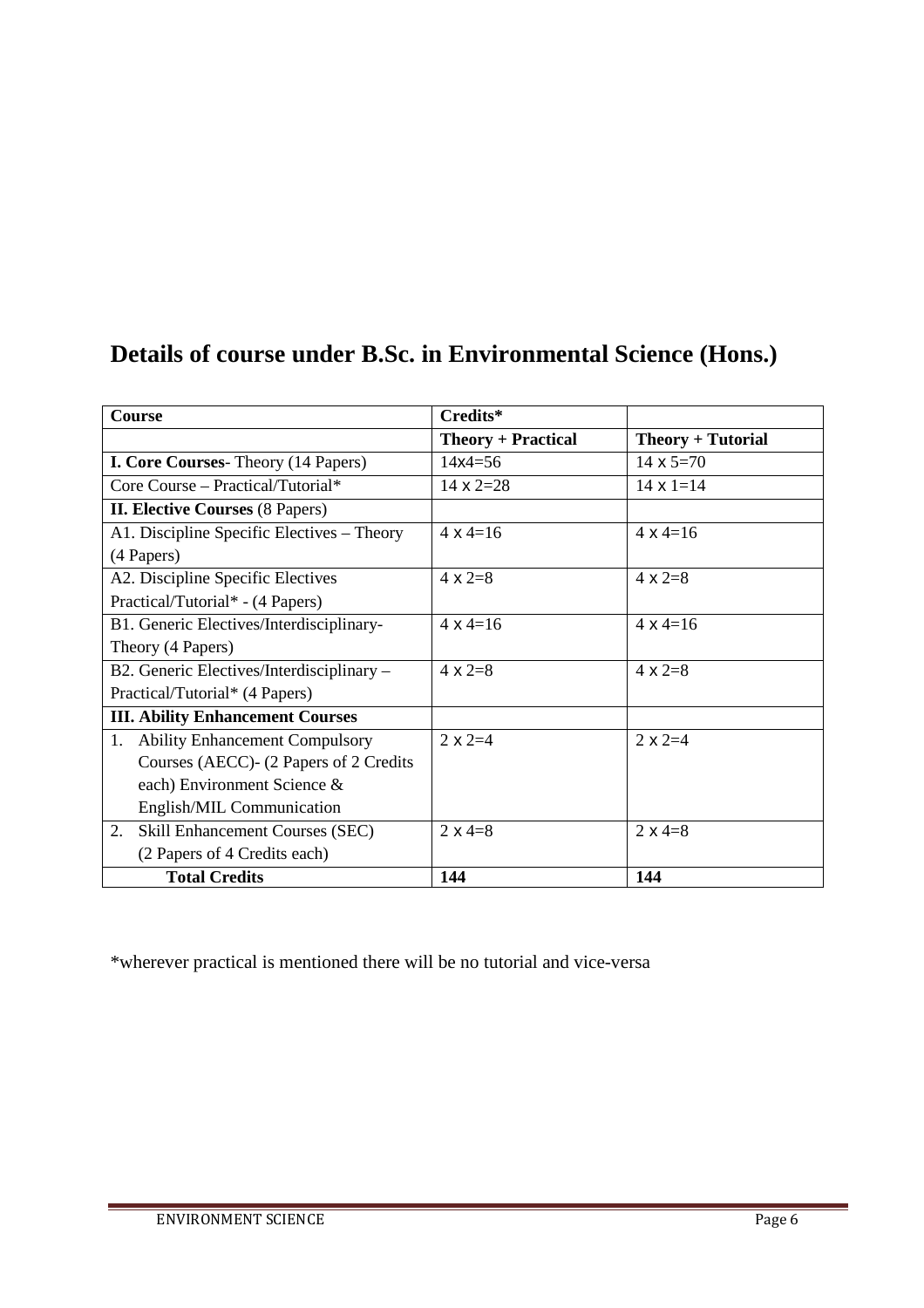# Details of course under B.Sc. in Environmental Science (Hons.)

| Course | Credits* | |
|---|---|---|
| | **Theory + Practical** | **Theory + Tutorial** |
| **I. Core Courses**- Theory (14 Papers) | 14x4=56 | 14 x 5=70 |
| Core Course – Practical/Tutorial* | 14 x 2=28 | 14 x 1=14 |
| **II. Elective Courses** (8 Papers) | | |
| A1. Discipline Specific Electives – Theory (4 Papers) | 4 x 4=16 | 4 x 4=16 |
| A2. Discipline Specific Electives Practical/Tutorial* - (4 Papers) | 4 x 2=8 | 4 x 2=8 |
| B1. Generic Electives/Interdisciplinary- Theory (4 Papers) | 4 x 4=16 | 4 x 4=16 |
| B2. Generic Electives/Interdisciplinary – Practical/Tutorial* (4 Papers) | 4 x 2=8 | 4 x 2=8 |
| **III. Ability Enhancement Courses** | | |
| 1. Ability Enhancement Compulsory Courses (AECC)- (2 Papers of 2 Credits each) Environment Science & English/MIL Communication | 2 x 2=4 | 2 x 2=4 |
| 2. Skill Enhancement Courses (SEC) (2 Papers of 4 Credits each) | 2 x 4=8 | 2 x 4=8 |
| **Total Credits** | **144** | **144** |

*wherever practical is mentioned there will be no tutorial and vice-versa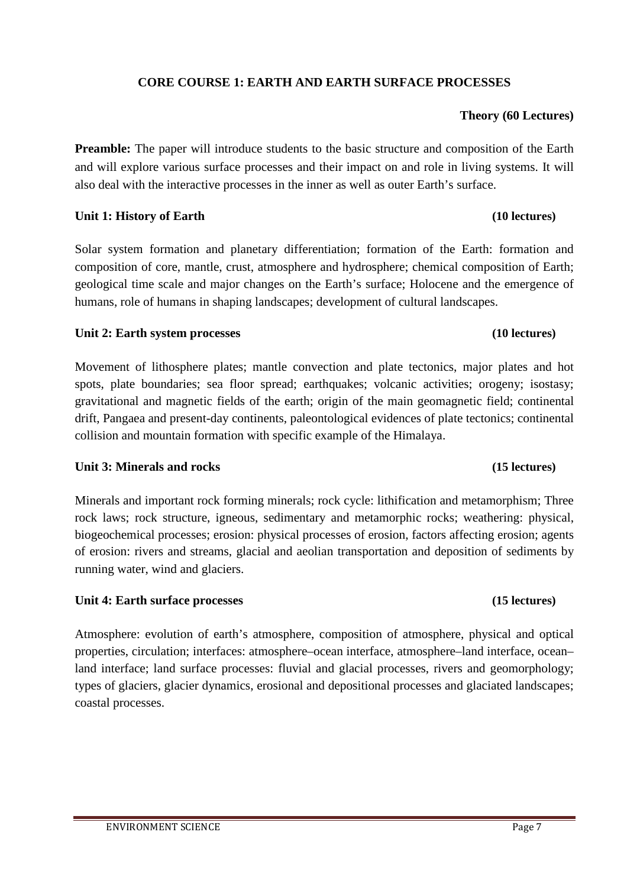## CORE COURSE 1: EARTH AND EARTH SURFACE PROCESSES

**Theory (60 Lectures)**

**Preamble:** The paper will introduce students to the basic structure and composition of the Earth and will explore various surface processes and their impact on and role in living systems. It will also deal with the interactive processes in the inner as well as outer Earth's surface.

### Unit 1: History of Earth (10 lectures)

Solar system formation and planetary differentiation; formation of the Earth: formation and composition of core, mantle, crust, atmosphere and hydrosphere; chemical composition of Earth; geological time scale and major changes on the Earth's surface; Holocene and the emergence of humans, role of humans in shaping landscapes; development of cultural landscapes.

### Unit 2: Earth system processes (10 lectures)

Movement of lithosphere plates; mantle convection and plate tectonics, major plates and hot spots, plate boundaries; sea floor spread; earthquakes; volcanic activities; orogeny; isostasy; gravitational and magnetic fields of the earth; origin of the main geomagnetic field; continental drift, Pangaea and present-day continents, paleontological evidences of plate tectonics; continental collision and mountain formation with specific example of the Himalaya.

### Unit 3: Minerals and rocks (15 lectures)

Minerals and important rock forming minerals; rock cycle: lithification and metamorphism; Three rock laws; rock structure, igneous, sedimentary and metamorphic rocks; weathering: physical, biogeochemical processes; erosion: physical processes of erosion, factors affecting erosion; agents of erosion: rivers and streams, glacial and aeolian transportation and deposition of sediments by running water, wind and glaciers.

### Unit 4: Earth surface processes (15 lectures)

Atmosphere: evolution of earth's atmosphere, composition of atmosphere, physical and optical properties, circulation; interfaces: atmosphere–ocean interface, atmosphere–land interface, ocean–land interface; land surface processes: fluvial and glacial processes, rivers and geomorphology; types of glaciers, glacier dynamics, erosional and depositional processes and glaciated landscapes; coastal processes.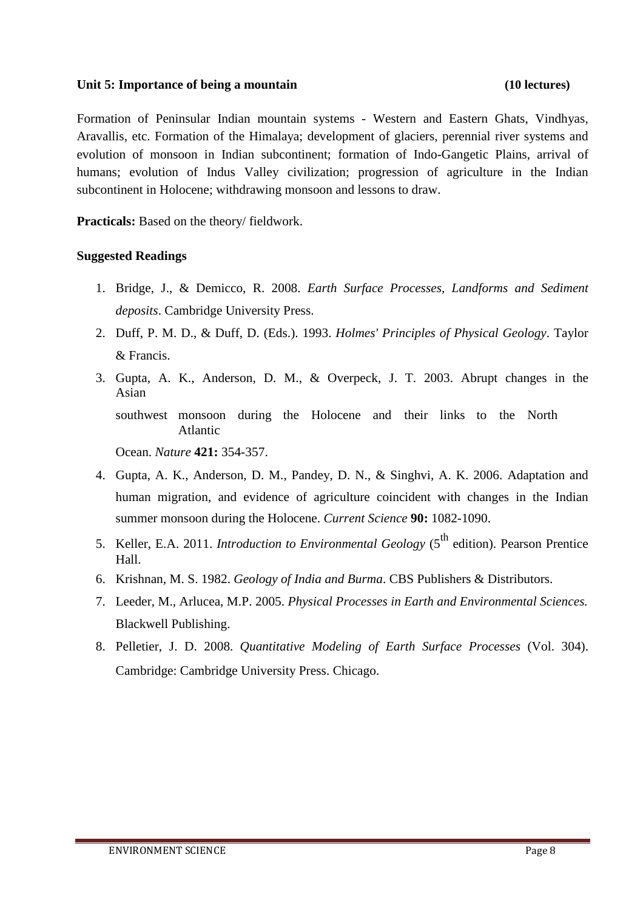**Unit 5: Importance of being a mountain (10 lectures)**

Formation of Peninsular Indian mountain systems - Western and Eastern Ghats, Vindhyas, Aravallis, etc. Formation of the Himalaya; development of glaciers, perennial river systems and evolution of monsoon in Indian subcontinent; formation of Indo-Gangetic Plains, arrival of humans; evolution of Indus Valley civilization; progression of agriculture in the Indian subcontinent in Holocene; withdrawing monsoon and lessons to draw.

**Practicals:** Based on the theory/ fieldwork.

**Suggested Readings**

1. Bridge, J., & Demicco, R. 2008. *Earth Surface Processes, Landforms and Sediment deposits*. Cambridge University Press.
2. Duff, P. M. D., & Duff, D. (Eds.). 1993. *Holmes' Principles of Physical Geology*. Taylor & Francis.
3. Gupta, A. K., Anderson, D. M., & Overpeck, J. T. 2003. Abrupt changes in the Asian southwest monsoon during the Holocene and their links to the North Atlantic Ocean. *Nature* **421:** 354-357.
4. Gupta, A. K., Anderson, D. M., Pandey, D. N., & Singhvi, A. K. 2006. Adaptation and human migration, and evidence of agriculture coincident with changes in the Indian summer monsoon during the Holocene. *Current Science* **90:** 1082-1090.
5. Keller, E.A. 2011. *Introduction to Environmental Geology* (5th edition). Pearson Prentice Hall.
6. Krishnan, M. S. 1982. *Geology of India and Burma*. CBS Publishers & Distributors.
7. Leeder, M., Arlucea, M.P. 2005. *Physical Processes in Earth and Environmental Sciences.* Blackwell Publishing.
8. Pelletier, J. D. 2008. *Quantitative Modeling of Earth Surface Processes* (Vol. 304). Cambridge: Cambridge University Press. Chicago.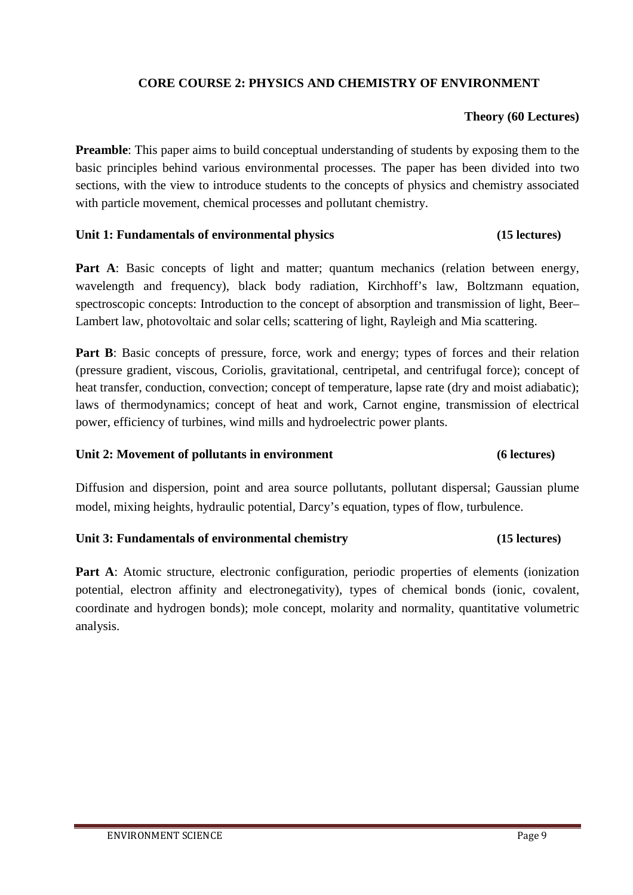## CORE COURSE 2: PHYSICS AND CHEMISTRY OF ENVIRONMENT

**Theory (60 Lectures)**

**Preamble**: This paper aims to build conceptual understanding of students by exposing them to the basic principles behind various environmental processes. The paper has been divided into two sections, with the view to introduce students to the concepts of physics and chemistry associated with particle movement, chemical processes and pollutant chemistry.

### Unit 1: Fundamentals of environmental physics (15 lectures)

**Part A**: Basic concepts of light and matter; quantum mechanics (relation between energy, wavelength and frequency), black body radiation, Kirchhoff's law, Boltzmann equation, spectroscopic concepts: Introduction to the concept of absorption and transmission of light, Beer–Lambert law, photovoltaic and solar cells; scattering of light, Rayleigh and Mia scattering.

**Part B**: Basic concepts of pressure, force, work and energy; types of forces and their relation (pressure gradient, viscous, Coriolis, gravitational, centripetal, and centrifugal force); concept of heat transfer, conduction, convection; concept of temperature, lapse rate (dry and moist adiabatic); laws of thermodynamics; concept of heat and work, Carnot engine, transmission of electrical power, efficiency of turbines, wind mills and hydroelectric power plants.

### Unit 2: Movement of pollutants in environment (6 lectures)

Diffusion and dispersion, point and area source pollutants, pollutant dispersal; Gaussian plume model, mixing heights, hydraulic potential, Darcy's equation, types of flow, turbulence.

### Unit 3: Fundamentals of environmental chemistry (15 lectures)

**Part A**: Atomic structure, electronic configuration, periodic properties of elements (ionization potential, electron affinity and electronegativity), types of chemical bonds (ionic, covalent, coordinate and hydrogen bonds); mole concept, molarity and normality, quantitative volumetric analysis.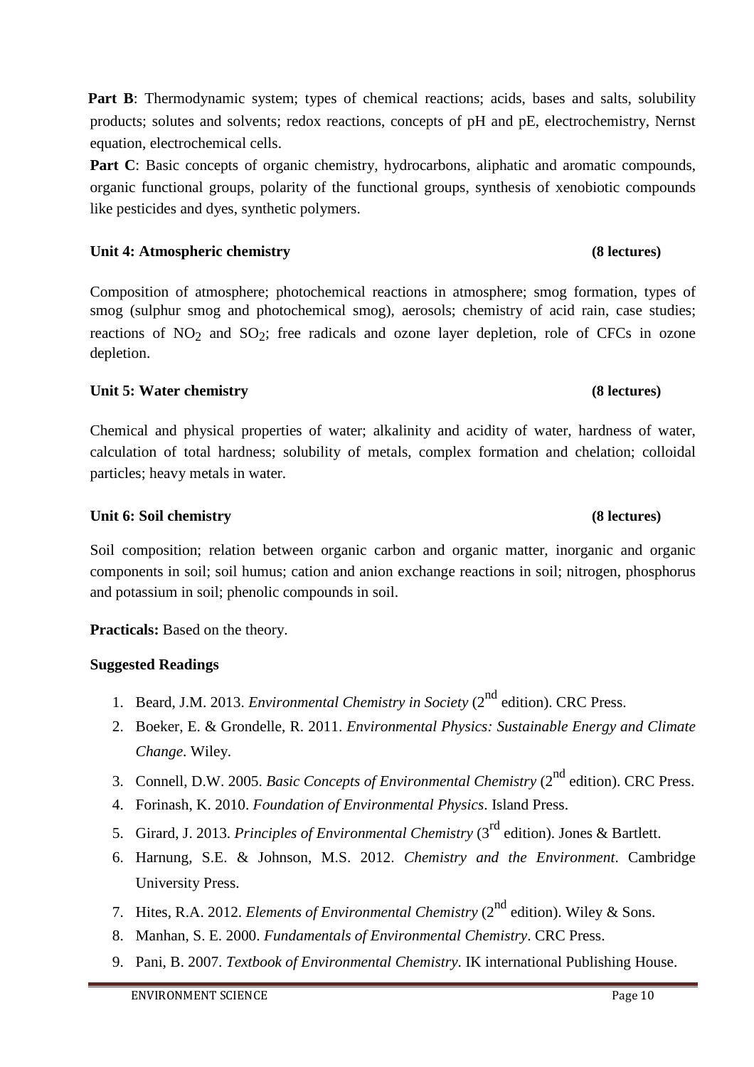**Part B**: Thermodynamic system; types of chemical reactions; acids, bases and salts, solubility products; solutes and solvents; redox reactions, concepts of pH and pE, electrochemistry, Nernst equation, electrochemical cells.

**Part C**: Basic concepts of organic chemistry, hydrocarbons, aliphatic and aromatic compounds, organic functional groups, polarity of the functional groups, synthesis of xenobiotic compounds like pesticides and dyes, synthetic polymers.

**Unit 4: Atmospheric chemistry (8 lectures)**

Composition of atmosphere; photochemical reactions in atmosphere; smog formation, types of smog (sulphur smog and photochemical smog), aerosols; chemistry of acid rain, case studies; reactions of $NO_2$ and $SO_2$; free radicals and ozone layer depletion, role of CFCs in ozone depletion.

**Unit 5: Water chemistry (8 lectures)**

Chemical and physical properties of water; alkalinity and acidity of water, hardness of water, calculation of total hardness; solubility of metals, complex formation and chelation; colloidal particles; heavy metals in water.

**Unit 6: Soil chemistry (8 lectures)**

Soil composition; relation between organic carbon and organic matter, inorganic and organic components in soil; soil humus; cation and anion exchange reactions in soil; nitrogen, phosphorus and potassium in soil; phenolic compounds in soil.

**Practicals:** Based on the theory.

**Suggested Readings**

1. Beard, J.M. 2013. *Environmental Chemistry in Society* (2nd edition). CRC Press.
2. Boeker, E. & Grondelle, R. 2011. *Environmental Physics: Sustainable Energy and Climate Change*. Wiley.
3. Connell, D.W. 2005. *Basic Concepts of Environmental Chemistry* (2nd edition). CRC Press.
4. Forinash, K. 2010. *Foundation of Environmental Physics*. Island Press.
5. Girard, J. 2013. *Principles of Environmental Chemistry* (3rd edition). Jones & Bartlett.
6. Harnung, S.E. & Johnson, M.S. 2012. *Chemistry and the Environment*. Cambridge University Press.
7. Hites, R.A. 2012. *Elements of Environmental Chemistry* (2nd edition). Wiley & Sons.
8. Manhan, S. E. 2000. *Fundamentals of Environmental Chemistry*. CRC Press.
9. Pani, B. 2007. *Textbook of Environmental Chemistry*. IK international Publishing House.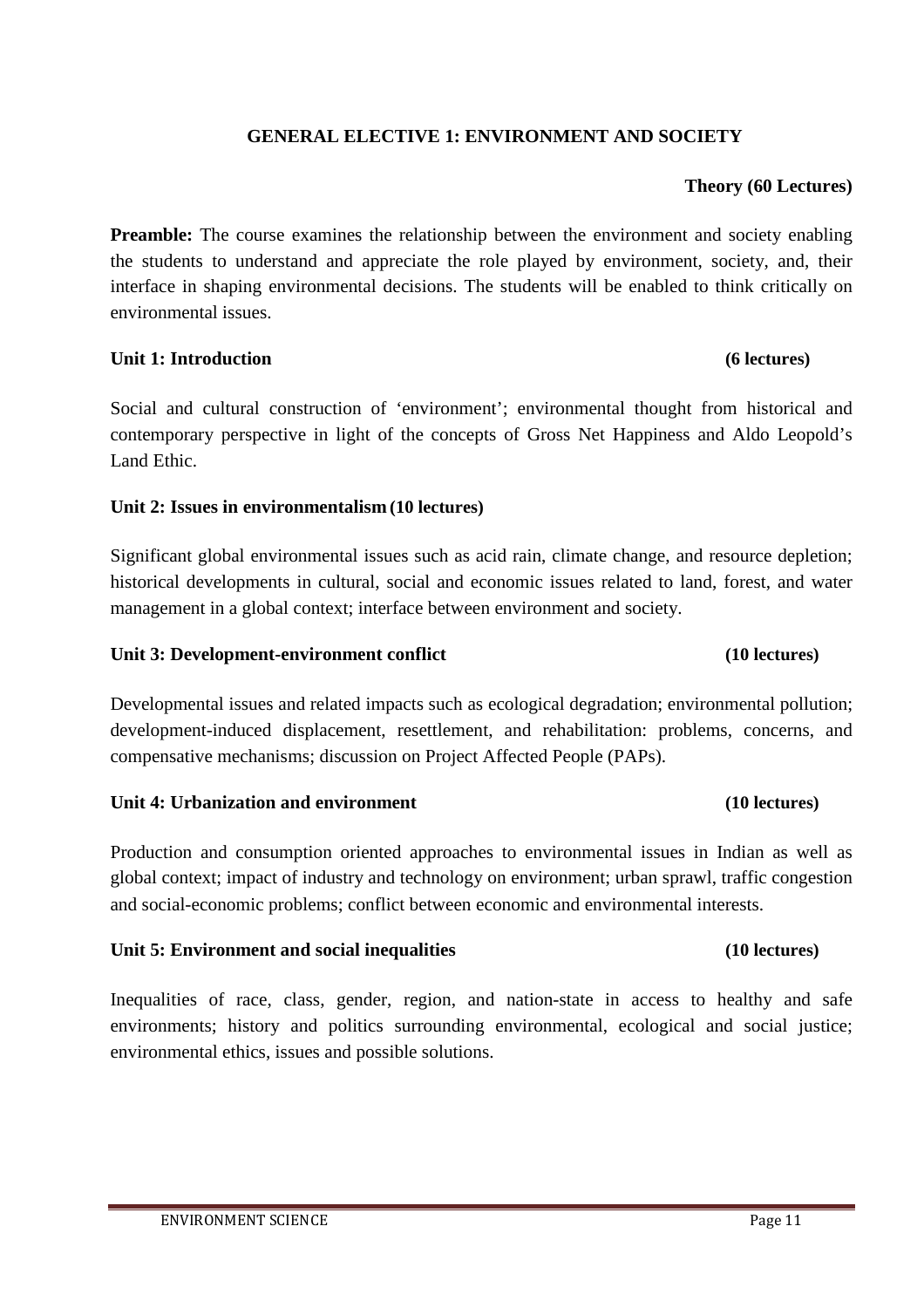## GENERAL ELECTIVE 1: ENVIRONMENT AND SOCIETY

**Theory (60 Lectures)**

**Preamble:** The course examines the relationship between the environment and society enabling the students to understand and appreciate the role played by environment, society, and, their interface in shaping environmental decisions. The students will be enabled to think critically on environmental issues.

**Unit 1: Introduction (6 lectures)**

Social and cultural construction of 'environment'; environmental thought from historical and contemporary perspective in light of the concepts of Gross Net Happiness and Aldo Leopold's Land Ethic.

**Unit 2: Issues in environmentalism (10 lectures)**

Significant global environmental issues such as acid rain, climate change, and resource depletion; historical developments in cultural, social and economic issues related to land, forest, and water management in a global context; interface between environment and society.

**Unit 3: Development-environment conflict (10 lectures)**

Developmental issues and related impacts such as ecological degradation; environmental pollution; development-induced displacement, resettlement, and rehabilitation: problems, concerns, and compensative mechanisms; discussion on Project Affected People (PAPs).

**Unit 4: Urbanization and environment (10 lectures)**

Production and consumption oriented approaches to environmental issues in Indian as well as global context; impact of industry and technology on environment; urban sprawl, traffic congestion and social-economic problems; conflict between economic and environmental interests.

**Unit 5: Environment and social inequalities (10 lectures)**

Inequalities of race, class, gender, region, and nation-state in access to healthy and safe environments; history and politics surrounding environmental, ecological and social justice; environmental ethics, issues and possible solutions.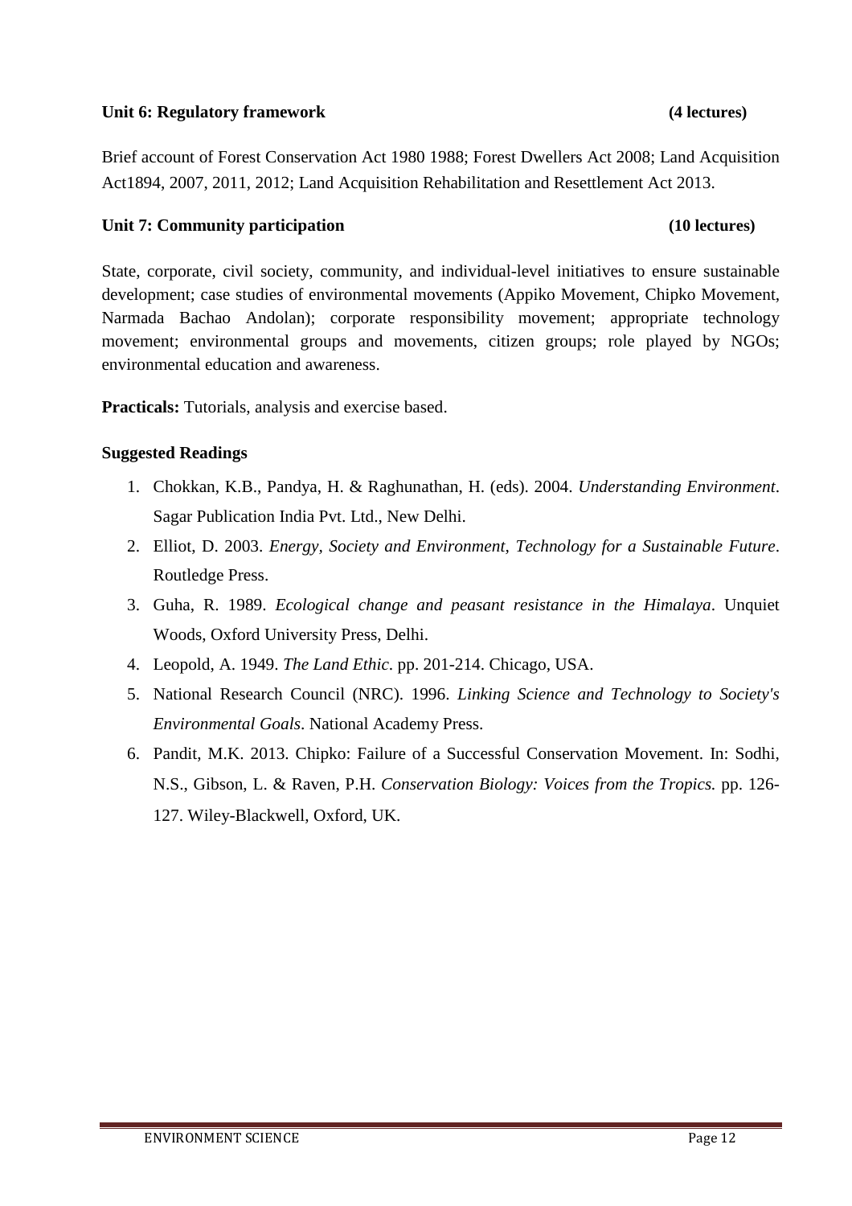**Unit 6: Regulatory framework (4 lectures)**

Brief account of Forest Conservation Act 1980 1988; Forest Dwellers Act 2008; Land Acquisition Act1894, 2007, 2011, 2012; Land Acquisition Rehabilitation and Resettlement Act 2013.

**Unit 7: Community participation (10 lectures)**

State, corporate, civil society, community, and individual-level initiatives to ensure sustainable development; case studies of environmental movements (Appiko Movement, Chipko Movement, Narmada Bachao Andolan); corporate responsibility movement; appropriate technology movement; environmental groups and movements, citizen groups; role played by NGOs; environmental education and awareness.

**Practicals:** Tutorials, analysis and exercise based.

**Suggested Readings**

1. Chokkan, K.B., Pandya, H. & Raghunathan, H. (eds). 2004. *Understanding Environment*. Sagar Publication India Pvt. Ltd., New Delhi.
2. Elliot, D. 2003. *Energy, Society and Environment, Technology for a Sustainable Future*. Routledge Press.
3. Guha, R. 1989. *Ecological change and peasant resistance in the Himalaya*. Unquiet Woods, Oxford University Press, Delhi.
4. Leopold, A. 1949. *The Land Ethic*. pp. 201-214. Chicago, USA.
5. National Research Council (NRC). 1996. *Linking Science and Technology to Society's Environmental Goals*. National Academy Press.
6. Pandit, M.K. 2013. Chipko: Failure of a Successful Conservation Movement. In: Sodhi, N.S., Gibson, L. & Raven, P.H. *Conservation Biology: Voices from the Tropics.* pp. 126-127. Wiley-Blackwell, Oxford, UK.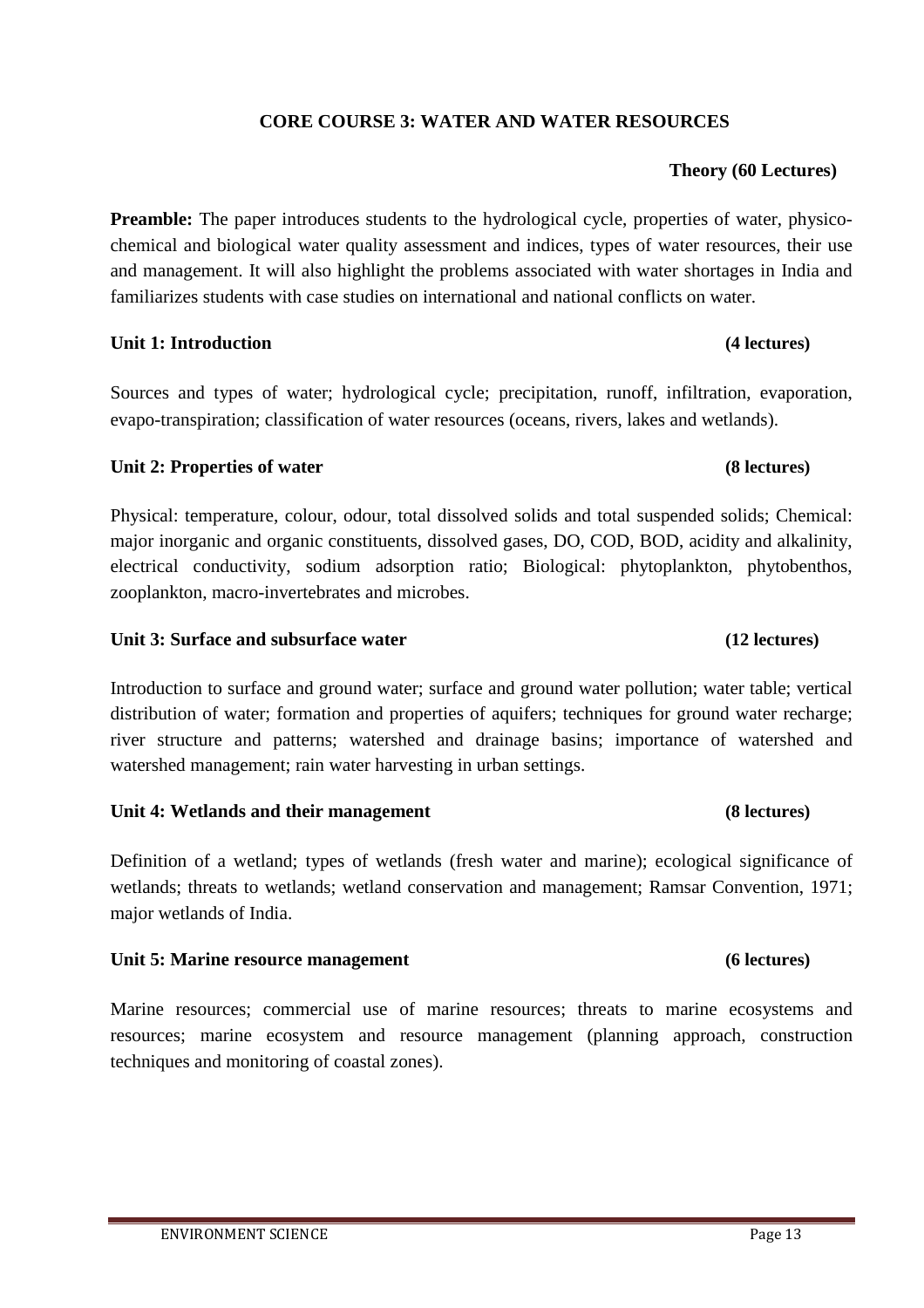## CORE COURSE 3: WATER AND WATER RESOURCES

**Theory (60 Lectures)**

**Preamble:** The paper introduces students to the hydrological cycle, properties of water, physico-chemical and biological water quality assessment and indices, types of water resources, their use and management. It will also highlight the problems associated with water shortages in India and familiarizes students with case studies on international and national conflicts on water.

### Unit 1: Introduction (4 lectures)

Sources and types of water; hydrological cycle; precipitation, runoff, infiltration, evaporation, evapo-transpiration; classification of water resources (oceans, rivers, lakes and wetlands).

### Unit 2: Properties of water (8 lectures)

Physical: temperature, colour, odour, total dissolved solids and total suspended solids; Chemical: major inorganic and organic constituents, dissolved gases, DO, COD, BOD, acidity and alkalinity, electrical conductivity, sodium adsorption ratio; Biological: phytoplankton, phytobenthos, zooplankton, macro-invertebrates and microbes.

### Unit 3: Surface and subsurface water (12 lectures)

Introduction to surface and ground water; surface and ground water pollution; water table; vertical distribution of water; formation and properties of aquifers; techniques for ground water recharge; river structure and patterns; watershed and drainage basins; importance of watershed and watershed management; rain water harvesting in urban settings.

### Unit 4: Wetlands and their management (8 lectures)

Definition of a wetland; types of wetlands (fresh water and marine); ecological significance of wetlands; threats to wetlands; wetland conservation and management; Ramsar Convention, 1971; major wetlands of India.

### Unit 5: Marine resource management (6 lectures)

Marine resources; commercial use of marine resources; threats to marine ecosystems and resources; marine ecosystem and resource management (planning approach, construction techniques and monitoring of coastal zones).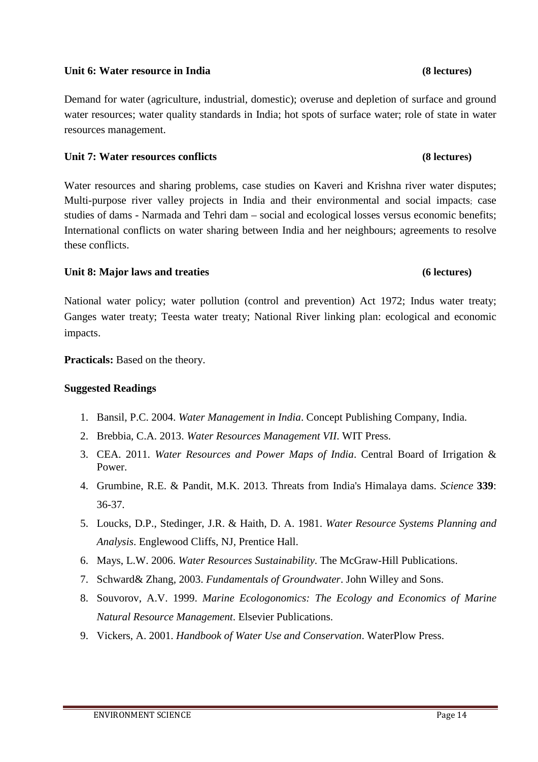**Unit 6: Water resource in India** **(8 lectures)**

Demand for water (agriculture, industrial, domestic); overuse and depletion of surface and ground water resources; water quality standards in India; hot spots of surface water; role of state in water resources management.

**Unit 7: Water resources conflicts** **(8 lectures)**

Water resources and sharing problems, case studies on Kaveri and Krishna river water disputes; Multi-purpose river valley projects in India and their environmental and social impacts; case studies of dams - Narmada and Tehri dam – social and ecological losses versus economic benefits; International conflicts on water sharing between India and her neighbours; agreements to resolve these conflicts.

**Unit 8: Major laws and treaties** **(6 lectures)**

National water policy; water pollution (control and prevention) Act 1972; Indus water treaty; Ganges water treaty; Teesta water treaty; National River linking plan: ecological and economic impacts.

**Practicals:** Based on the theory.

**Suggested Readings**

1. Bansil, P.C. 2004. *Water Management in India*. Concept Publishing Company, India.
2. Brebbia, C.A. 2013. *Water Resources Management VII*. WIT Press.
3. CEA. 2011. *Water Resources and Power Maps of India*. Central Board of Irrigation & Power.
4. Grumbine, R.E. & Pandit, M.K. 2013. Threats from India's Himalaya dams. *Science* **339**: 36-37.
5. Loucks, D.P., Stedinger, J.R. & Haith, D. A. 1981. *Water Resource Systems Planning and Analysis*. Englewood Cliffs, NJ, Prentice Hall.
6. Mays, L.W. 2006. *Water Resources Sustainability*. The McGraw-Hill Publications.
7. Schward& Zhang, 2003. *Fundamentals of Groundwater*. John Willey and Sons.
8. Souvorov, A.V. 1999. *Marine Ecologonomics: The Ecology and Economics of Marine Natural Resource Management*. Elsevier Publications.
9. Vickers, A. 2001. *Handbook of Water Use and Conservation*. WaterPlow Press.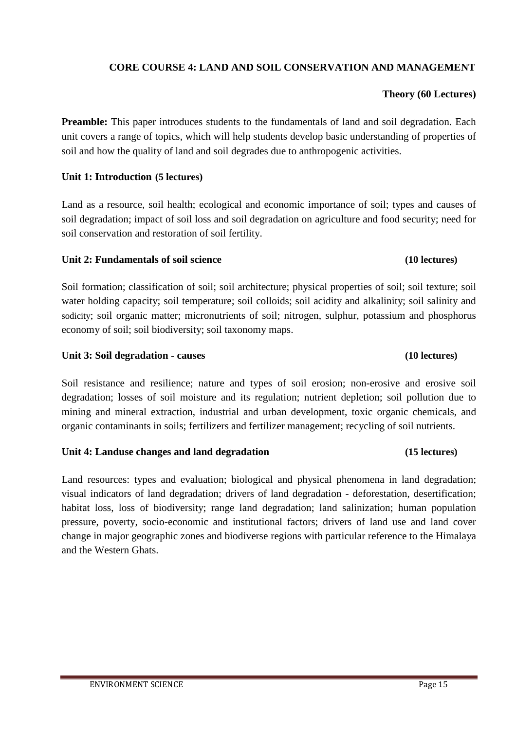## CORE COURSE 4: LAND AND SOIL CONSERVATION AND MANAGEMENT

**Theory (60 Lectures)**

**Preamble:** This paper introduces students to the fundamentals of land and soil degradation. Each unit covers a range of topics, which will help students develop basic understanding of properties of soil and how the quality of land and soil degrades due to anthropogenic activities.

### Unit 1: Introduction (5 lectures)

Land as a resource, soil health; ecological and economic importance of soil; types and causes of soil degradation; impact of soil loss and soil degradation on agriculture and food security; need for soil conservation and restoration of soil fertility.

### Unit 2: Fundamentals of soil science (10 lectures)

Soil formation; classification of soil; soil architecture; physical properties of soil; soil texture; soil water holding capacity; soil temperature; soil colloids; soil acidity and alkalinity; soil salinity and sodicity; soil organic matter; micronutrients of soil; nitrogen, sulphur, potassium and phosphorus economy of soil; soil biodiversity; soil taxonomy maps.

### Unit 3: Soil degradation - causes (10 lectures)

Soil resistance and resilience; nature and types of soil erosion; non-erosive and erosive soil degradation; losses of soil moisture and its regulation; nutrient depletion; soil pollution due to mining and mineral extraction, industrial and urban development, toxic organic chemicals, and organic contaminants in soils; fertilizers and fertilizer management; recycling of soil nutrients.

### Unit 4: Landuse changes and land degradation (15 lectures)

Land resources: types and evaluation; biological and physical phenomena in land degradation; visual indicators of land degradation; drivers of land degradation - deforestation, desertification; habitat loss, loss of biodiversity; range land degradation; land salinization; human population pressure, poverty, socio-economic and institutional factors; drivers of land use and land cover change in major geographic zones and biodiverse regions with particular reference to the Himalaya and the Western Ghats.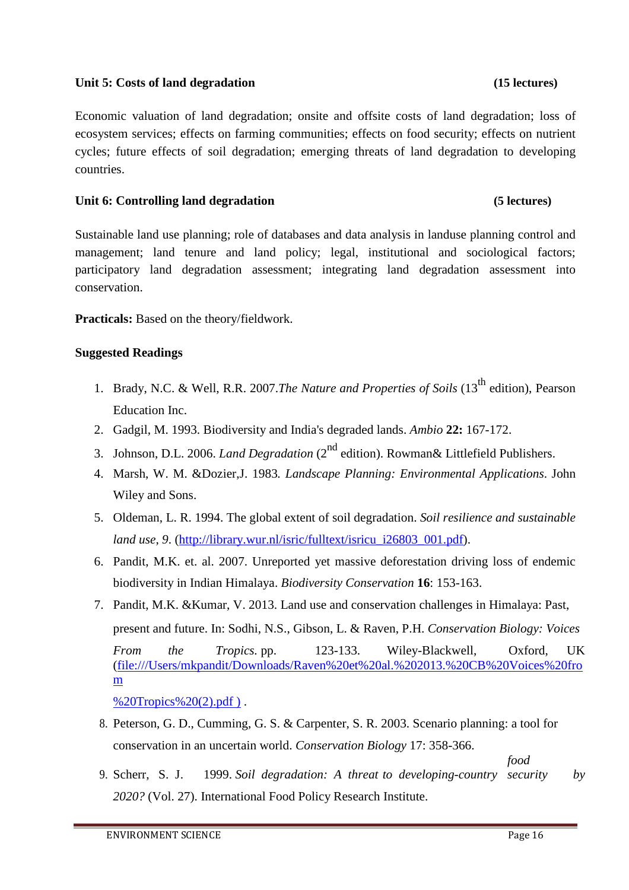**Unit 5: Costs of land degradation (15 lectures)**

Economic valuation of land degradation; onsite and offsite costs of land degradation; loss of ecosystem services; effects on farming communities; effects on food security; effects on nutrient cycles; future effects of soil degradation; emerging threats of land degradation to developing countries.

**Unit 6: Controlling land degradation (5 lectures)**

Sustainable land use planning; role of databases and data analysis in landuse planning control and management; land tenure and land policy; legal, institutional and sociological factors; participatory land degradation assessment; integrating land degradation assessment into conservation.

**Practicals:** Based on the theory/fieldwork.

**Suggested Readings**

1. Brady, N.C. & Well, R.R. 2007.*The Nature and Properties of Soils* (13th edition), Pearson Education Inc.
2. Gadgil, M. 1993. Biodiversity and India's degraded lands. *Ambio* **22:** 167-172.
3. Johnson, D.L. 2006. *Land Degradation* (2nd edition). Rowman& Littlefield Publishers.
4. Marsh, W. M. &Dozier,J. 1983*. Landscape Planning: Environmental Applications*. John Wiley and Sons.
5. Oldeman, L. R. 1994. The global extent of soil degradation. *Soil resilience and sustainable land use*, *9*. (http://library.wur.nl/isric/fulltext/isricu_i26803_001.pdf).
6. Pandit, M.K. et. al. 2007. Unreported yet massive deforestation driving loss of endemic biodiversity in Indian Himalaya. *Biodiversity Conservation* **16**: 153-163.
7. Pandit, M.K. &Kumar, V. 2013. Land use and conservation challenges in Himalaya: Past, present and future. In: Sodhi, N.S., Gibson, L. & Raven, P.H. *Conservation Biology: Voices From the Tropics*. pp. 123-133. Wiley-Blackwell, Oxford, UK (file:///Users/mkpandit/Downloads/Raven%20et%20al.%202013.%20CB%20Voices%20from%20Tropics%20(2).pdf ) .
8. Peterson, G. D., Cumming, G. S. & Carpenter, S. R. 2003. Scenario planning: a tool for conservation in an uncertain world. *Conservation Biology* 17: 358-366.
9. Scherr, S. J. 1999. *Soil degradation: A threat to developing-country food security by 2020?* (Vol. 27). International Food Policy Research Institute.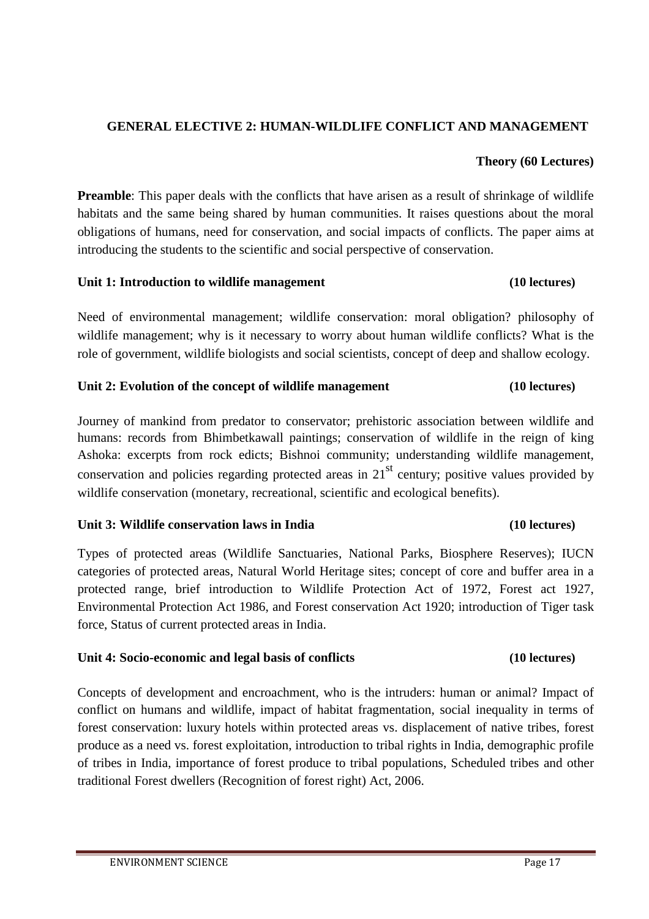## GENERAL ELECTIVE 2: HUMAN-WILDLIFE CONFLICT AND MANAGEMENT

**Theory (60 Lectures)**

**Preamble**: This paper deals with the conflicts that have arisen as a result of shrinkage of wildlife habitats and the same being shared by human communities. It raises questions about the moral obligations of humans, need for conservation, and social impacts of conflicts. The paper aims at introducing the students to the scientific and social perspective of conservation.

### Unit 1: Introduction to wildlife management (10 lectures)

Need of environmental management; wildlife conservation: moral obligation? philosophy of wildlife management; why is it necessary to worry about human wildlife conflicts? What is the role of government, wildlife biologists and social scientists, concept of deep and shallow ecology.

### Unit 2: Evolution of the concept of wildlife management (10 lectures)

Journey of mankind from predator to conservator; prehistoric association between wildlife and humans: records from Bhimbetkawall paintings; conservation of wildlife in the reign of king Ashoka: excerpts from rock edicts; Bishnoi community; understanding wildlife management, conservation and policies regarding protected areas in 21$^{st}$ century; positive values provided by wildlife conservation (monetary, recreational, scientific and ecological benefits).

### Unit 3: Wildlife conservation laws in India (10 lectures)

Types of protected areas (Wildlife Sanctuaries, National Parks, Biosphere Reserves); IUCN categories of protected areas, Natural World Heritage sites; concept of core and buffer area in a protected range, brief introduction to Wildlife Protection Act of 1972, Forest act 1927, Environmental Protection Act 1986, and Forest conservation Act 1920; introduction of Tiger task force, Status of current protected areas in India.

### Unit 4: Socio-economic and legal basis of conflicts (10 lectures)

Concepts of development and encroachment, who is the intruders: human or animal? Impact of conflict on humans and wildlife, impact of habitat fragmentation, social inequality in terms of forest conservation: luxury hotels within protected areas vs. displacement of native tribes, forest produce as a need vs. forest exploitation, introduction to tribal rights in India, demographic profile of tribes in India, importance of forest produce to tribal populations, Scheduled tribes and other traditional Forest dwellers (Recognition of forest right) Act, 2006.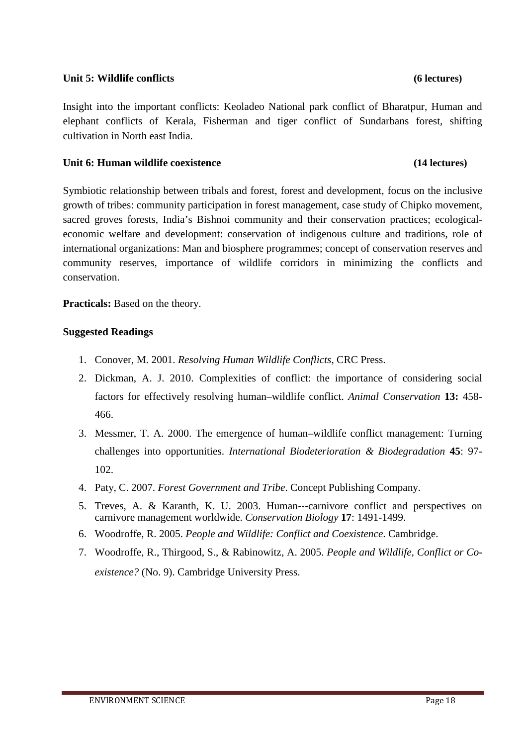**Unit 5: Wildlife conflicts (6 lectures)**

Insight into the important conflicts: Keoladeo National park conflict of Bharatpur, Human and elephant conflicts of Kerala, Fisherman and tiger conflict of Sundarbans forest, shifting cultivation in North east India.

**Unit 6: Human wildlife coexistence (14 lectures)**

Symbiotic relationship between tribals and forest, forest and development, focus on the inclusive growth of tribes: community participation in forest management, case study of Chipko movement, sacred groves forests, India's Bishnoi community and their conservation practices; ecological-economic welfare and development: conservation of indigenous culture and traditions, role of international organizations: Man and biosphere programmes; concept of conservation reserves and community reserves, importance of wildlife corridors in minimizing the conflicts and conservation.

**Practicals:** Based on the theory.

**Suggested Readings**

1. Conover, M. 2001. *Resolving Human Wildlife Conflicts*, CRC Press.
2. Dickman, A. J. 2010. Complexities of conflict: the importance of considering social factors for effectively resolving human–wildlife conflict. *Animal Conservation* **13:** 458-466.
3. Messmer, T. A. 2000. The emergence of human–wildlife conflict management: Turning challenges into opportunities. *International Biodeterioration & Biodegradation* **45**: 97-102.
4. Paty, C. 2007. *Forest Government and Tribe*. Concept Publishing Company.
5. Treves, A. & Karanth, K. U. 2003. Human---carnivore conflict and perspectives on carnivore management worldwide. *Conservation Biology* **17**: 1491-1499.
6. Woodroffe, R. 2005. *People and Wildlife: Conflict and Coexistence*. Cambridge.
7. Woodroffe, R., Thirgood, S., & Rabinowitz, A. 2005. *People and Wildlife, Conflict or Co-existence?* (No. 9). Cambridge University Press.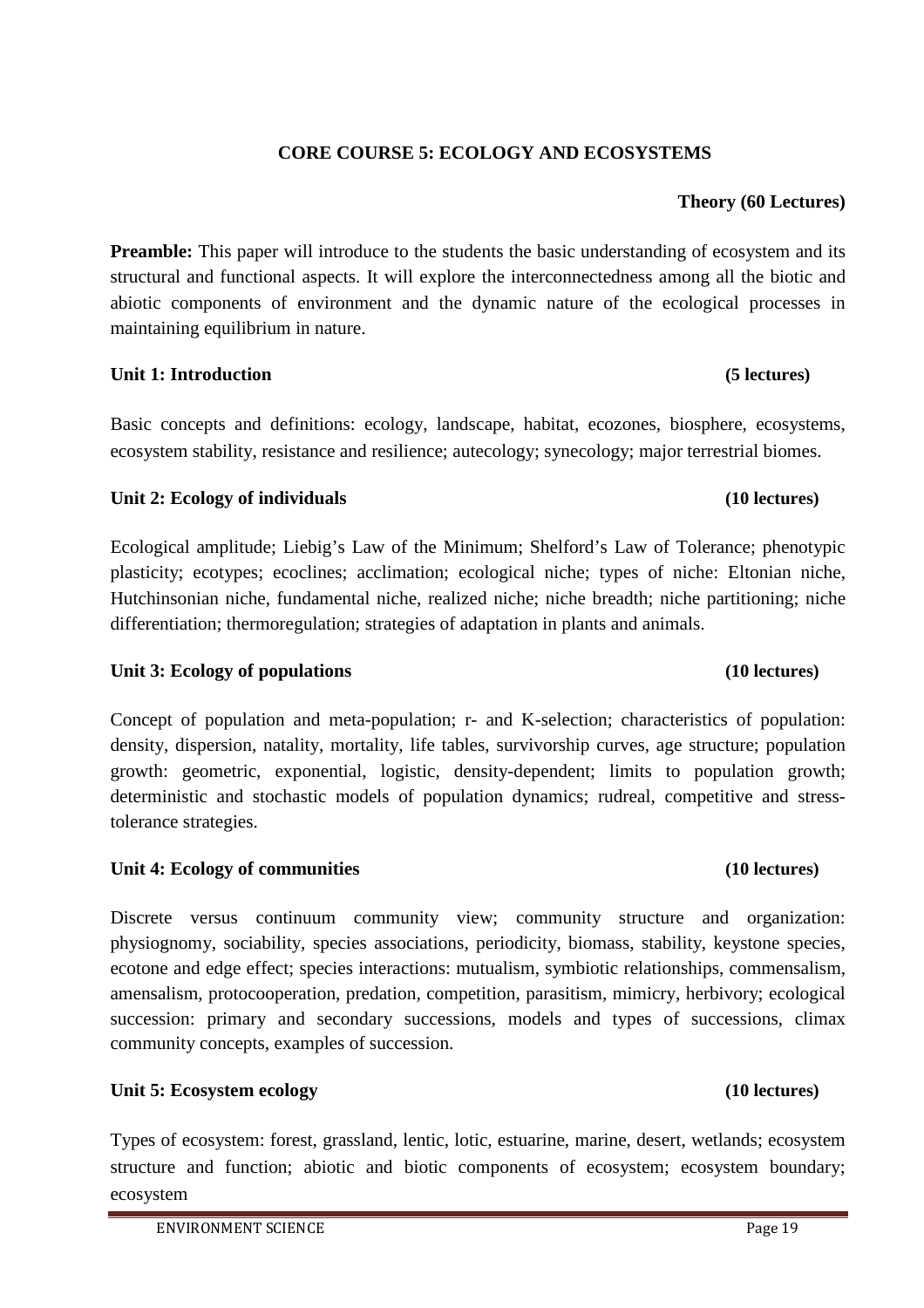## CORE COURSE 5: ECOLOGY AND ECOSYSTEMS

**Theory (60 Lectures)**

**Preamble:** This paper will introduce to the students the basic understanding of ecosystem and its structural and functional aspects. It will explore the interconnectedness among all the biotic and abiotic components of environment and the dynamic nature of the ecological processes in maintaining equilibrium in nature.

### Unit 1: Introduction (5 lectures)

Basic concepts and definitions: ecology, landscape, habitat, ecozones, biosphere, ecosystems, ecosystem stability, resistance and resilience; autecology; synecology; major terrestrial biomes.

### Unit 2: Ecology of individuals (10 lectures)

Ecological amplitude; Liebig's Law of the Minimum; Shelford's Law of Tolerance; phenotypic plasticity; ecotypes; ecoclines; acclimation; ecological niche; types of niche: Eltonian niche, Hutchinsonian niche, fundamental niche, realized niche; niche breadth; niche partitioning; niche differentiation; thermoregulation; strategies of adaptation in plants and animals.

### Unit 3: Ecology of populations (10 lectures)

Concept of population and meta-population; r- and K-selection; characteristics of population: density, dispersion, natality, mortality, life tables, survivorship curves, age structure; population growth: geometric, exponential, logistic, density-dependent; limits to population growth; deterministic and stochastic models of population dynamics; rudreal, competitive and stress-tolerance strategies.

### Unit 4: Ecology of communities (10 lectures)

Discrete versus continuum community view; community structure and organization: physiognomy, sociability, species associations, periodicity, biomass, stability, keystone species, ecotone and edge effect; species interactions: mutualism, symbiotic relationships, commensalism, amensalism, protocooperation, predation, competition, parasitism, mimicry, herbivory; ecological succession: primary and secondary successions, models and types of successions, climax community concepts, examples of succession.

### Unit 5: Ecosystem ecology (10 lectures)

Types of ecosystem: forest, grassland, lentic, lotic, estuarine, marine, desert, wetlands; ecosystem structure and function; abiotic and biotic components of ecosystem; ecosystem boundary; ecosystem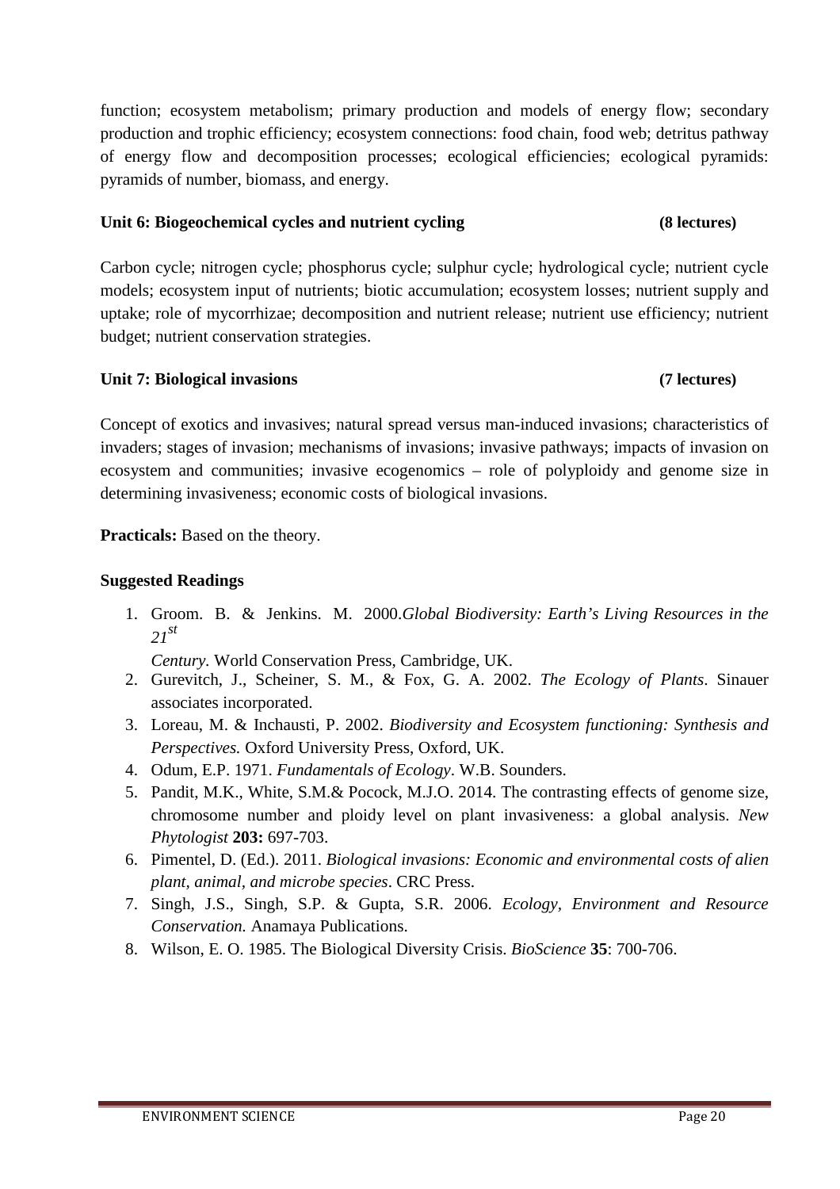function; ecosystem metabolism; primary production and models of energy flow; secondary production and trophic efficiency; ecosystem connections: food chain, food web; detritus pathway of energy flow and decomposition processes; ecological efficiencies; ecological pyramids: pyramids of number, biomass, and energy.

**Unit 6: Biogeochemical cycles and nutrient cycling (8 lectures)**

Carbon cycle; nitrogen cycle; phosphorus cycle; sulphur cycle; hydrological cycle; nutrient cycle models; ecosystem input of nutrients; biotic accumulation; ecosystem losses; nutrient supply and uptake; role of mycorrhizae; decomposition and nutrient release; nutrient use efficiency; nutrient budget; nutrient conservation strategies.

**Unit 7: Biological invasions (7 lectures)**

Concept of exotics and invasives; natural spread versus man-induced invasions; characteristics of invaders; stages of invasion; mechanisms of invasions; invasive pathways; impacts of invasion on ecosystem and communities; invasive ecogenomics – role of polyploidy and genome size in determining invasiveness; economic costs of biological invasions.

**Practicals:** Based on the theory.

**Suggested Readings**

1. Groom. B. & Jenkins. M. 2000.*Global Biodiversity: Earth's Living Resources in the 21st Century*. World Conservation Press, Cambridge, UK.
2. Gurevitch, J., Scheiner, S. M., & Fox, G. A. 2002. *The Ecology of Plants*. Sinauer associates incorporated.
3. Loreau, M. & Inchausti, P. 2002. *Biodiversity and Ecosystem functioning: Synthesis and Perspectives.* Oxford University Press, Oxford, UK.
4. Odum, E.P. 1971. *Fundamentals of Ecology*. W.B. Sounders.
5. Pandit, M.K., White, S.M.& Pocock, M.J.O. 2014. The contrasting effects of genome size, chromosome number and ploidy level on plant invasiveness: a global analysis. *New Phytologist* **203:** 697-703.
6. Pimentel, D. (Ed.). 2011. *Biological invasions: Economic and environmental costs of alien plant, animal, and microbe species*. CRC Press.
7. Singh, J.S., Singh, S.P. & Gupta, S.R. 2006. *Ecology, Environment and Resource Conservation.* Anamaya Publications.
8. Wilson, E. O. 1985. The Biological Diversity Crisis. *BioScience* **35**: 700-706.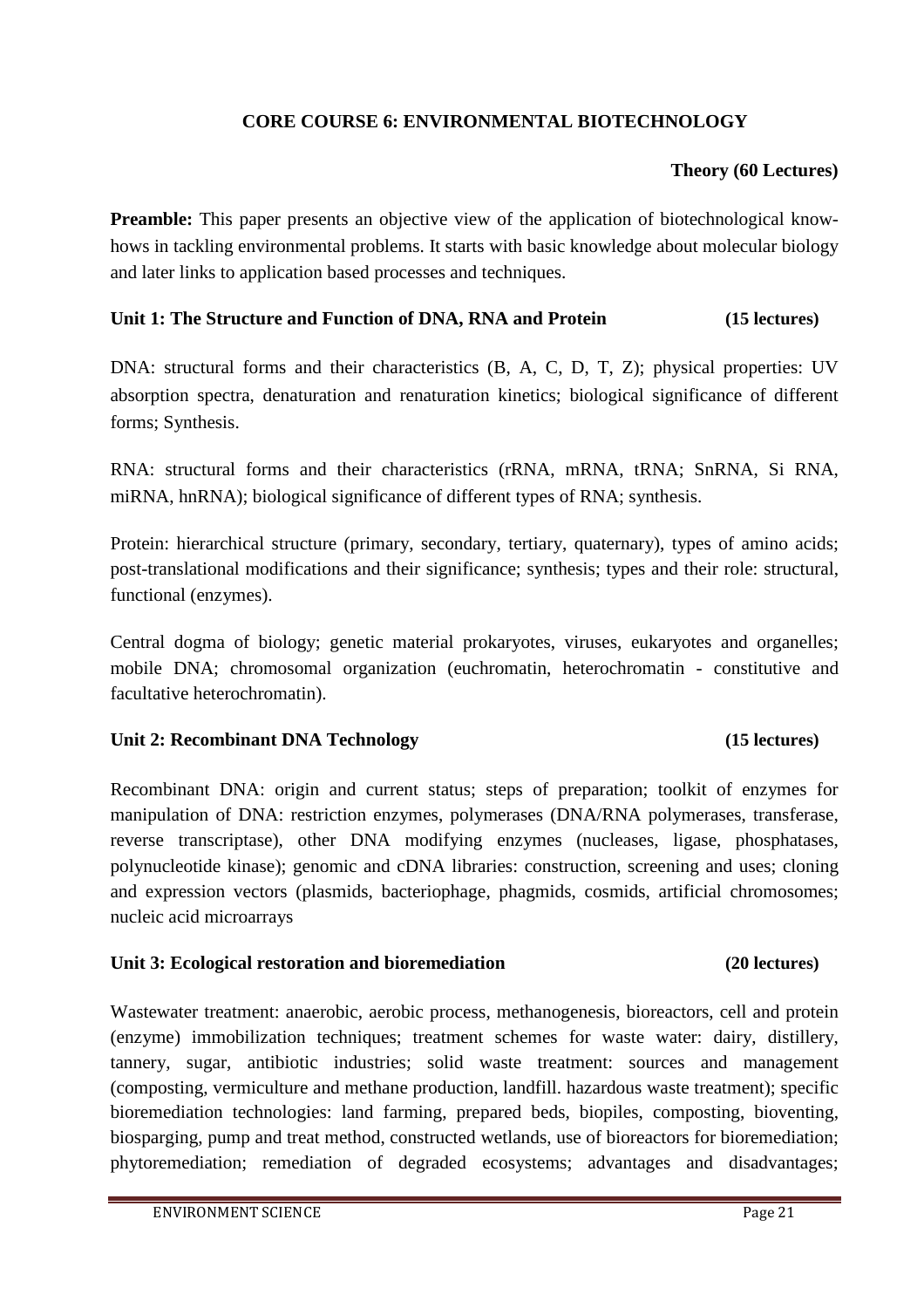## CORE COURSE 6: ENVIRONMENTAL BIOTECHNOLOGY

**Theory (60 Lectures)**

**Preamble:** This paper presents an objective view of the application of biotechnological know-hows in tackling environmental problems. It starts with basic knowledge about molecular biology and later links to application based processes and techniques.

### Unit 1: The Structure and Function of DNA, RNA and Protein (15 lectures)

DNA: structural forms and their characteristics (B, A, C, D, T, Z); physical properties: UV absorption spectra, denaturation and renaturation kinetics; biological significance of different forms; Synthesis.

RNA: structural forms and their characteristics (rRNA, mRNA, tRNA; SnRNA, Si RNA, miRNA, hnRNA); biological significance of different types of RNA; synthesis.

Protein: hierarchical structure (primary, secondary, tertiary, quaternary), types of amino acids; post-translational modifications and their significance; synthesis; types and their role: structural, functional (enzymes).

Central dogma of biology; genetic material prokaryotes, viruses, eukaryotes and organelles; mobile DNA; chromosomal organization (euchromatin, heterochromatin - constitutive and facultative heterochromatin).

### Unit 2: Recombinant DNA Technology (15 lectures)

Recombinant DNA: origin and current status; steps of preparation; toolkit of enzymes for manipulation of DNA: restriction enzymes, polymerases (DNA/RNA polymerases, transferase, reverse transcriptase), other DNA modifying enzymes (nucleases, ligase, phosphatases, polynucleotide kinase); genomic and cDNA libraries: construction, screening and uses; cloning and expression vectors (plasmids, bacteriophage, phagmids, cosmids, artificial chromosomes; nucleic acid microarrays

### Unit 3: Ecological restoration and bioremediation (20 lectures)

Wastewater treatment: anaerobic, aerobic process, methanogenesis, bioreactors, cell and protein (enzyme) immobilization techniques; treatment schemes for waste water: dairy, distillery, tannery, sugar, antibiotic industries; solid waste treatment: sources and management (composting, vermiculture and methane production, landfill. hazardous waste treatment); specific bioremediation technologies: land farming, prepared beds, biopiles, composting, bioventing, biosparging, pump and treat method, constructed wetlands, use of bioreactors for bioremediation; phytoremediation; remediation of degraded ecosystems; advantages and disadvantages;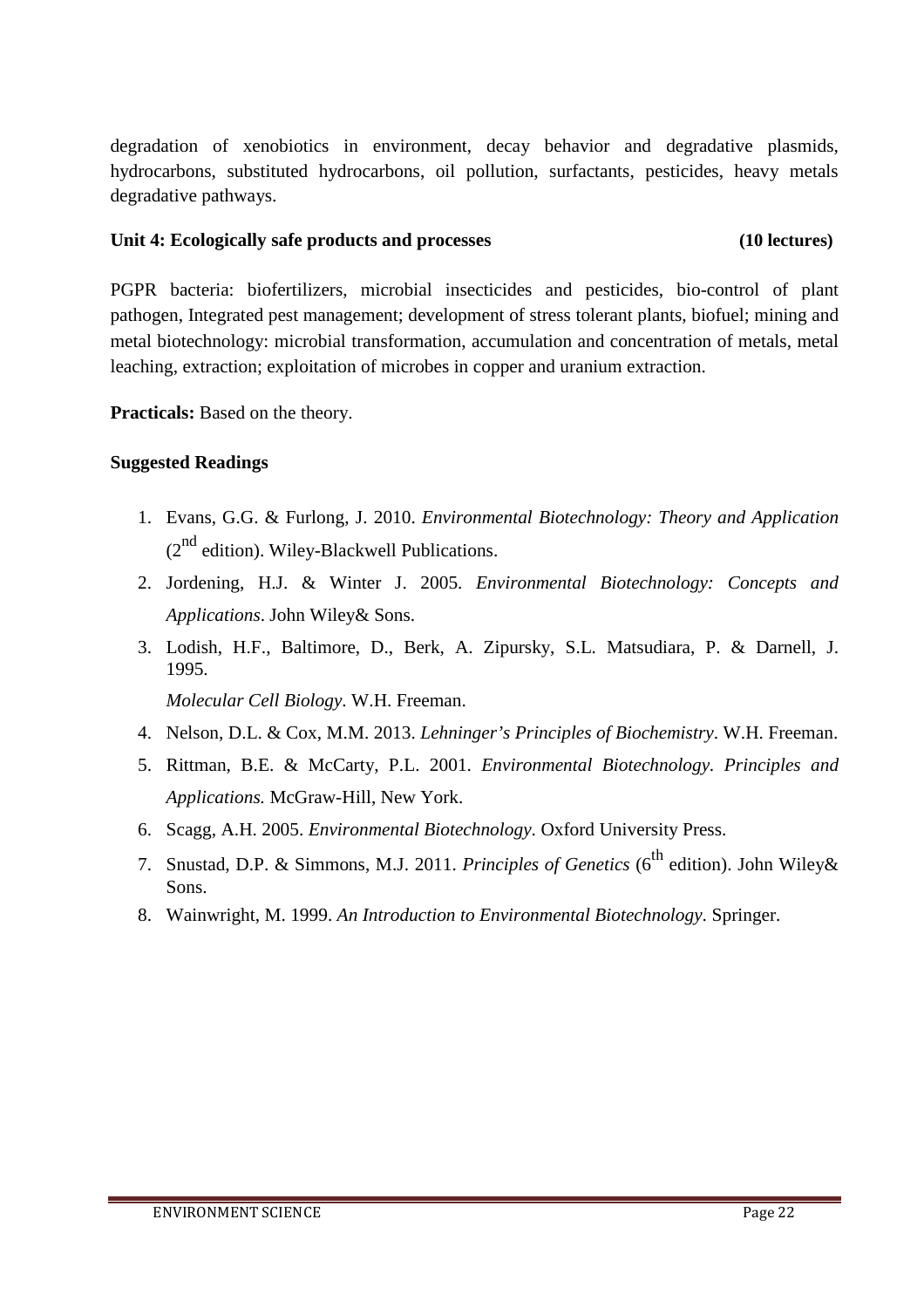degradation of xenobiotics in environment, decay behavior and degradative plasmids, hydrocarbons, substituted hydrocarbons, oil pollution, surfactants, pesticides, heavy metals degradative pathways.

**Unit 4: Ecologically safe products and processes (10 lectures)**

PGPR bacteria: biofertilizers, microbial insecticides and pesticides, bio-control of plant pathogen, Integrated pest management; development of stress tolerant plants, biofuel; mining and metal biotechnology: microbial transformation, accumulation and concentration of metals, metal leaching, extraction; exploitation of microbes in copper and uranium extraction.

**Practicals:** Based on the theory.

**Suggested Readings**

1. Evans, G.G. & Furlong, J. 2010. *Environmental Biotechnology: Theory and Application* (2nd edition). Wiley-Blackwell Publications.
2. Jordening, H.J. & Winter J. 2005. *Environmental Biotechnology: Concepts and Applications*. John Wiley& Sons.
3. Lodish, H.F., Baltimore, D., Berk, A. Zipursky, S.L. Matsudiara, P. & Darnell, J. 1995. *Molecular Cell Biology*. W.H. Freeman.
4. Nelson, D.L. & Cox, M.M. 2013. *Lehninger's Principles of Biochemistry*. W.H. Freeman.
5. Rittman, B.E. & McCarty, P.L. 2001. *Environmental Biotechnology. Principles and Applications.* McGraw-Hill, New York.
6. Scagg, A.H. 2005. *Environmental Biotechnology*. Oxford University Press.
7. Snustad, D.P. & Simmons, M.J. 2011. *Principles of Genetics* (6th edition). John Wiley& Sons.
8. Wainwright, M. 1999. *An Introduction to Environmental Biotechnology*. Springer.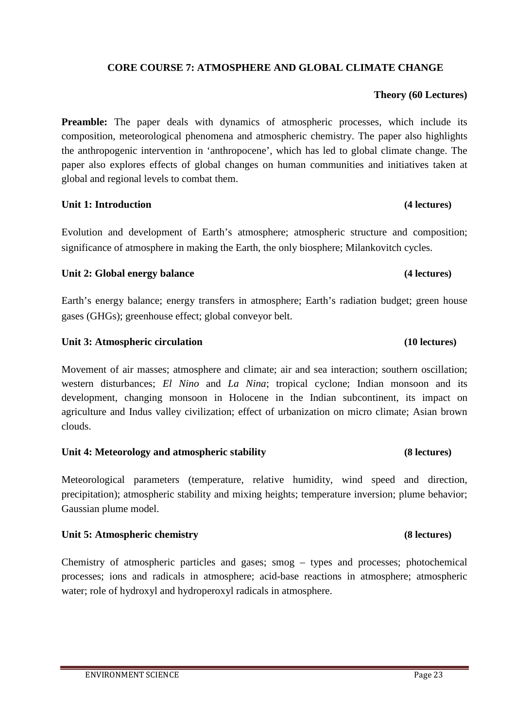## CORE COURSE 7: ATMOSPHERE AND GLOBAL CLIMATE CHANGE

**Theory (60 Lectures)**

**Preamble:** The paper deals with dynamics of atmospheric processes, which include its composition, meteorological phenomena and atmospheric chemistry. The paper also highlights the anthropogenic intervention in 'anthropocene', which has led to global climate change. The paper also explores effects of global changes on human communities and initiatives taken at global and regional levels to combat them.

**Unit 1: Introduction** **(4 lectures)**

Evolution and development of Earth's atmosphere; atmospheric structure and composition; significance of atmosphere in making the Earth, the only biosphere; Milankovitch cycles.

**Unit 2: Global energy balance** **(4 lectures)**

Earth's energy balance; energy transfers in atmosphere; Earth's radiation budget; green house gases (GHGs); greenhouse effect; global conveyor belt.

**Unit 3: Atmospheric circulation** **(10 lectures)**

Movement of air masses; atmosphere and climate; air and sea interaction; southern oscillation; western disturbances; *El Nino* and *La Nina*; tropical cyclone; Indian monsoon and its development, changing monsoon in Holocene in the Indian subcontinent, its impact on agriculture and Indus valley civilization; effect of urbanization on micro climate; Asian brown clouds.

**Unit 4: Meteorology and atmospheric stability** **(8 lectures)**

Meteorological parameters (temperature, relative humidity, wind speed and direction, precipitation); atmospheric stability and mixing heights; temperature inversion; plume behavior; Gaussian plume model.

**Unit 5: Atmospheric chemistry** **(8 lectures)**

Chemistry of atmospheric particles and gases; smog – types and processes; photochemical processes; ions and radicals in atmosphere; acid-base reactions in atmosphere; atmospheric water; role of hydroxyl and hydroperoxyl radicals in atmosphere.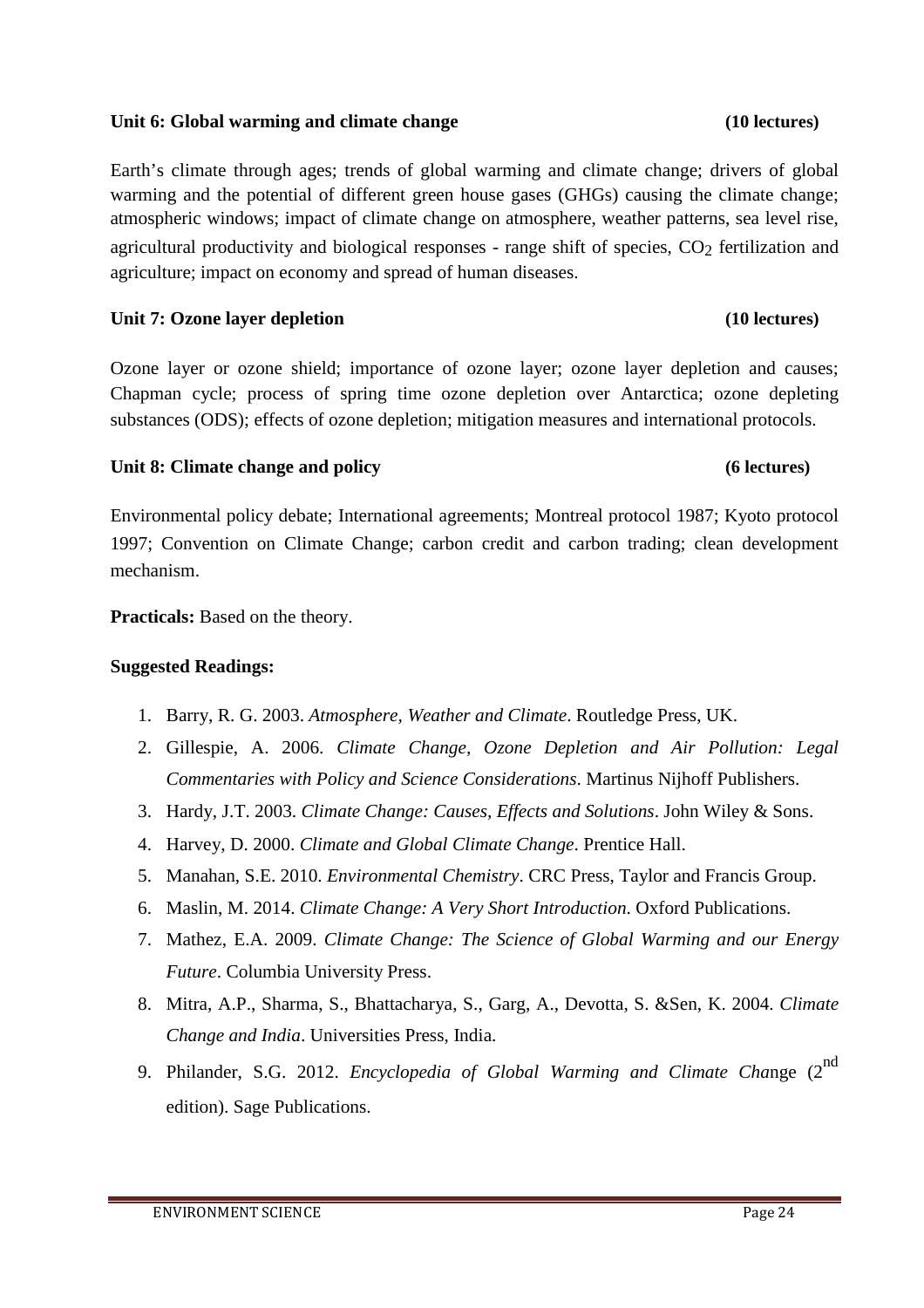**Unit 6: Global warming and climate change (10 lectures)**

Earth's climate through ages; trends of global warming and climate change; drivers of global warming and the potential of different green house gases (GHGs) causing the climate change; atmospheric windows; impact of climate change on atmosphere, weather patterns, sea level rise, agricultural productivity and biological responses - range shift of species, $CO_2$ fertilization and agriculture; impact on economy and spread of human diseases.

**Unit 7: Ozone layer depletion (10 lectures)**

Ozone layer or ozone shield; importance of ozone layer; ozone layer depletion and causes; Chapman cycle; process of spring time ozone depletion over Antarctica; ozone depleting substances (ODS); effects of ozone depletion; mitigation measures and international protocols.

**Unit 8: Climate change and policy (6 lectures)**

Environmental policy debate; International agreements; Montreal protocol 1987; Kyoto protocol 1997; Convention on Climate Change; carbon credit and carbon trading; clean development mechanism.

**Practicals:** Based on the theory.

**Suggested Readings:**

1. Barry, R. G. 2003. *Atmosphere, Weather and Climate*. Routledge Press, UK.
2. Gillespie, A. 2006. *Climate Change, Ozone Depletion and Air Pollution: Legal Commentaries with Policy and Science Considerations*. Martinus Nijhoff Publishers.
3. Hardy, J.T. 2003. *Climate Change: Causes, Effects and Solutions*. John Wiley & Sons.
4. Harvey, D. 2000. *Climate and Global Climate Change*. Prentice Hall.
5. Manahan, S.E. 2010. *Environmental Chemistry*. CRC Press, Taylor and Francis Group.
6. Maslin, M. 2014. *Climate Change: A Very Short Introduction*. Oxford Publications.
7. Mathez, E.A. 2009. *Climate Change: The Science of Global Warming and our Energy Future*. Columbia University Press.
8. Mitra, A.P., Sharma, S., Bhattacharya, S., Garg, A., Devotta, S. &Sen, K. 2004. *Climate Change and India*. Universities Press, India.
9. Philander, S.G. 2012. *Encyclopedia of Global Warming and Climate Cha*nge (2$^{nd}$ edition). Sage Publications.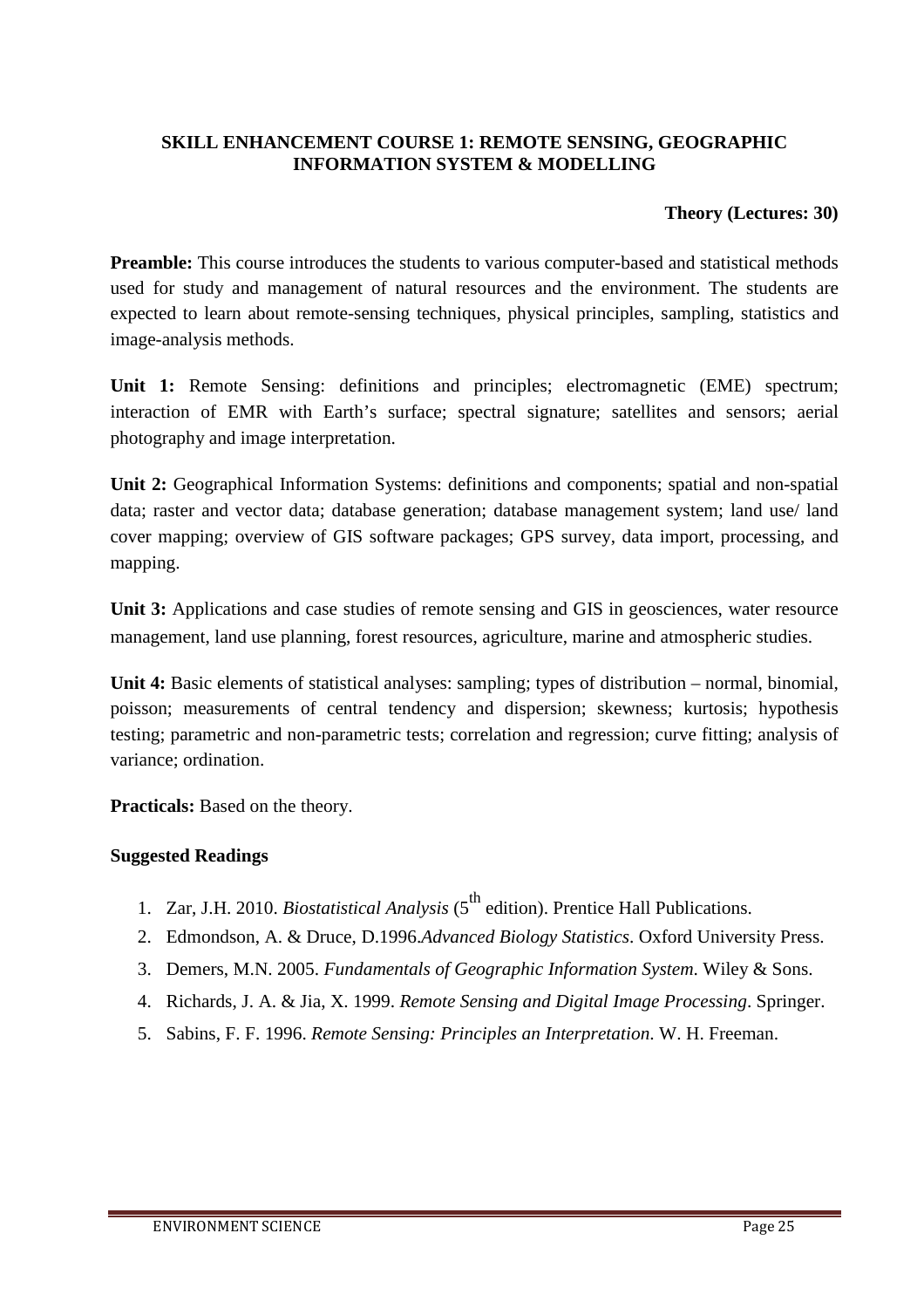## SKILL ENHANCEMENT COURSE 1: REMOTE SENSING, GEOGRAPHIC INFORMATION SYSTEM & MODELLING

**Theory (Lectures: 30)**

**Preamble:** This course introduces the students to various computer-based and statistical methods used for study and management of natural resources and the environment. The students are expected to learn about remote-sensing techniques, physical principles, sampling, statistics and image-analysis methods.

**Unit 1:** Remote Sensing: definitions and principles; electromagnetic (EME) spectrum; interaction of EMR with Earth's surface; spectral signature; satellites and sensors; aerial photography and image interpretation.

**Unit 2:** Geographical Information Systems: definitions and components; spatial and non-spatial data; raster and vector data; database generation; database management system; land use/ land cover mapping; overview of GIS software packages; GPS survey, data import, processing, and mapping.

**Unit 3:** Applications and case studies of remote sensing and GIS in geosciences, water resource management, land use planning, forest resources, agriculture, marine and atmospheric studies.

**Unit 4:** Basic elements of statistical analyses: sampling; types of distribution – normal, binomial, poisson; measurements of central tendency and dispersion; skewness; kurtosis; hypothesis testing; parametric and non-parametric tests; correlation and regression; curve fitting; analysis of variance; ordination.

**Practicals:** Based on the theory.

**Suggested Readings**

1. Zar, J.H. 2010. *Biostatistical Analysis* ($5^{th}$ edition). Prentice Hall Publications.
2. Edmondson, A. & Druce, D.1996.*Advanced Biology Statistics*. Oxford University Press.
3. Demers, M.N. 2005. *Fundamentals of Geographic Information System*. Wiley & Sons.
4. Richards, J. A. & Jia, X. 1999. *Remote Sensing and Digital Image Processing*. Springer.
5. Sabins, F. F. 1996. *Remote Sensing: Principles an Interpretation*. W. H. Freeman.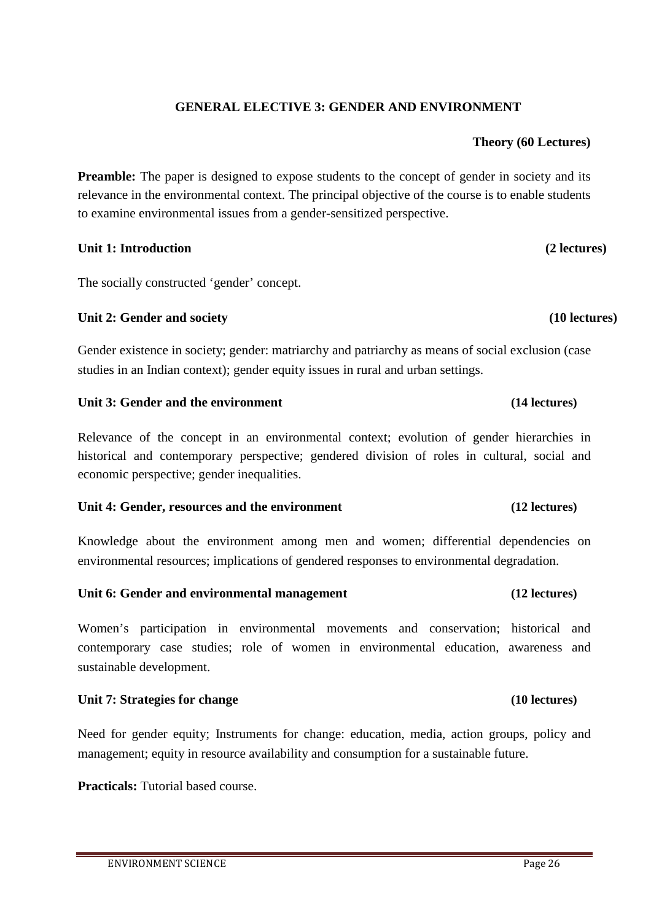## GENERAL ELECTIVE 3: GENDER AND ENVIRONMENT

**Theory (60 Lectures)**

**Preamble:** The paper is designed to expose students to the concept of gender in society and its relevance in the environmental context. The principal objective of the course is to enable students to examine environmental issues from a gender-sensitized perspective.

### Unit 1: Introduction (2 lectures)

The socially constructed 'gender' concept.

### Unit 2: Gender and society (10 lectures)

Gender existence in society; gender: matriarchy and patriarchy as means of social exclusion (case studies in an Indian context); gender equity issues in rural and urban settings.

### Unit 3: Gender and the environment (14 lectures)

Relevance of the concept in an environmental context; evolution of gender hierarchies in historical and contemporary perspective; gendered division of roles in cultural, social and economic perspective; gender inequalities.

### Unit 4: Gender, resources and the environment (12 lectures)

Knowledge about the environment among men and women; differential dependencies on environmental resources; implications of gendered responses to environmental degradation.

### Unit 6: Gender and environmental management (12 lectures)

Women's participation in environmental movements and conservation; historical and contemporary case studies; role of women in environmental education, awareness and sustainable development.

### Unit 7: Strategies for change (10 lectures)

Need for gender equity; Instruments for change: education, media, action groups, policy and management; equity in resource availability and consumption for a sustainable future.

**Practicals:** Tutorial based course.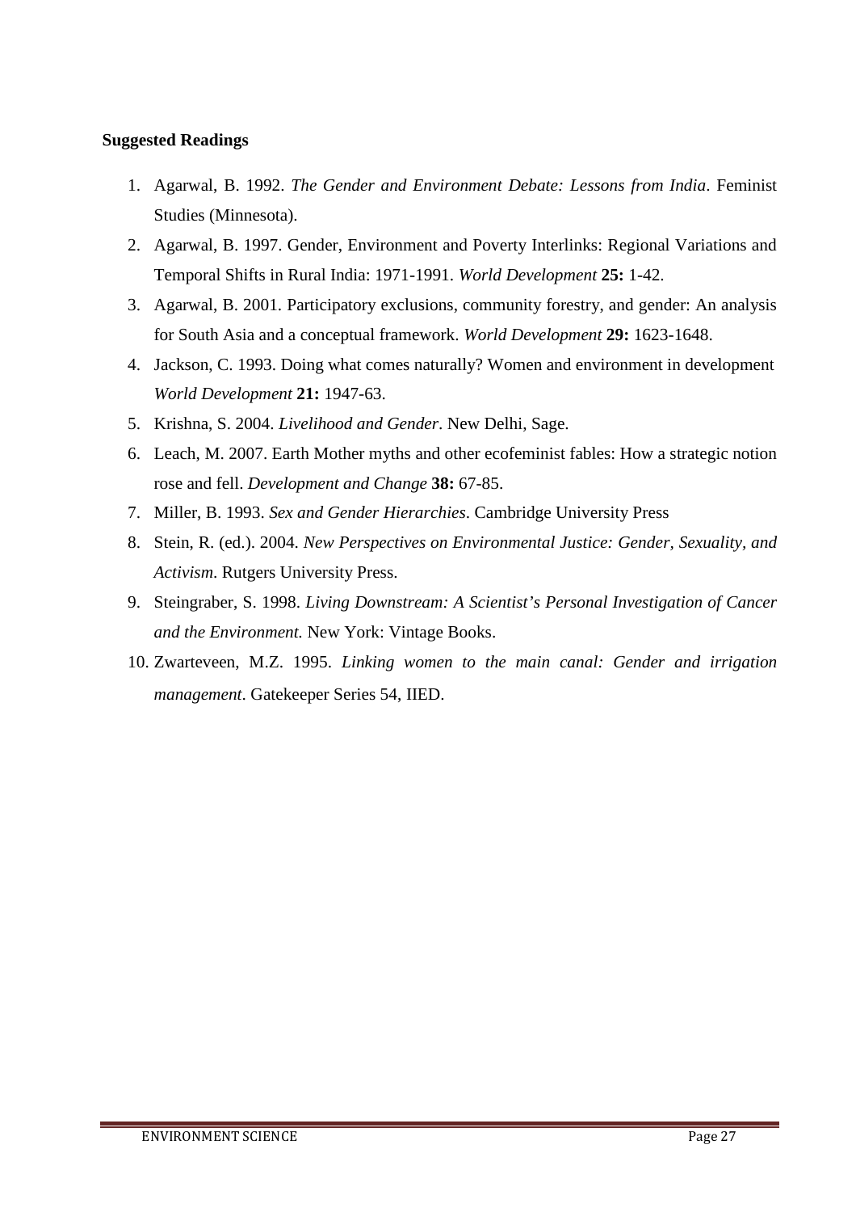**Suggested Readings**

1. Agarwal, B. 1992. *The Gender and Environment Debate: Lessons from India*. Feminist Studies (Minnesota).
2. Agarwal, B. 1997. Gender, Environment and Poverty Interlinks: Regional Variations and Temporal Shifts in Rural India: 1971-1991. *World Development* **25:** 1-42.
3. Agarwal, B. 2001. Participatory exclusions, community forestry, and gender: An analysis for South Asia and a conceptual framework. *World Development* **29:** 1623-1648.
4. Jackson, C. 1993. Doing what comes naturally? Women and environment in development *World Development* **21:** 1947-63.
5. Krishna, S. 2004. *Livelihood and Gender*. New Delhi, Sage.
6. Leach, M. 2007. Earth Mother myths and other ecofeminist fables: How a strategic notion rose and fell. *Development and Change* **38:** 67-85.
7. Miller, B. 1993. *Sex and Gender Hierarchies*. Cambridge University Press
8. Stein, R. (ed.). 2004. *New Perspectives on Environmental Justice: Gender, Sexuality, and Activism*. Rutgers University Press.
9. Steingraber, S. 1998. *Living Downstream: A Scientist's Personal Investigation of Cancer and the Environment.* New York: Vintage Books.
10. Zwarteveen, M.Z. 1995. *Linking women to the main canal: Gender and irrigation management*. Gatekeeper Series 54, IIED.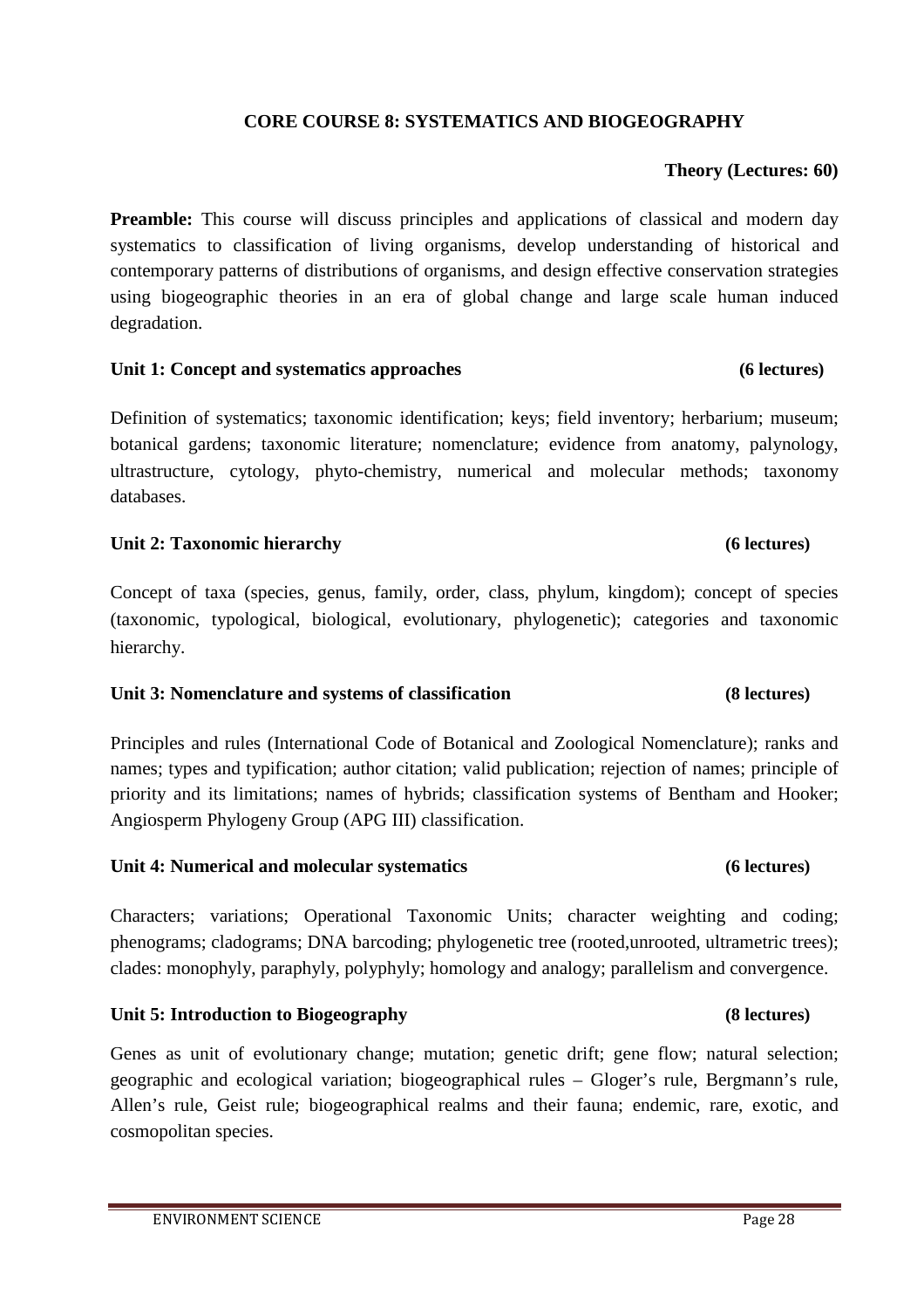## CORE COURSE 8: SYSTEMATICS AND BIOGEOGRAPHY

**Theory (Lectures: 60)**

**Preamble:** This course will discuss principles and applications of classical and modern day systematics to classification of living organisms, develop understanding of historical and contemporary patterns of distributions of organisms, and design effective conservation strategies using biogeographic theories in an era of global change and large scale human induced degradation.

### Unit 1: Concept and systematics approaches (6 lectures)

Definition of systematics; taxonomic identification; keys; field inventory; herbarium; museum; botanical gardens; taxonomic literature; nomenclature; evidence from anatomy, palynology, ultrastructure, cytology, phyto-chemistry, numerical and molecular methods; taxonomy databases.

### Unit 2: Taxonomic hierarchy (6 lectures)

Concept of taxa (species, genus, family, order, class, phylum, kingdom); concept of species (taxonomic, typological, biological, evolutionary, phylogenetic); categories and taxonomic hierarchy.

### Unit 3: Nomenclature and systems of classification (8 lectures)

Principles and rules (International Code of Botanical and Zoological Nomenclature); ranks and names; types and typification; author citation; valid publication; rejection of names; principle of priority and its limitations; names of hybrids; classification systems of Bentham and Hooker; Angiosperm Phylogeny Group (APG III) classification.

### Unit 4: Numerical and molecular systematics (6 lectures)

Characters; variations; Operational Taxonomic Units; character weighting and coding; phenograms; cladograms; DNA barcoding; phylogenetic tree (rooted,unrooted, ultrametric trees); clades: monophyly, paraphyly, polyphyly; homology and analogy; parallelism and convergence.

### Unit 5: Introduction to Biogeography (8 lectures)

Genes as unit of evolutionary change; mutation; genetic drift; gene flow; natural selection; geographic and ecological variation; biogeographical rules – Gloger's rule, Bergmann's rule, Allen's rule, Geist rule; biogeographical realms and their fauna; endemic, rare, exotic, and cosmopolitan species.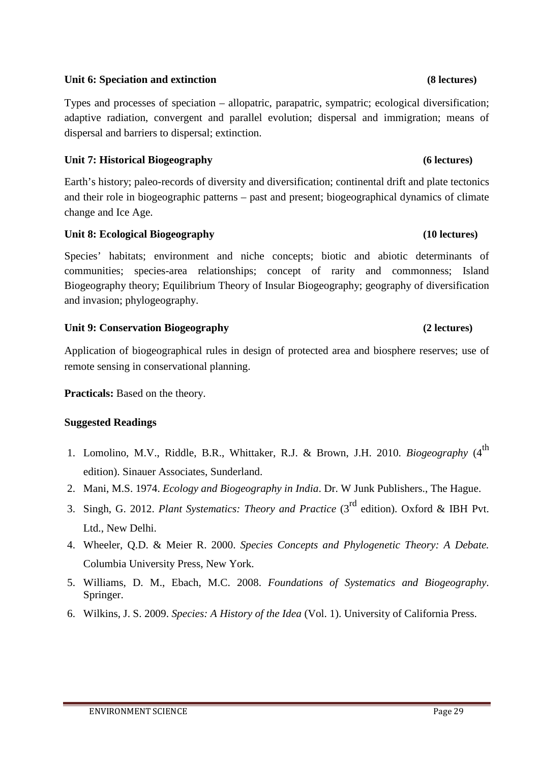**Unit 6: Speciation and extinction** **(8 lectures)**

Types and processes of speciation – allopatric, parapatric, sympatric; ecological diversification; adaptive radiation, convergent and parallel evolution; dispersal and immigration; means of dispersal and barriers to dispersal; extinction.

**Unit 7: Historical Biogeography** **(6 lectures)**

Earth's history; paleo-records of diversity and diversification; continental drift and plate tectonics and their role in biogeographic patterns – past and present; biogeographical dynamics of climate change and Ice Age.

**Unit 8: Ecological Biogeography** **(10 lectures)**

Species' habitats; environment and niche concepts; biotic and abiotic determinants of communities; species-area relationships; concept of rarity and commonness; Island Biogeography theory; Equilibrium Theory of Insular Biogeography; geography of diversification and invasion; phylogeography.

**Unit 9: Conservation Biogeography** **(2 lectures)**

Application of biogeographical rules in design of protected area and biosphere reserves; use of remote sensing in conservational planning.

**Practicals:** Based on the theory.

**Suggested Readings**

1. Lomolino, M.V., Riddle, B.R., Whittaker, R.J. & Brown, J.H. 2010. *Biogeography* (4th edition). Sinauer Associates, Sunderland.
2. Mani, M.S. 1974. *Ecology and Biogeography in India*. Dr. W Junk Publishers., The Hague.
3. Singh, G. 2012. *Plant Systematics: Theory and Practice* (3rd edition). Oxford & IBH Pvt. Ltd., New Delhi.
4. Wheeler, Q.D. & Meier R. 2000. *Species Concepts and Phylogenetic Theory: A Debate.* Columbia University Press, New York.
5. Williams, D. M., Ebach, M.C. 2008. *Foundations of Systematics and Biogeography*. Springer.
6. Wilkins, J. S. 2009. *Species: A History of the Idea* (Vol. 1). University of California Press.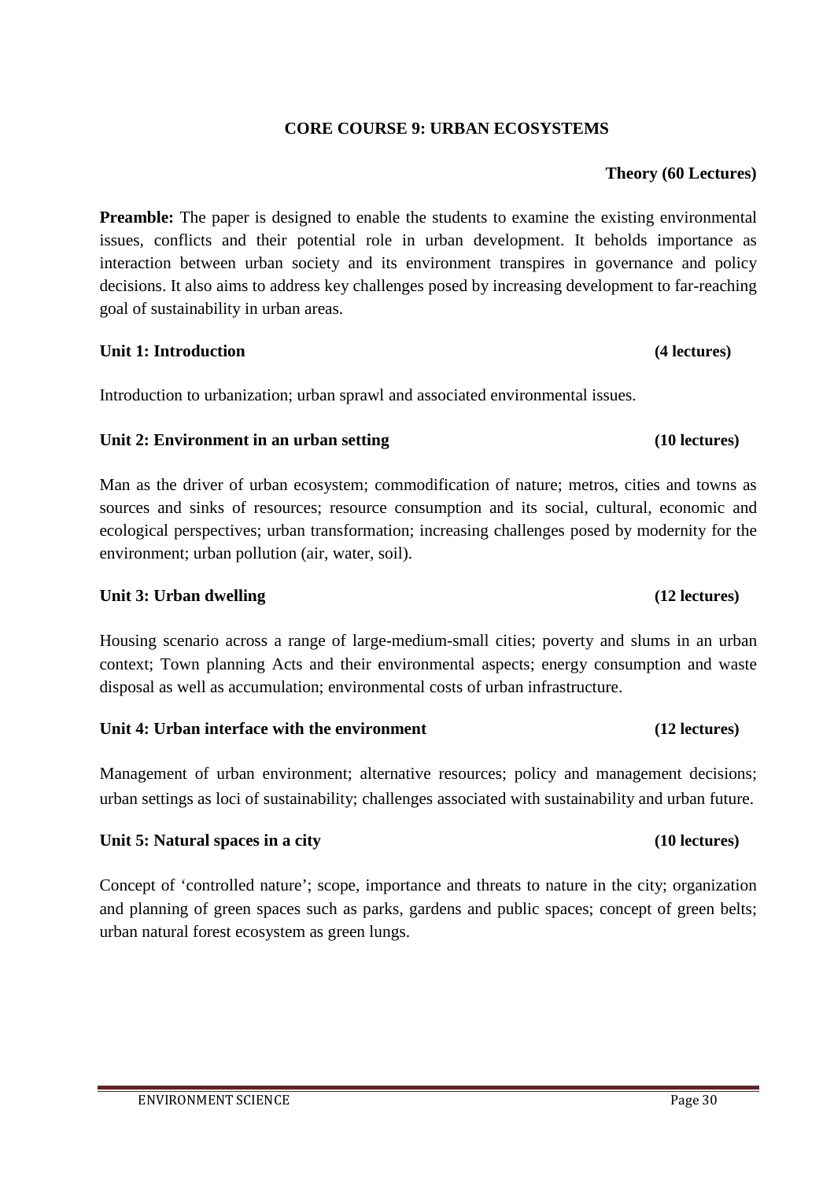## CORE COURSE 9: URBAN ECOSYSTEMS

**Theory (60 Lectures)**

**Preamble:** The paper is designed to enable the students to examine the existing environmental issues, conflicts and their potential role in urban development. It beholds importance as interaction between urban society and its environment transpires in governance and policy decisions. It also aims to address key challenges posed by increasing development to far-reaching goal of sustainability in urban areas.

**Unit 1: Introduction** **(4 lectures)**

Introduction to urbanization; urban sprawl and associated environmental issues.

**Unit 2: Environment in an urban setting** **(10 lectures)**

Man as the driver of urban ecosystem; commodification of nature; metros, cities and towns as sources and sinks of resources; resource consumption and its social, cultural, economic and ecological perspectives; urban transformation; increasing challenges posed by modernity for the environment; urban pollution (air, water, soil).

**Unit 3: Urban dwelling** **(12 lectures)**

Housing scenario across a range of large-medium-small cities; poverty and slums in an urban context; Town planning Acts and their environmental aspects; energy consumption and waste disposal as well as accumulation; environmental costs of urban infrastructure.

**Unit 4: Urban interface with the environment** **(12 lectures)**

Management of urban environment; alternative resources; policy and management decisions; urban settings as loci of sustainability; challenges associated with sustainability and urban future.

**Unit 5: Natural spaces in a city** **(10 lectures)**

Concept of 'controlled nature'; scope, importance and threats to nature in the city; organization and planning of green spaces such as parks, gardens and public spaces; concept of green belts; urban natural forest ecosystem as green lungs.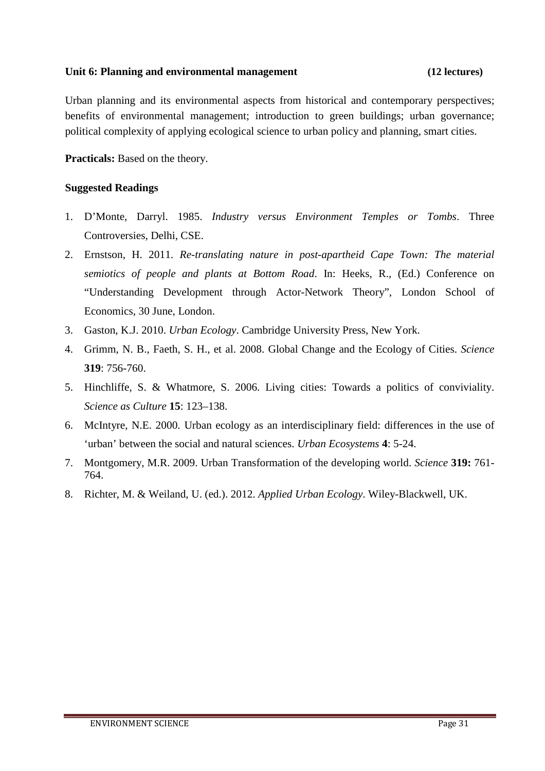**Unit 6: Planning and environmental management (12 lectures)**

Urban planning and its environmental aspects from historical and contemporary perspectives; benefits of environmental management; introduction to green buildings; urban governance; political complexity of applying ecological science to urban policy and planning, smart cities.

**Practicals:** Based on the theory.

**Suggested Readings**

1. D'Monte, Darryl. 1985. *Industry versus Environment Temples or Tombs*. Three Controversies, Delhi, CSE.
2. Ernstson, H. 2011. *Re-translating nature in post-apartheid Cape Town: The material semiotics of people and plants at Bottom Road*. In: Heeks, R., (Ed.) Conference on "Understanding Development through Actor-Network Theory", London School of Economics, 30 June, London.
3. Gaston, K.J. 2010. *Urban Ecology*. Cambridge University Press, New York.
4. Grimm, N. B., Faeth, S. H., et al. 2008. Global Change and the Ecology of Cities. *Science* **319**: 756-760.
5. Hinchliffe, S. & Whatmore, S. 2006. Living cities: Towards a politics of conviviality. *Science as Culture* **15**: 123–138.
6. McIntyre, N.E. 2000. Urban ecology as an interdisciplinary field: differences in the use of 'urban' between the social and natural sciences. *Urban Ecosystems* **4**: 5-24.
7. Montgomery, M.R. 2009. Urban Transformation of the developing world. *Science* **319:** 761-764.
8. Richter, M. & Weiland, U. (ed.). 2012. *Applied Urban Ecology*. Wiley-Blackwell, UK.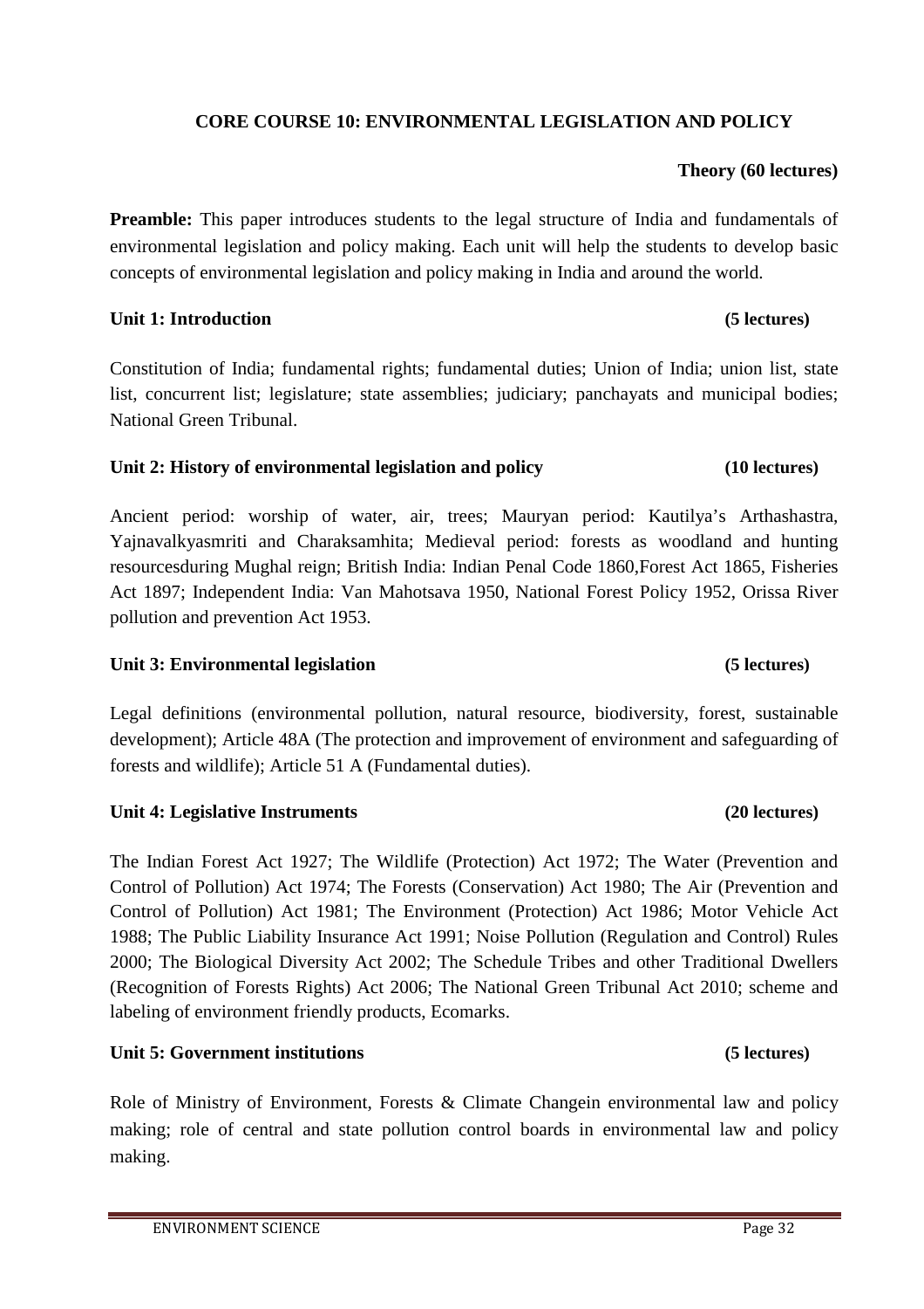## CORE COURSE 10: ENVIRONMENTAL LEGISLATION AND POLICY

**Theory (60 lectures)**

**Preamble:** This paper introduces students to the legal structure of India and fundamentals of environmental legislation and policy making. Each unit will help the students to develop basic concepts of environmental legislation and policy making in India and around the world.

### Unit 1: Introduction (5 lectures)

Constitution of India; fundamental rights; fundamental duties; Union of India; union list, state list, concurrent list; legislature; state assemblies; judiciary; panchayats and municipal bodies; National Green Tribunal.

### Unit 2: History of environmental legislation and policy (10 lectures)

Ancient period: worship of water, air, trees; Mauryan period: Kautilya's Arthashastra, Yajnavalkyasmriti and Charaksamhita; Medieval period: forests as woodland and hunting resourcesduring Mughal reign; British India: Indian Penal Code 1860,Forest Act 1865, Fisheries Act 1897; Independent India: Van Mahotsava 1950, National Forest Policy 1952, Orissa River pollution and prevention Act 1953.

### Unit 3: Environmental legislation (5 lectures)

Legal definitions (environmental pollution, natural resource, biodiversity, forest, sustainable development); Article 48A (The protection and improvement of environment and safeguarding of forests and wildlife); Article 51 A (Fundamental duties).

### Unit 4: Legislative Instruments (20 lectures)

The Indian Forest Act 1927; The Wildlife (Protection) Act 1972; The Water (Prevention and Control of Pollution) Act 1974; The Forests (Conservation) Act 1980; The Air (Prevention and Control of Pollution) Act 1981; The Environment (Protection) Act 1986; Motor Vehicle Act 1988; The Public Liability Insurance Act 1991; Noise Pollution (Regulation and Control) Rules 2000; The Biological Diversity Act 2002; The Schedule Tribes and other Traditional Dwellers (Recognition of Forests Rights) Act 2006; The National Green Tribunal Act 2010; scheme and labeling of environment friendly products, Ecomarks.

### Unit 5: Government institutions (5 lectures)

Role of Ministry of Environment, Forests & Climate Changein environmental law and policy making; role of central and state pollution control boards in environmental law and policy making.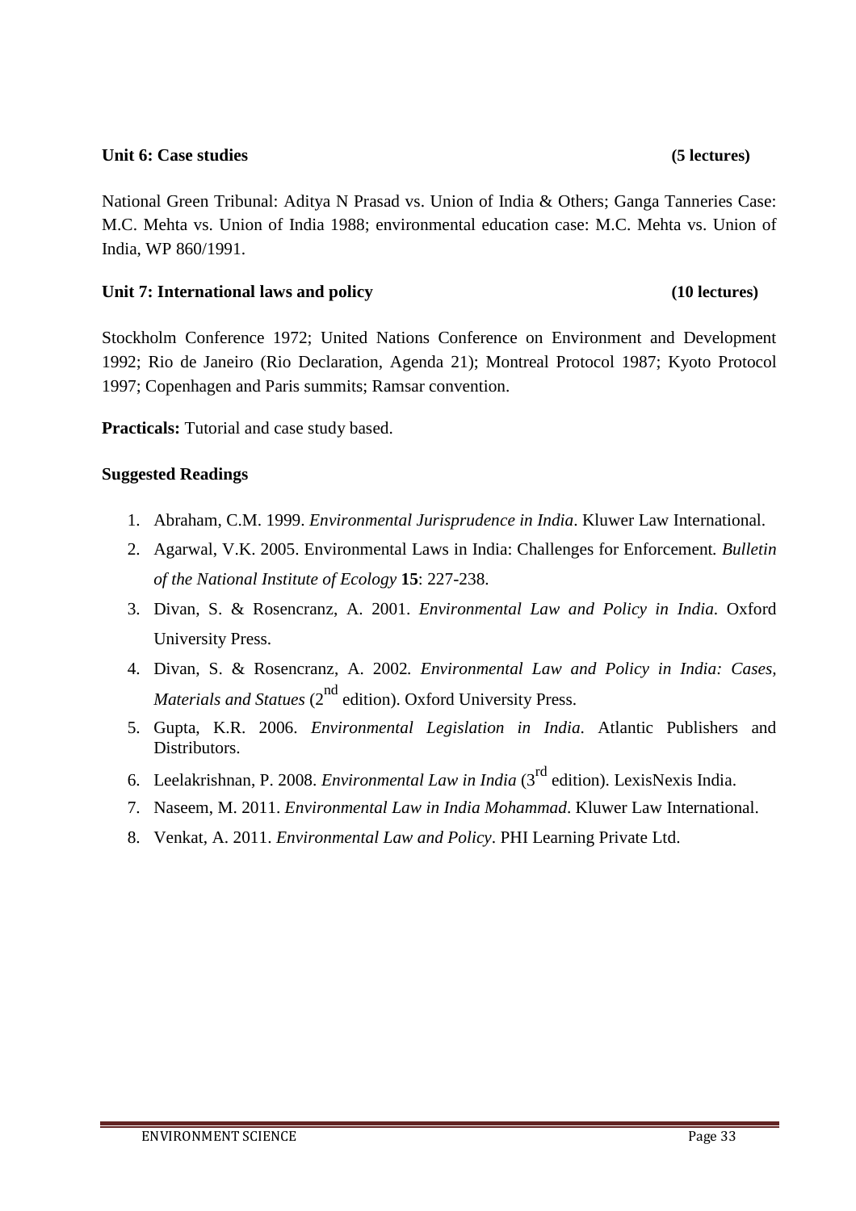**Unit 6: Case studies** **(5 lectures)**

National Green Tribunal: Aditya N Prasad vs. Union of India & Others; Ganga Tanneries Case: M.C. Mehta vs. Union of India 1988; environmental education case: M.C. Mehta vs. Union of India, WP 860/1991.

**Unit 7: International laws and policy** **(10 lectures)**

Stockholm Conference 1972; United Nations Conference on Environment and Development 1992; Rio de Janeiro (Rio Declaration, Agenda 21); Montreal Protocol 1987; Kyoto Protocol 1997; Copenhagen and Paris summits; Ramsar convention.

**Practicals:** Tutorial and case study based.

**Suggested Readings**

1. Abraham, C.M. 1999. *Environmental Jurisprudence in India*. Kluwer Law International.
2. Agarwal, V.K. 2005. Environmental Laws in India: Challenges for Enforcement. *Bulletin of the National Institute of Ecology* **15**: 227-238.
3. Divan, S. & Rosencranz, A. 2001. *Environmental Law and Policy in India*. Oxford University Press.
4. Divan, S. & Rosencranz, A. 2002. *Environmental Law and Policy in India: Cases, Materials and Statues* (2nd edition). Oxford University Press.
5. Gupta, K.R. 2006. *Environmental Legislation in India*. Atlantic Publishers and Distributors.
6. Leelakrishnan, P. 2008. *Environmental Law in India* (3rd edition). LexisNexis India.
7. Naseem, M. 2011. *Environmental Law in India Mohammad*. Kluwer Law International.
8. Venkat, A. 2011. *Environmental Law and Policy*. PHI Learning Private Ltd.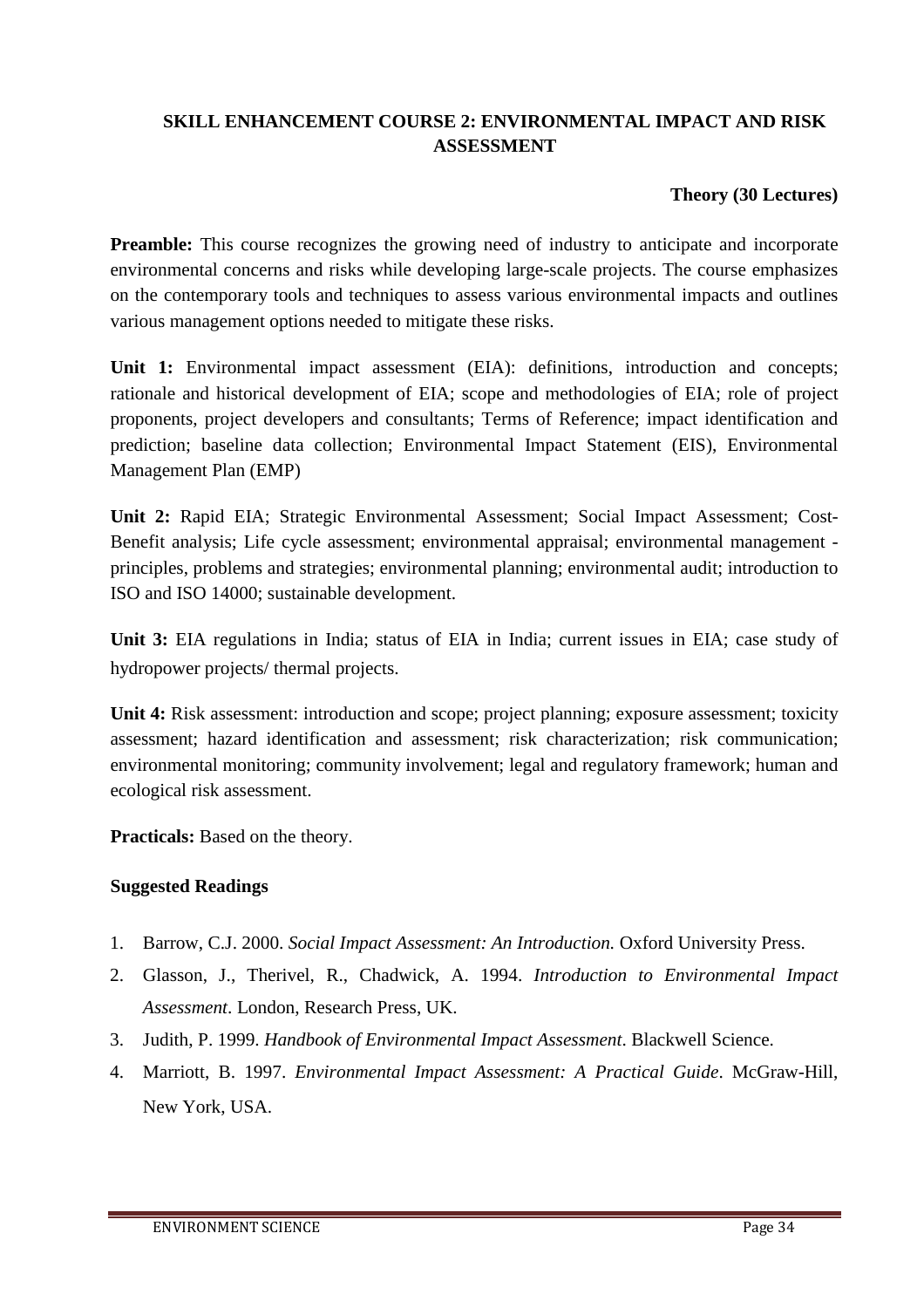## SKILL ENHANCEMENT COURSE 2: ENVIRONMENTAL IMPACT AND RISK ASSESSMENT

**Theory (30 Lectures)**

**Preamble:** This course recognizes the growing need of industry to anticipate and incorporate environmental concerns and risks while developing large-scale projects. The course emphasizes on the contemporary tools and techniques to assess various environmental impacts and outlines various management options needed to mitigate these risks.

**Unit 1:** Environmental impact assessment (EIA): definitions, introduction and concepts; rationale and historical development of EIA; scope and methodologies of EIA; role of project proponents, project developers and consultants; Terms of Reference; impact identification and prediction; baseline data collection; Environmental Impact Statement (EIS), Environmental Management Plan (EMP)

**Unit 2:** Rapid EIA; Strategic Environmental Assessment; Social Impact Assessment; Cost-Benefit analysis; Life cycle assessment; environmental appraisal; environmental management - principles, problems and strategies; environmental planning; environmental audit; introduction to ISO and ISO 14000; sustainable development.

**Unit 3:** EIA regulations in India; status of EIA in India; current issues in EIA; case study of hydropower projects/ thermal projects.

**Unit 4:** Risk assessment: introduction and scope; project planning; exposure assessment; toxicity assessment; hazard identification and assessment; risk characterization; risk communication; environmental monitoring; community involvement; legal and regulatory framework; human and ecological risk assessment.

**Practicals:** Based on the theory.

### Suggested Readings

1. Barrow, C.J. 2000. *Social Impact Assessment: An Introduction.* Oxford University Press.
2. Glasson, J., Therivel, R., Chadwick, A. 1994. *Introduction to Environmental Impact Assessment*. London, Research Press, UK.
3. Judith, P. 1999. *Handbook of Environmental Impact Assessment*. Blackwell Science.
4. Marriott, B. 1997. *Environmental Impact Assessment: A Practical Guide*. McGraw-Hill, New York, USA.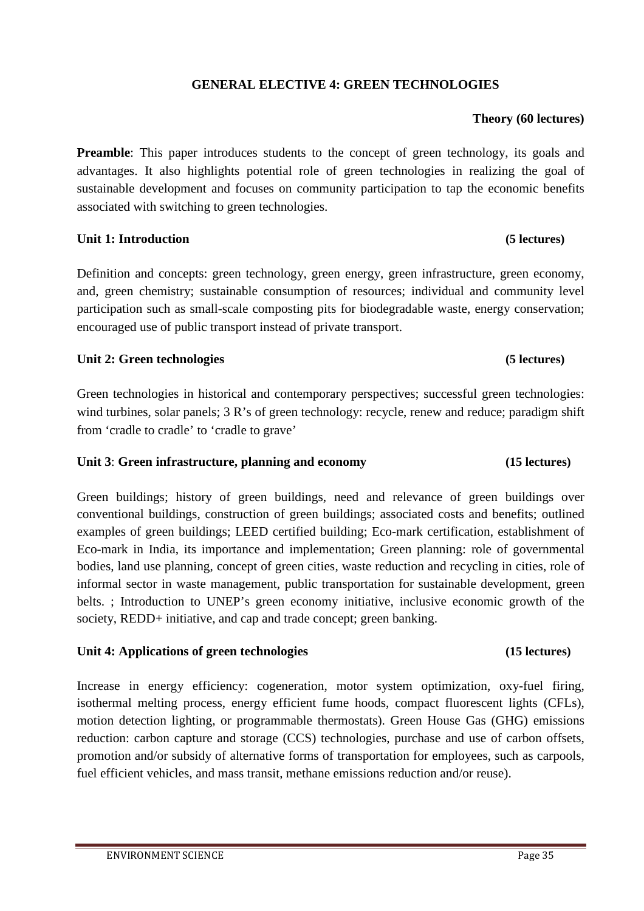## GENERAL ELECTIVE 4: GREEN TECHNOLOGIES

**Theory (60 lectures)**

**Preamble**: This paper introduces students to the concept of green technology, its goals and advantages. It also highlights potential role of green technologies in realizing the goal of sustainable development and focuses on community participation to tap the economic benefits associated with switching to green technologies.

### Unit 1: Introduction (5 lectures)

Definition and concepts: green technology, green energy, green infrastructure, green economy, and, green chemistry; sustainable consumption of resources; individual and community level participation such as small-scale composting pits for biodegradable waste, energy conservation; encouraged use of public transport instead of private transport.

### Unit 2: Green technologies (5 lectures)

Green technologies in historical and contemporary perspectives; successful green technologies: wind turbines, solar panels; 3 R's of green technology: recycle, renew and reduce; paradigm shift from 'cradle to cradle' to 'cradle to grave'

### Unit 3: Green infrastructure, planning and economy (15 lectures)

Green buildings; history of green buildings, need and relevance of green buildings over conventional buildings, construction of green buildings; associated costs and benefits; outlined examples of green buildings; LEED certified building; Eco-mark certification, establishment of Eco-mark in India, its importance and implementation; Green planning: role of governmental bodies, land use planning, concept of green cities, waste reduction and recycling in cities, role of informal sector in waste management, public transportation for sustainable development, green belts. ; Introduction to UNEP's green economy initiative, inclusive economic growth of the society, REDD+ initiative, and cap and trade concept; green banking.

### Unit 4: Applications of green technologies (15 lectures)

Increase in energy efficiency: cogeneration, motor system optimization, oxy-fuel firing, isothermal melting process, energy efficient fume hoods, compact fluorescent lights (CFLs), motion detection lighting, or programmable thermostats). Green House Gas (GHG) emissions reduction: carbon capture and storage (CCS) technologies, purchase and use of carbon offsets, promotion and/or subsidy of alternative forms of transportation for employees, such as carpools, fuel efficient vehicles, and mass transit, methane emissions reduction and/or reuse).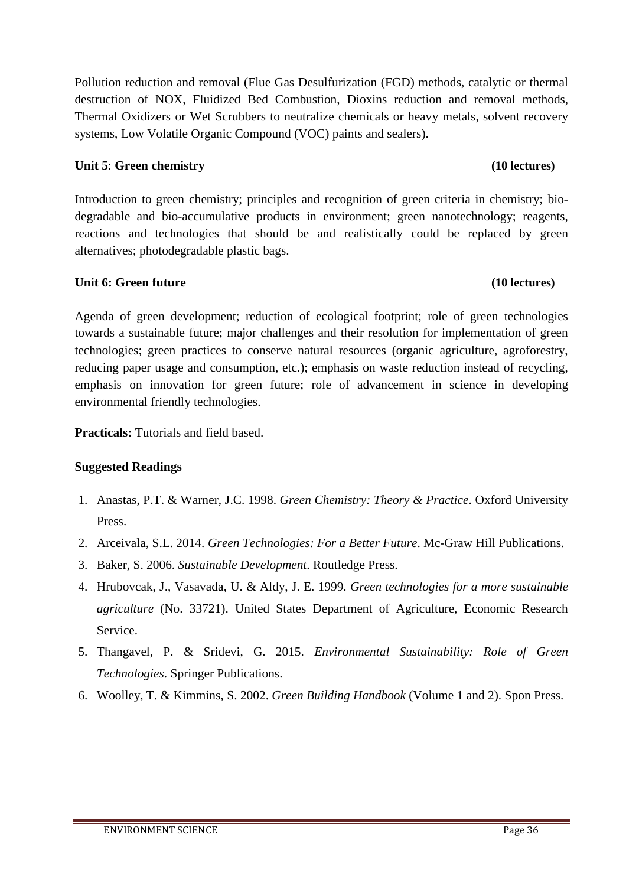Pollution reduction and removal (Flue Gas Desulfurization (FGD) methods, catalytic or thermal destruction of NOX, Fluidized Bed Combustion, Dioxins reduction and removal methods, Thermal Oxidizers or Wet Scrubbers to neutralize chemicals or heavy metals, solvent recovery systems, Low Volatile Organic Compound (VOC) paints and sealers).

**Unit 5**: **Green chemistry** **(10 lectures)**

Introduction to green chemistry; principles and recognition of green criteria in chemistry; bio-degradable and bio-accumulative products in environment; green nanotechnology; reagents, reactions and technologies that should be and realistically could be replaced by green alternatives; photodegradable plastic bags.

**Unit 6: Green future** **(10 lectures)**

Agenda of green development; reduction of ecological footprint; role of green technologies towards a sustainable future; major challenges and their resolution for implementation of green technologies; green practices to conserve natural resources (organic agriculture, agroforestry, reducing paper usage and consumption, etc.); emphasis on waste reduction instead of recycling, emphasis on innovation for green future; role of advancement in science in developing environmental friendly technologies.

**Practicals:** Tutorials and field based.

**Suggested Readings**

1. Anastas, P.T. & Warner, J.C. 1998. *Green Chemistry: Theory & Practice*. Oxford University Press.
2. Arceivala, S.L. 2014. *Green Technologies: For a Better Future*. Mc-Graw Hill Publications.
3. Baker, S. 2006. *Sustainable Development*. Routledge Press.
4. Hrubovcak, J., Vasavada, U. & Aldy, J. E. 1999. *Green technologies for a more sustainable agriculture* (No. 33721). United States Department of Agriculture, Economic Research Service.
5. Thangavel, P. & Sridevi, G. 2015. *Environmental Sustainability: Role of Green Technologies*. Springer Publications.
6. Woolley, T. & Kimmins, S. 2002. *Green Building Handbook* (Volume 1 and 2). Spon Press.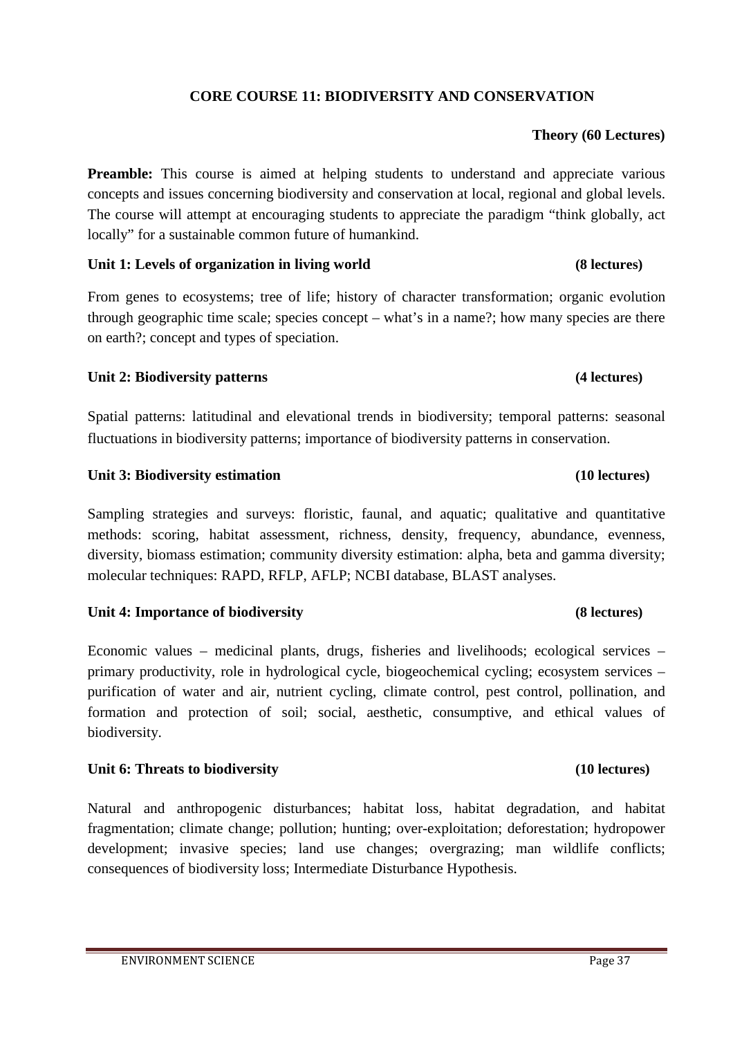## CORE COURSE 11: BIODIVERSITY AND CONSERVATION

**Theory (60 Lectures)**

**Preamble:** This course is aimed at helping students to understand and appreciate various concepts and issues concerning biodiversity and conservation at local, regional and global levels. The course will attempt at encouraging students to appreciate the paradigm "think globally, act locally" for a sustainable common future of humankind.

### Unit 1: Levels of organization in living world (8 lectures)

From genes to ecosystems; tree of life; history of character transformation; organic evolution through geographic time scale; species concept – what's in a name?; how many species are there on earth?; concept and types of speciation.

### Unit 2: Biodiversity patterns (4 lectures)

Spatial patterns: latitudinal and elevational trends in biodiversity; temporal patterns: seasonal fluctuations in biodiversity patterns; importance of biodiversity patterns in conservation.

### Unit 3: Biodiversity estimation (10 lectures)

Sampling strategies and surveys: floristic, faunal, and aquatic; qualitative and quantitative methods: scoring, habitat assessment, richness, density, frequency, abundance, evenness, diversity, biomass estimation; community diversity estimation: alpha, beta and gamma diversity; molecular techniques: RAPD, RFLP, AFLP; NCBI database, BLAST analyses.

### Unit 4: Importance of biodiversity (8 lectures)

Economic values – medicinal plants, drugs, fisheries and livelihoods; ecological services – primary productivity, role in hydrological cycle, biogeochemical cycling; ecosystem services – purification of water and air, nutrient cycling, climate control, pest control, pollination, and formation and protection of soil; social, aesthetic, consumptive, and ethical values of biodiversity.

### Unit 6: Threats to biodiversity (10 lectures)

Natural and anthropogenic disturbances; habitat loss, habitat degradation, and habitat fragmentation; climate change; pollution; hunting; over-exploitation; deforestation; hydropower development; invasive species; land use changes; overgrazing; man wildlife conflicts; consequences of biodiversity loss; Intermediate Disturbance Hypothesis.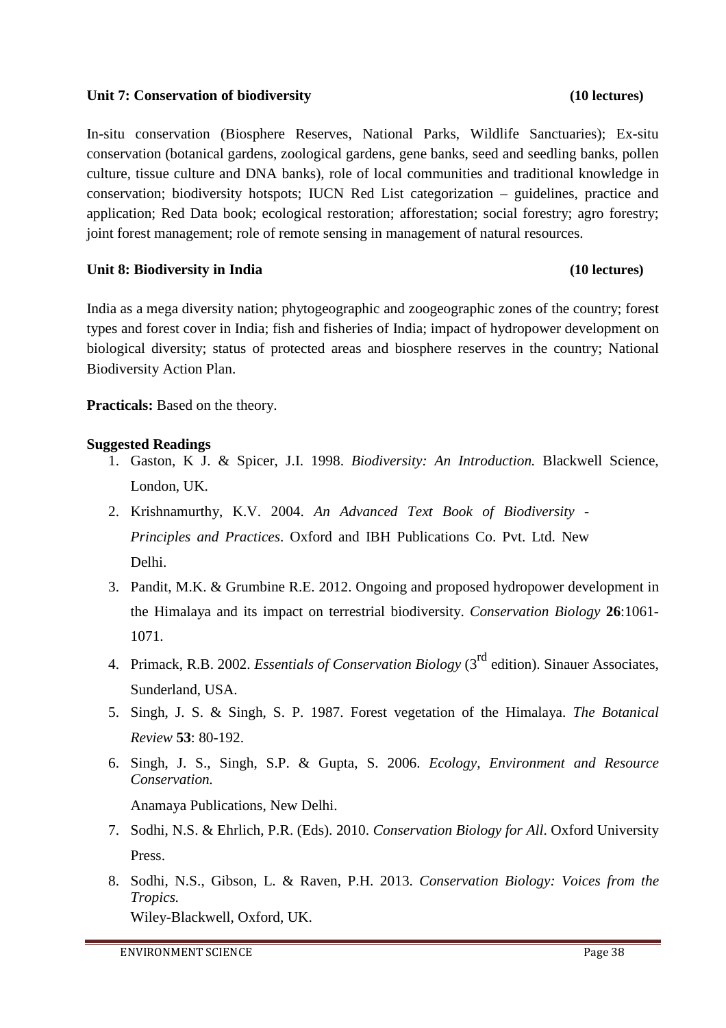**Unit 7: Conservation of biodiversity** **(10 lectures)**

In-situ conservation (Biosphere Reserves, National Parks, Wildlife Sanctuaries); Ex-situ conservation (botanical gardens, zoological gardens, gene banks, seed and seedling banks, pollen culture, tissue culture and DNA banks), role of local communities and traditional knowledge in conservation; biodiversity hotspots; IUCN Red List categorization – guidelines, practice and application; Red Data book; ecological restoration; afforestation; social forestry; agro forestry; joint forest management; role of remote sensing in management of natural resources.

**Unit 8: Biodiversity in India** **(10 lectures)**

India as a mega diversity nation; phytogeographic and zoogeographic zones of the country; forest types and forest cover in India; fish and fisheries of India; impact of hydropower development on biological diversity; status of protected areas and biosphere reserves in the country; National Biodiversity Action Plan.

**Practicals:** Based on the theory.

**Suggested Readings**

1. Gaston, K J. & Spicer, J.I. 1998. *Biodiversity: An Introduction.* Blackwell Science, London, UK.
2. Krishnamurthy, K.V. 2004. *An Advanced Text Book of Biodiversity - Principles and Practices*. Oxford and IBH Publications Co. Pvt. Ltd. New Delhi.
3. Pandit, M.K. & Grumbine R.E. 2012. Ongoing and proposed hydropower development in the Himalaya and its impact on terrestrial biodiversity. *Conservation Biology* **26**:1061-1071.
4. Primack, R.B. 2002. *Essentials of Conservation Biology* (3rd edition). Sinauer Associates, Sunderland, USA.
5. Singh, J. S. & Singh, S. P. 1987. Forest vegetation of the Himalaya. *The Botanical Review* **53**: 80-192.
6. Singh, J. S., Singh, S.P. & Gupta, S. 2006. *Ecology, Environment and Resource Conservation.* Anamaya Publications, New Delhi.
7. Sodhi, N.S. & Ehrlich, P.R. (Eds). 2010. *Conservation Biology for All*. Oxford University Press.
8. Sodhi, N.S., Gibson, L. & Raven, P.H. 2013. *Conservation Biology: Voices from the Tropics.* Wiley-Blackwell, Oxford, UK.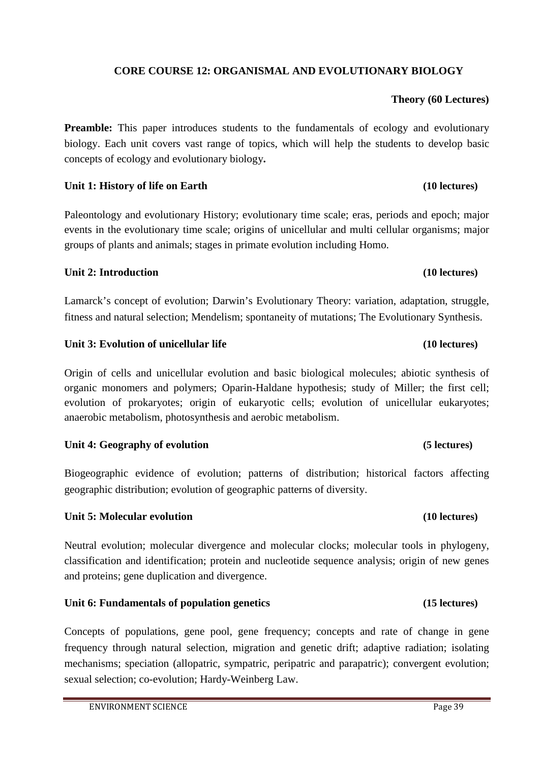## CORE COURSE 12: ORGANISMAL AND EVOLUTIONARY BIOLOGY

**Theory (60 Lectures)**

**Preamble:** This paper introduces students to the fundamentals of ecology and evolutionary biology. Each unit covers vast range of topics, which will help the students to develop basic concepts of ecology and evolutionary biology**.**

### Unit 1: History of life on Earth (10 lectures)

Paleontology and evolutionary History; evolutionary time scale; eras, periods and epoch; major events in the evolutionary time scale; origins of unicellular and multi cellular organisms; major groups of plants and animals; stages in primate evolution including Homo.

### Unit 2: Introduction (10 lectures)

Lamarck's concept of evolution; Darwin's Evolutionary Theory: variation, adaptation, struggle, fitness and natural selection; Mendelism; spontaneity of mutations; The Evolutionary Synthesis.

### Unit 3: Evolution of unicellular life (10 lectures)

Origin of cells and unicellular evolution and basic biological molecules; abiotic synthesis of organic monomers and polymers; Oparin-Haldane hypothesis; study of Miller; the first cell; evolution of prokaryotes; origin of eukaryotic cells; evolution of unicellular eukaryotes; anaerobic metabolism, photosynthesis and aerobic metabolism.

### Unit 4: Geography of evolution (5 lectures)

Biogeographic evidence of evolution; patterns of distribution; historical factors affecting geographic distribution; evolution of geographic patterns of diversity.

### Unit 5: Molecular evolution (10 lectures)

Neutral evolution; molecular divergence and molecular clocks; molecular tools in phylogeny, classification and identification; protein and nucleotide sequence analysis; origin of new genes and proteins; gene duplication and divergence.

### Unit 6: Fundamentals of population genetics (15 lectures)

Concepts of populations, gene pool, gene frequency; concepts and rate of change in gene frequency through natural selection, migration and genetic drift; adaptive radiation; isolating mechanisms; speciation (allopatric, sympatric, peripatric and parapatric); convergent evolution; sexual selection; co-evolution; Hardy-Weinberg Law.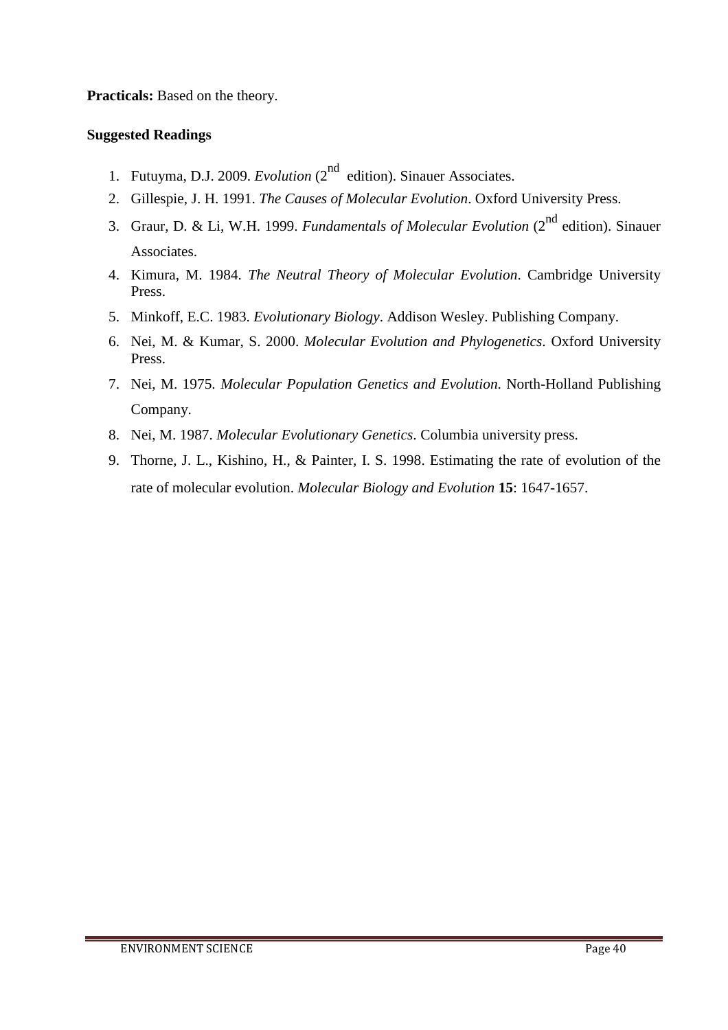**Practicals:** Based on the theory.

**Suggested Readings**

1. Futuyma, D.J. 2009. *Evolution* (2nd edition). Sinauer Associates.
2. Gillespie, J. H. 1991. *The Causes of Molecular Evolution*. Oxford University Press.
3. Graur, D. & Li, W.H. 1999. *Fundamentals of Molecular Evolution* (2nd edition). Sinauer Associates.
4. Kimura, M. 1984. *The Neutral Theory of Molecular Evolution*. Cambridge University Press.
5. Minkoff, E.C. 1983. *Evolutionary Biology*. Addison Wesley. Publishing Company.
6. Nei, M. & Kumar, S. 2000. *Molecular Evolution and Phylogenetics*. Oxford University Press.
7. Nei, M. 1975. *Molecular Population Genetics and Evolution*. North-Holland Publishing Company.
8. Nei, M. 1987. *Molecular Evolutionary Genetics*. Columbia university press.
9. Thorne, J. L., Kishino, H., & Painter, I. S. 1998. Estimating the rate of evolution of the rate of molecular evolution. *Molecular Biology and Evolution* **15**: 1647-1657.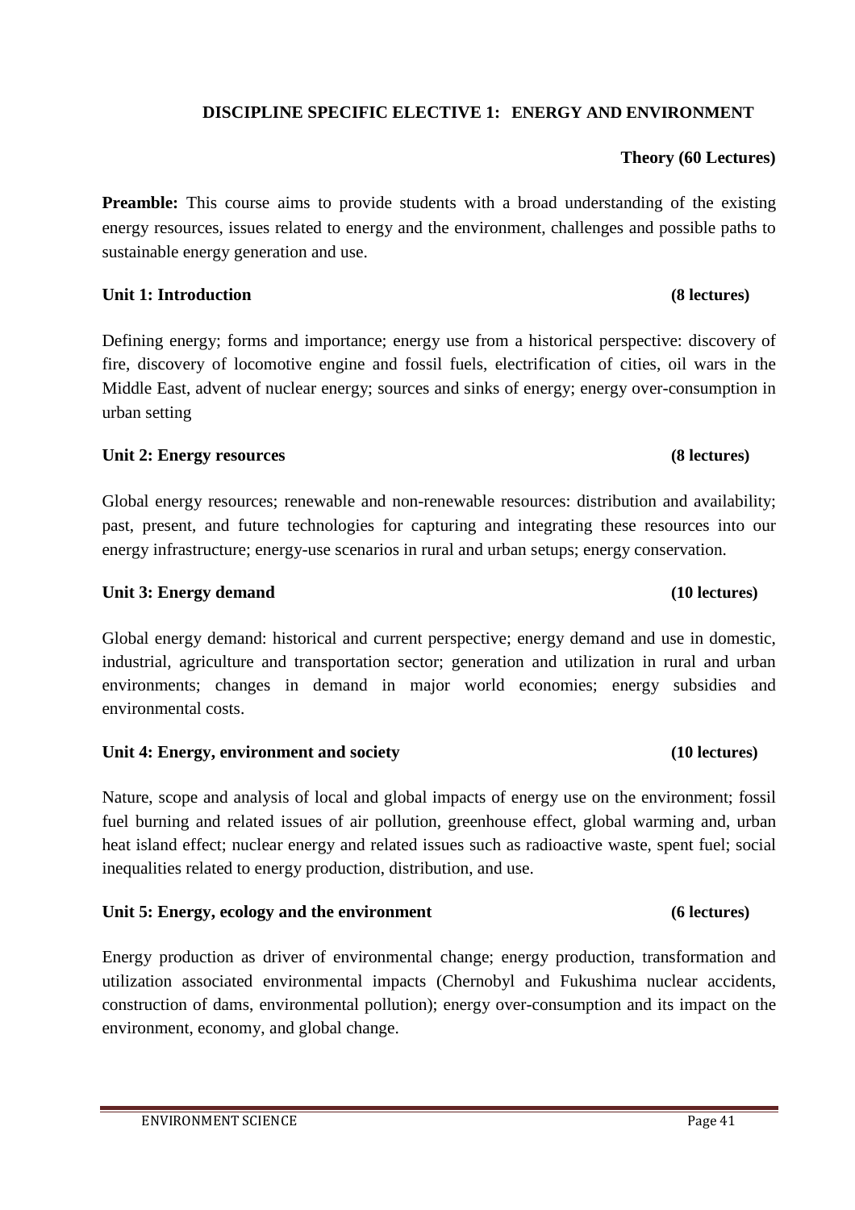## DISCIPLINE SPECIFIC ELECTIVE 1: ENERGY AND ENVIRONMENT

**Theory (60 Lectures)**

**Preamble:** This course aims to provide students with a broad understanding of the existing energy resources, issues related to energy and the environment, challenges and possible paths to sustainable energy generation and use.

### Unit 1: Introduction (8 lectures)

Defining energy; forms and importance; energy use from a historical perspective: discovery of fire, discovery of locomotive engine and fossil fuels, electrification of cities, oil wars in the Middle East, advent of nuclear energy; sources and sinks of energy; energy over-consumption in urban setting

### Unit 2: Energy resources (8 lectures)

Global energy resources; renewable and non-renewable resources: distribution and availability; past, present, and future technologies for capturing and integrating these resources into our energy infrastructure; energy-use scenarios in rural and urban setups; energy conservation.

### Unit 3: Energy demand (10 lectures)

Global energy demand: historical and current perspective; energy demand and use in domestic, industrial, agriculture and transportation sector; generation and utilization in rural and urban environments; changes in demand in major world economies; energy subsidies and environmental costs.

### Unit 4: Energy, environment and society (10 lectures)

Nature, scope and analysis of local and global impacts of energy use on the environment; fossil fuel burning and related issues of air pollution, greenhouse effect, global warming and, urban heat island effect; nuclear energy and related issues such as radioactive waste, spent fuel; social inequalities related to energy production, distribution, and use.

### Unit 5: Energy, ecology and the environment (6 lectures)

Energy production as driver of environmental change; energy production, transformation and utilization associated environmental impacts (Chernobyl and Fukushima nuclear accidents, construction of dams, environmental pollution); energy over-consumption and its impact on the environment, economy, and global change.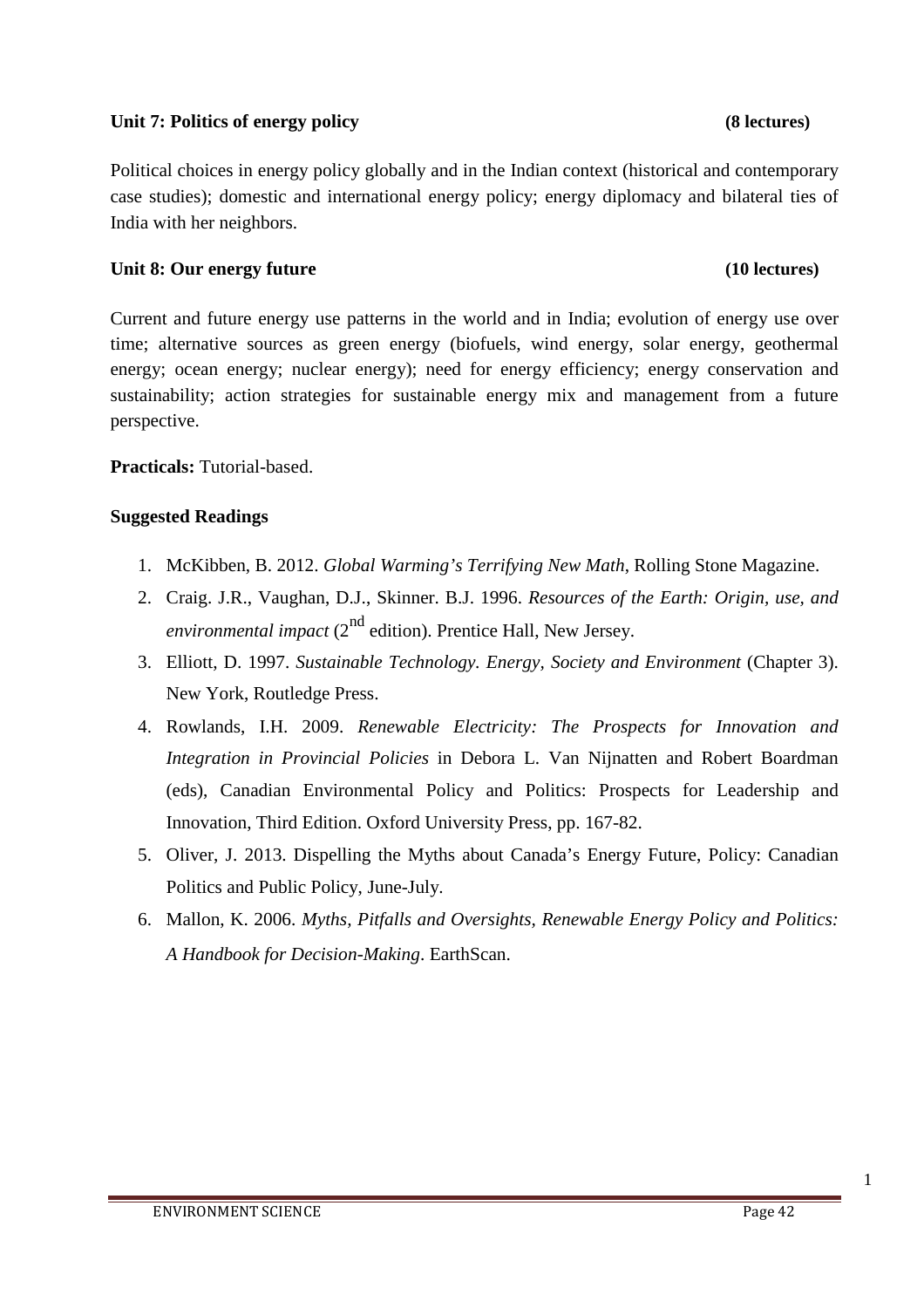**Unit 7: Politics of energy policy (8 lectures)**

Political choices in energy policy globally and in the Indian context (historical and contemporary case studies); domestic and international energy policy; energy diplomacy and bilateral ties of India with her neighbors.

**Unit 8: Our energy future (10 lectures)**

Current and future energy use patterns in the world and in India; evolution of energy use over time; alternative sources as green energy (biofuels, wind energy, solar energy, geothermal energy; ocean energy; nuclear energy); need for energy efficiency; energy conservation and sustainability; action strategies for sustainable energy mix and management from a future perspective.

**Practicals:** Tutorial-based.

**Suggested Readings**

1. McKibben, B. 2012. *Global Warming's Terrifying New Math*, Rolling Stone Magazine.
2. Craig. J.R., Vaughan, D.J., Skinner. B.J. 1996. *Resources of the Earth: Origin, use, and environmental impact* (2nd edition). Prentice Hall, New Jersey.
3. Elliott, D. 1997. *Sustainable Technology. Energy, Society and Environment* (Chapter 3). New York, Routledge Press.
4. Rowlands, I.H. 2009. *Renewable Electricity: The Prospects for Innovation and Integration in Provincial Policies* in Debora L. Van Nijnatten and Robert Boardman (eds), Canadian Environmental Policy and Politics: Prospects for Leadership and Innovation, Third Edition. Oxford University Press, pp. 167-82.
5. Oliver, J. 2013. Dispelling the Myths about Canada's Energy Future, Policy: Canadian Politics and Public Policy, June-July.
6. Mallon, K. 2006. *Myths, Pitfalls and Oversights, Renewable Energy Policy and Politics: A Handbook for Decision-Making*. EarthScan.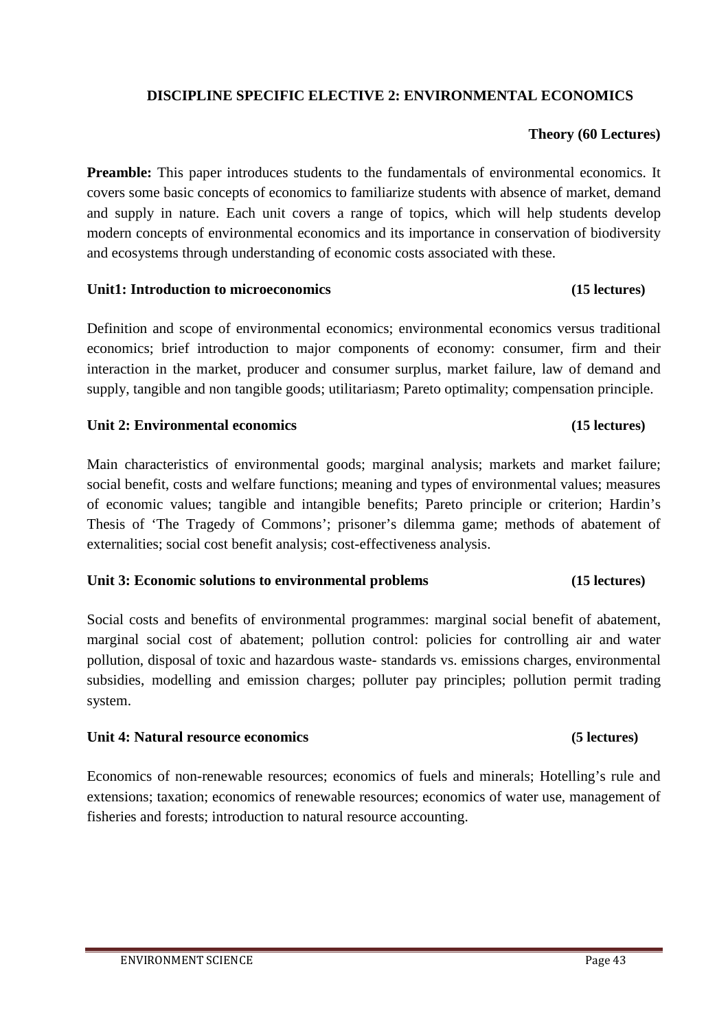## DISCIPLINE SPECIFIC ELECTIVE 2: ENVIRONMENTAL ECONOMICS

**Theory (60 Lectures)**

**Preamble:** This paper introduces students to the fundamentals of environmental economics. It covers some basic concepts of economics to familiarize students with absence of market, demand and supply in nature. Each unit covers a range of topics, which will help students develop modern concepts of environmental economics and its importance in conservation of biodiversity and ecosystems through understanding of economic costs associated with these.

**Unit1: Introduction to microeconomics (15 lectures)**

Definition and scope of environmental economics; environmental economics versus traditional economics; brief introduction to major components of economy: consumer, firm and their interaction in the market, producer and consumer surplus, market failure, law of demand and supply, tangible and non tangible goods; utilitarism; Pareto optimality; compensation principle.

**Unit 2: Environmental economics (15 lectures)**

Main characteristics of environmental goods; marginal analysis; markets and market failure; social benefit, costs and welfare functions; meaning and types of environmental values; measures of economic values; tangible and intangible benefits; Pareto principle or criterion; Hardin's Thesis of 'The Tragedy of Commons'; prisoner's dilemma game; methods of abatement of externalities; social cost benefit analysis; cost-effectiveness analysis.

**Unit 3: Economic solutions to environmental problems (15 lectures)**

Social costs and benefits of environmental programmes: marginal social benefit of abatement, marginal social cost of abatement; pollution control: policies for controlling air and water pollution, disposal of toxic and hazardous waste- standards vs. emissions charges, environmental subsidies, modelling and emission charges; polluter pay principles; pollution permit trading system.

**Unit 4: Natural resource economics (5 lectures)**

Economics of non-renewable resources; economics of fuels and minerals; Hotelling's rule and extensions; taxation; economics of renewable resources; economics of water use, management of fisheries and forests; introduction to natural resource accounting.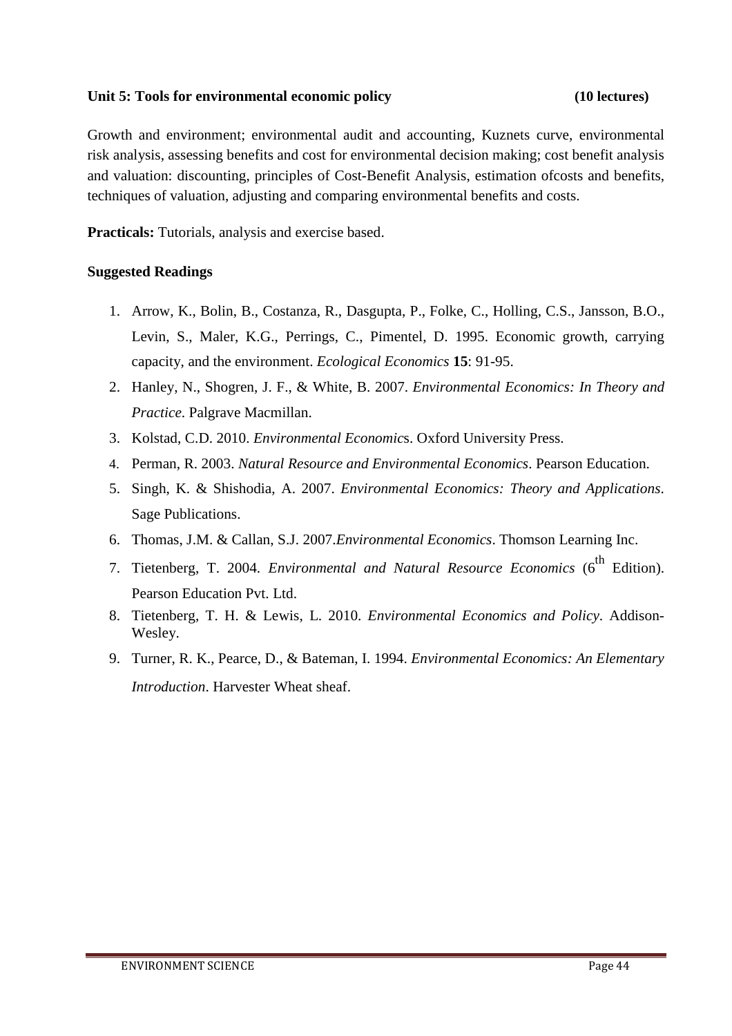**Unit 5: Tools for environmental economic policy (10 lectures)**

Growth and environment; environmental audit and accounting, Kuznets curve, environmental risk analysis, assessing benefits and cost for environmental decision making; cost benefit analysis and valuation: discounting, principles of Cost-Benefit Analysis, estimation ofcosts and benefits, techniques of valuation, adjusting and comparing environmental benefits and costs.

**Practicals:** Tutorials, analysis and exercise based.

**Suggested Readings**

1. Arrow, K., Bolin, B., Costanza, R., Dasgupta, P., Folke, C., Holling, C.S., Jansson, B.O., Levin, S., Maler, K.G., Perrings, C., Pimentel, D. 1995. Economic growth, carrying capacity, and the environment. *Ecological Economics* **15**: 91-95.
2. Hanley, N., Shogren, J. F., & White, B. 2007. *Environmental Economics: In Theory and Practice*. Palgrave Macmillan.
3. Kolstad, C.D. 2010. *Environmental Economics*. Oxford University Press.
4. Perman, R. 2003. *Natural Resource and Environmental Economics*. Pearson Education.
5. Singh, K. & Shishodia, A. 2007. *Environmental Economics: Theory and Applications*. Sage Publications.
6. Thomas, J.M. & Callan, S.J. 2007.*Environmental Economics*. Thomson Learning Inc.
7. Tietenberg, T. 2004. *Environmental and Natural Resource Economics* (6th Edition). Pearson Education Pvt. Ltd.
8. Tietenberg, T. H. & Lewis, L. 2010. *Environmental Economics and Policy*. Addison-Wesley.
9. Turner, R. K., Pearce, D., & Bateman, I. 1994. *Environmental Economics: An Elementary Introduction*. Harvester Wheat sheaf.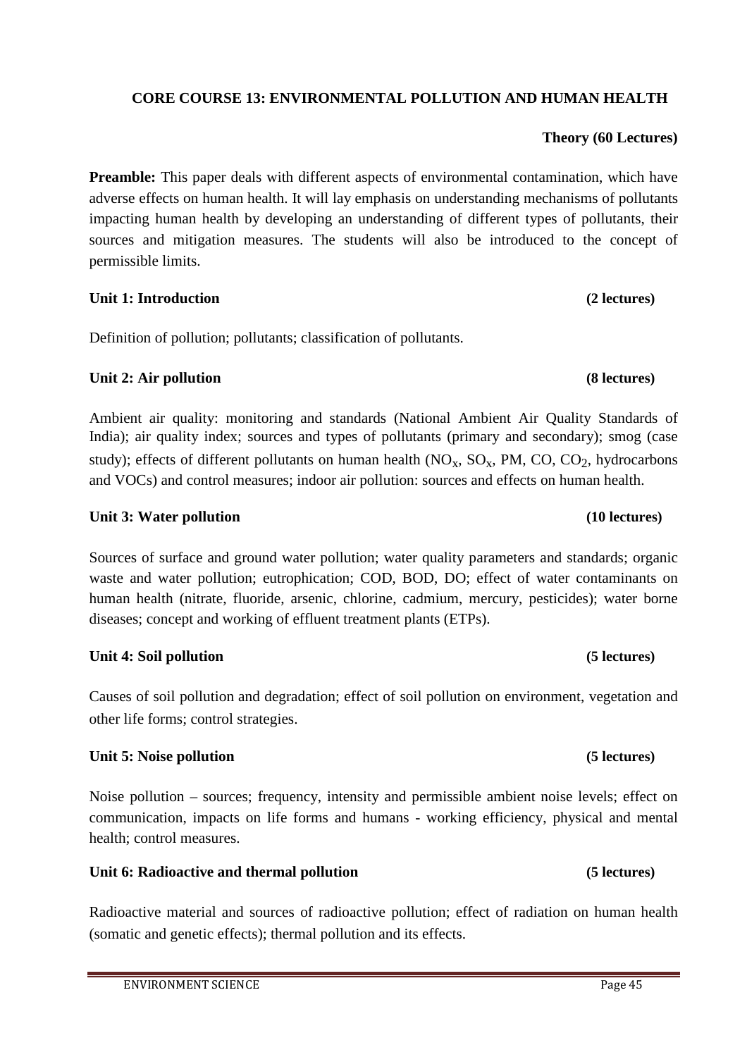## CORE COURSE 13: ENVIRONMENTAL POLLUTION AND HUMAN HEALTH

**Theory (60 Lectures)**

**Preamble:** This paper deals with different aspects of environmental contamination, which have adverse effects on human health. It will lay emphasis on understanding mechanisms of pollutants impacting human health by developing an understanding of different types of pollutants, their sources and mitigation measures. The students will also be introduced to the concept of permissible limits.

### Unit 1: Introduction (2 lectures)

Definition of pollution; pollutants; classification of pollutants.

### Unit 2: Air pollution (8 lectures)

Ambient air quality: monitoring and standards (National Ambient Air Quality Standards of India); air quality index; sources and types of pollutants (primary and secondary); smog (case study); effects of different pollutants on human health ($NO_x$, $SO_x$, PM, CO, $CO_2$, hydrocarbons and VOCs) and control measures; indoor air pollution: sources and effects on human health.

### Unit 3: Water pollution (10 lectures)

Sources of surface and ground water pollution; water quality parameters and standards; organic waste and water pollution; eutrophication; COD, BOD, DO; effect of water contaminants on human health (nitrate, fluoride, arsenic, chlorine, cadmium, mercury, pesticides); water borne diseases; concept and working of effluent treatment plants (ETPs).

### Unit 4: Soil pollution (5 lectures)

Causes of soil pollution and degradation; effect of soil pollution on environment, vegetation and other life forms; control strategies.

### Unit 5: Noise pollution (5 lectures)

Noise pollution – sources; frequency, intensity and permissible ambient noise levels; effect on communication, impacts on life forms and humans - working efficiency, physical and mental health; control measures.

### Unit 6: Radioactive and thermal pollution (5 lectures)

Radioactive material and sources of radioactive pollution; effect of radiation on human health (somatic and genetic effects); thermal pollution and its effects.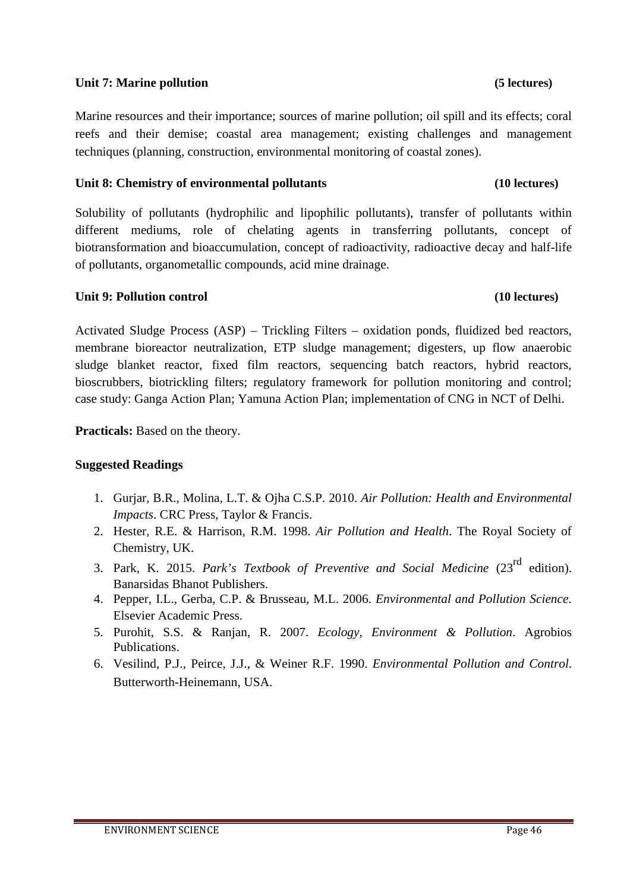**Unit 7: Marine pollution (5 lectures)**

Marine resources and their importance; sources of marine pollution; oil spill and its effects; coral reefs and their demise; coastal area management; existing challenges and management techniques (planning, construction, environmental monitoring of coastal zones).

**Unit 8: Chemistry of environmental pollutants (10 lectures)**

Solubility of pollutants (hydrophilic and lipophilic pollutants), transfer of pollutants within different mediums, role of chelating agents in transferring pollutants, concept of biotransformation and bioaccumulation, concept of radioactivity, radioactive decay and half-life of pollutants, organometallic compounds, acid mine drainage.

**Unit 9: Pollution control (10 lectures)**

Activated Sludge Process (ASP) – Trickling Filters – oxidation ponds, fluidized bed reactors, membrane bioreactor neutralization, ETP sludge management; digesters, up flow anaerobic sludge blanket reactor, fixed film reactors, sequencing batch reactors, hybrid reactors, bioscrubbers, biotrickling filters; regulatory framework for pollution monitoring and control; case study: Ganga Action Plan; Yamuna Action Plan; implementation of CNG in NCT of Delhi.

**Practicals:** Based on the theory.

**Suggested Readings**

1. Gurjar, B.R., Molina, L.T. & Ojha C.S.P. 2010. *Air Pollution: Health and Environmental Impacts*. CRC Press, Taylor & Francis.
2. Hester, R.E. & Harrison, R.M. 1998. *Air Pollution and Health*. The Royal Society of Chemistry, UK.
3. Park, K. 2015. *Park's Textbook of Preventive and Social Medicine* ($23^{rd}$ edition). Banarsidas Bhanot Publishers.
4. Pepper, I.L., Gerba, C.P. & Brusseau, M.L. 2006. *Environmental and Pollution Science*. Elsevier Academic Press.
5. Purohit, S.S. & Ranjan, R. 2007. *Ecology, Environment & Pollution*. Agrobios Publications.
6. Vesilind, P.J., Peirce, J.J., & Weiner R.F. 1990. *Environmental Pollution and Control*. Butterworth-Heinemann, USA.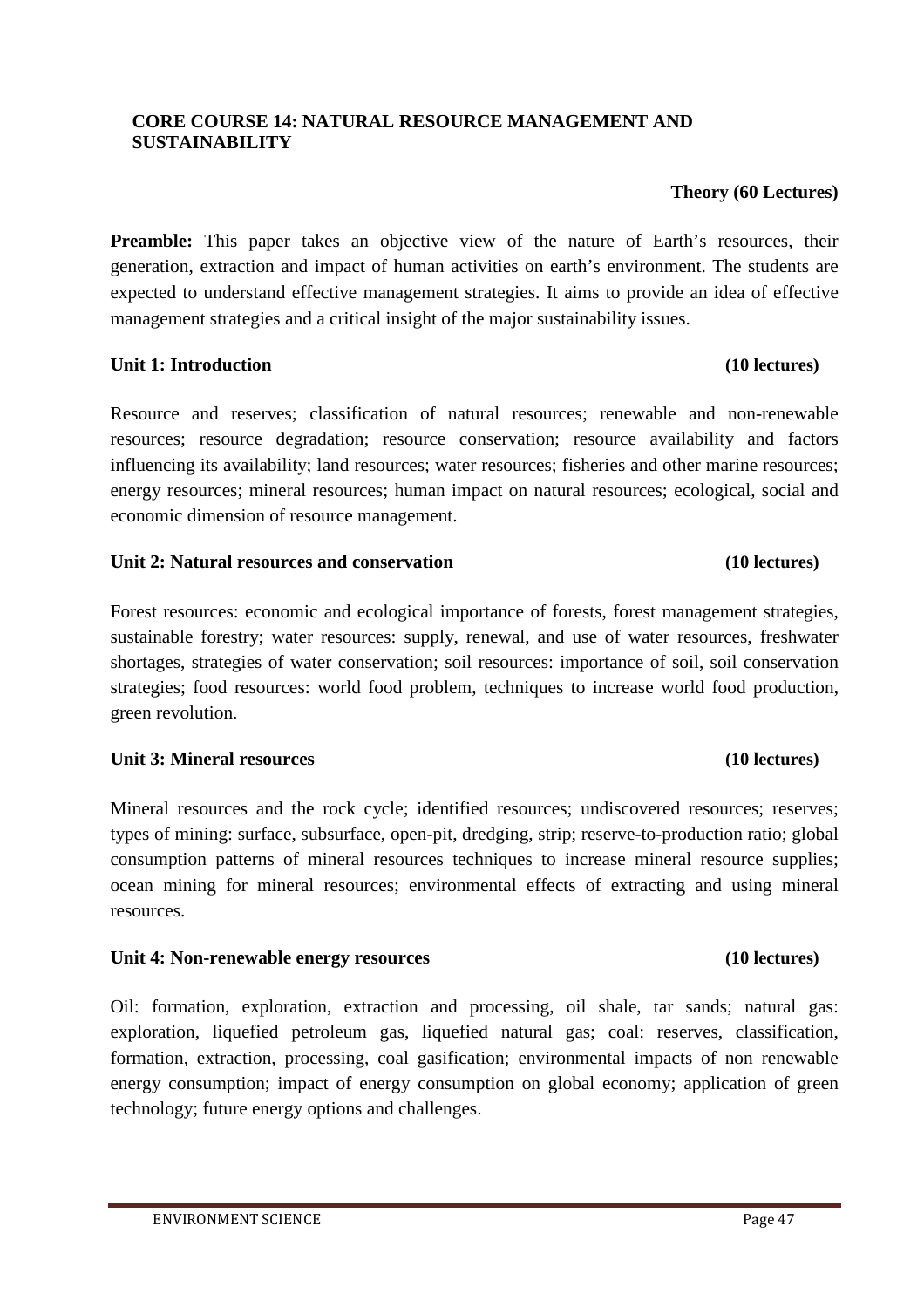## CORE COURSE 14: NATURAL RESOURCE MANAGEMENT AND SUSTAINABILITY

**Theory (60 Lectures)**

**Preamble:** This paper takes an objective view of the nature of Earth's resources, their generation, extraction and impact of human activities on earth's environment. The students are expected to understand effective management strategies. It aims to provide an idea of effective management strategies and a critical insight of the major sustainability issues.

### Unit 1: Introduction (10 lectures)

Resource and reserves; classification of natural resources; renewable and non-renewable resources; resource degradation; resource conservation; resource availability and factors influencing its availability; land resources; water resources; fisheries and other marine resources; energy resources; mineral resources; human impact on natural resources; ecological, social and economic dimension of resource management.

### Unit 2: Natural resources and conservation (10 lectures)

Forest resources: economic and ecological importance of forests, forest management strategies, sustainable forestry; water resources: supply, renewal, and use of water resources, freshwater shortages, strategies of water conservation; soil resources: importance of soil, soil conservation strategies; food resources: world food problem, techniques to increase world food production, green revolution.

### Unit 3: Mineral resources (10 lectures)

Mineral resources and the rock cycle; identified resources; undiscovered resources; reserves; types of mining: surface, subsurface, open-pit, dredging, strip; reserve-to-production ratio; global consumption patterns of mineral resources techniques to increase mineral resource supplies; ocean mining for mineral resources; environmental effects of extracting and using mineral resources.

### Unit 4: Non-renewable energy resources (10 lectures)

Oil: formation, exploration, extraction and processing, oil shale, tar sands; natural gas: exploration, liquefied petroleum gas, liquefied natural gas; coal: reserves, classification, formation, extraction, processing, coal gasification; environmental impacts of non renewable energy consumption; impact of energy consumption on global economy; application of green technology; future energy options and challenges.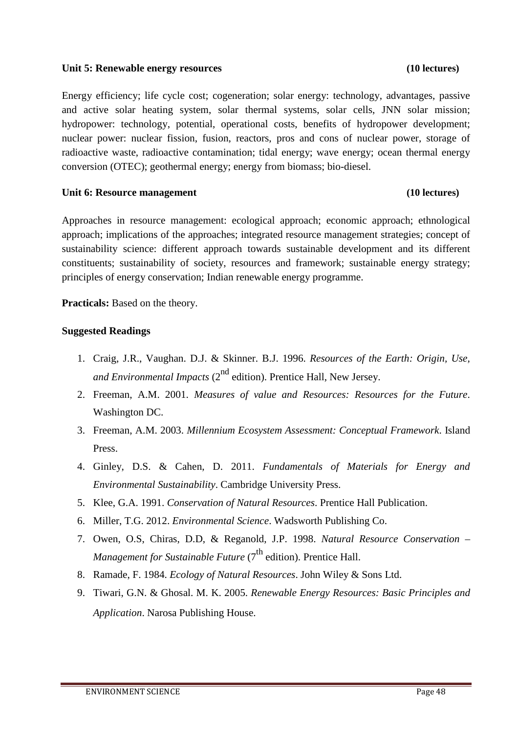**Unit 5: Renewable energy resources (10 lectures)**

Energy efficiency; life cycle cost; cogeneration; solar energy: technology, advantages, passive and active solar heating system, solar thermal systems, solar cells, JNN solar mission; hydropower: technology, potential, operational costs, benefits of hydropower development; nuclear power: nuclear fission, fusion, reactors, pros and cons of nuclear power, storage of radioactive waste, radioactive contamination; tidal energy; wave energy; ocean thermal energy conversion (OTEC); geothermal energy; energy from biomass; bio-diesel.

**Unit 6: Resource management (10 lectures)**

Approaches in resource management: ecological approach; economic approach; ethnological approach; implications of the approaches; integrated resource management strategies; concept of sustainability science: different approach towards sustainable development and its different constituents; sustainability of society, resources and framework; sustainable energy strategy; principles of energy conservation; Indian renewable energy programme.

**Practicals:** Based on the theory.

**Suggested Readings**

1. Craig, J.R., Vaughan. D.J. & Skinner. B.J. 1996. *Resources of the Earth: Origin, Use, and Environmental Impacts* (2nd edition). Prentice Hall, New Jersey.
2. Freeman, A.M. 2001. *Measures of value and Resources: Resources for the Future*. Washington DC.
3. Freeman, A.M. 2003. *Millennium Ecosystem Assessment: Conceptual Framework*. Island Press.
4. Ginley, D.S. & Cahen, D. 2011. *Fundamentals of Materials for Energy and Environmental Sustainability*. Cambridge University Press.
5. Klee, G.A. 1991. *Conservation of Natural Resources*. Prentice Hall Publication.
6. Miller, T.G. 2012. *Environmental Science*. Wadsworth Publishing Co.
7. Owen, O.S, Chiras, D.D, & Reganold, J.P. 1998. *Natural Resource Conservation – Management for Sustainable Future* (7th edition). Prentice Hall.
8. Ramade, F. 1984. *Ecology of Natural Resources*. John Wiley & Sons Ltd.
9. Tiwari, G.N. & Ghosal. M. K. 2005. *Renewable Energy Resources: Basic Principles and Application*. Narosa Publishing House.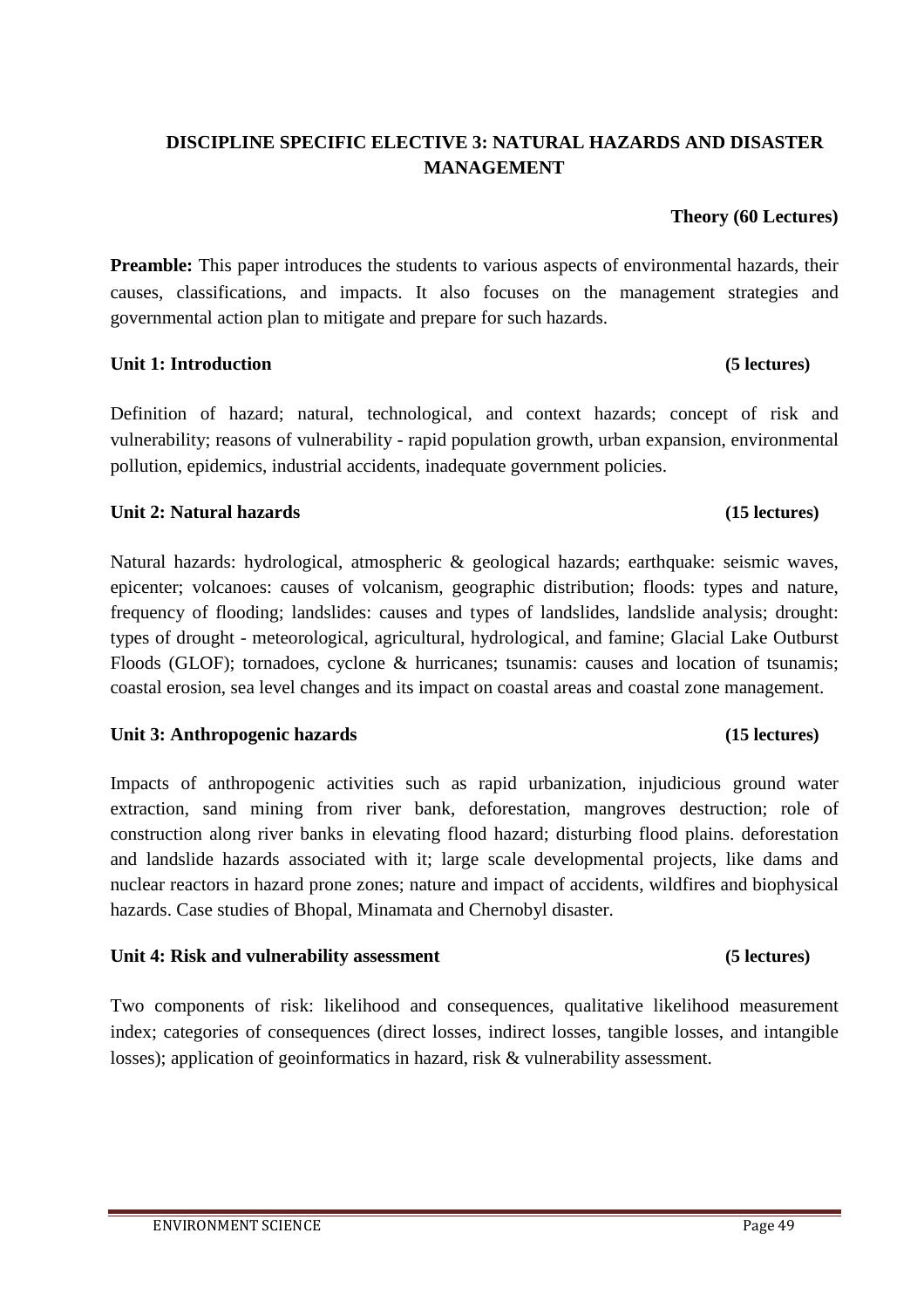## DISCIPLINE SPECIFIC ELECTIVE 3: NATURAL HAZARDS AND DISASTER MANAGEMENT

**Theory (60 Lectures)**

**Preamble:** This paper introduces the students to various aspects of environmental hazards, their causes, classifications, and impacts. It also focuses on the management strategies and governmental action plan to mitigate and prepare for such hazards.

### Unit 1: Introduction (5 lectures)

Definition of hazard; natural, technological, and context hazards; concept of risk and vulnerability; reasons of vulnerability - rapid population growth, urban expansion, environmental pollution, epidemics, industrial accidents, inadequate government policies.

### Unit 2: Natural hazards (15 lectures)

Natural hazards: hydrological, atmospheric & geological hazards; earthquake: seismic waves, epicenter; volcanoes: causes of volcanism, geographic distribution; floods: types and nature, frequency of flooding; landslides: causes and types of landslides, landslide analysis; drought: types of drought - meteorological, agricultural, hydrological, and famine; Glacial Lake Outburst Floods (GLOF); tornadoes, cyclone & hurricanes; tsunamis: causes and location of tsunamis; coastal erosion, sea level changes and its impact on coastal areas and coastal zone management.

### Unit 3: Anthropogenic hazards (15 lectures)

Impacts of anthropogenic activities such as rapid urbanization, injudicious ground water extraction, sand mining from river bank, deforestation, mangroves destruction; role of construction along river banks in elevating flood hazard; disturbing flood plains. deforestation and landslide hazards associated with it; large scale developmental projects, like dams and nuclear reactors in hazard prone zones; nature and impact of accidents, wildfires and biophysical hazards. Case studies of Bhopal, Minamata and Chernobyl disaster.

### Unit 4: Risk and vulnerability assessment (5 lectures)

Two components of risk: likelihood and consequences, qualitative likelihood measurement index; categories of consequences (direct losses, indirect losses, tangible losses, and intangible losses); application of geoinformatics in hazard, risk & vulnerability assessment.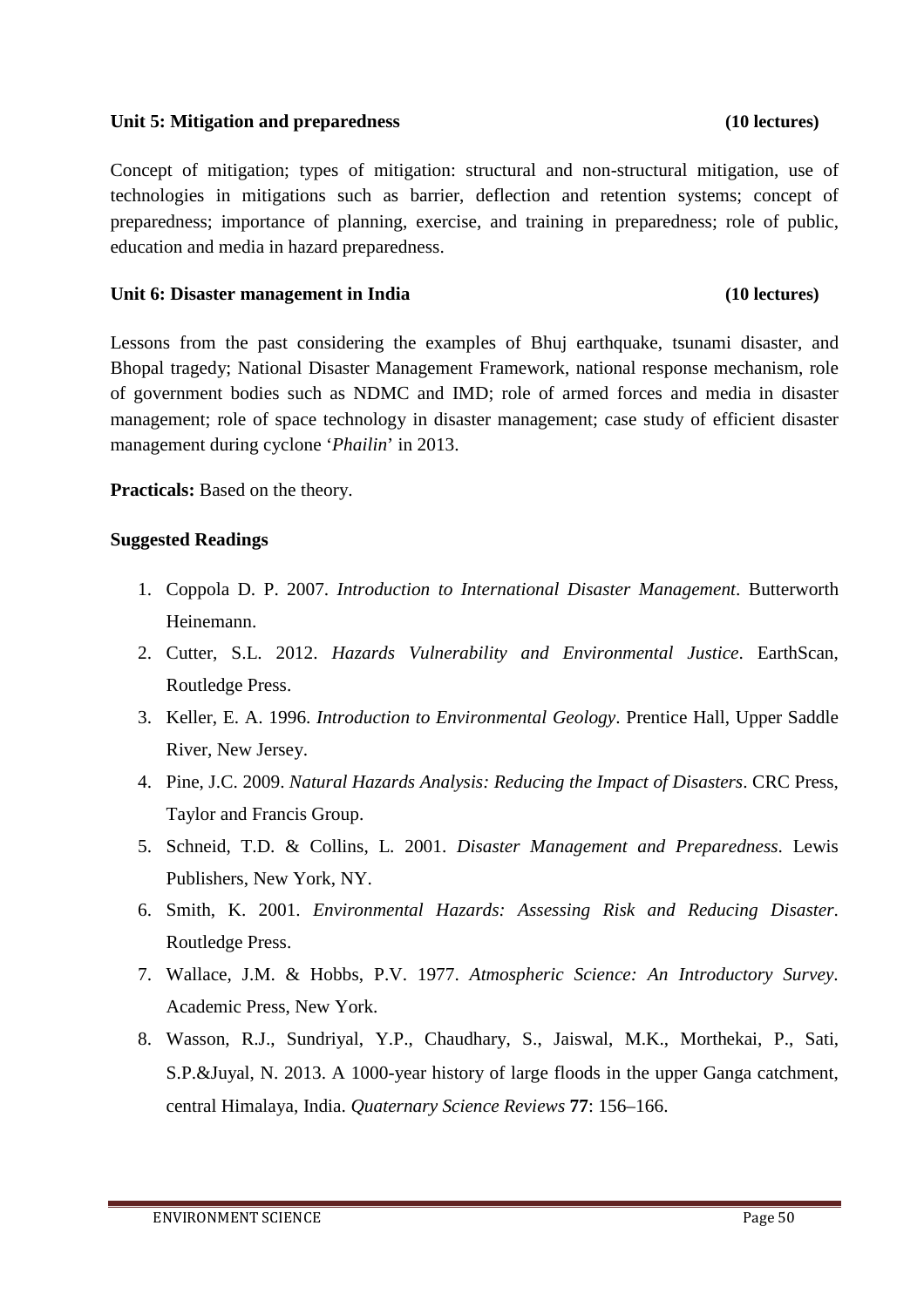**Unit 5: Mitigation and preparedness (10 lectures)**

Concept of mitigation; types of mitigation: structural and non-structural mitigation, use of technologies in mitigations such as barrier, deflection and retention systems; concept of preparedness; importance of planning, exercise, and training in preparedness; role of public, education and media in hazard preparedness.

**Unit 6: Disaster management in India (10 lectures)**

Lessons from the past considering the examples of Bhuj earthquake, tsunami disaster, and Bhopal tragedy; National Disaster Management Framework, national response mechanism, role of government bodies such as NDMC and IMD; role of armed forces and media in disaster management; role of space technology in disaster management; case study of efficient disaster management during cyclone '*Phailin*' in 2013.

**Practicals:** Based on the theory.

**Suggested Readings**

1. Coppola D. P. 2007. *Introduction to International Disaster Management*. Butterworth Heinemann.
2. Cutter, S.L. 2012. *Hazards Vulnerability and Environmental Justice*. EarthScan, Routledge Press.
3. Keller, E. A. 1996. *Introduction to Environmental Geology*. Prentice Hall, Upper Saddle River, New Jersey.
4. Pine, J.C. 2009. *Natural Hazards Analysis: Reducing the Impact of Disasters*. CRC Press, Taylor and Francis Group.
5. Schneid, T.D. & Collins, L. 2001. *Disaster Management and Preparedness*. Lewis Publishers, New York, NY.
6. Smith, K. 2001. *Environmental Hazards: Assessing Risk and Reducing Disaster*. Routledge Press.
7. Wallace, J.M. & Hobbs, P.V. 1977. *Atmospheric Science: An Introductory Survey*. Academic Press, New York.
8. Wasson, R.J., Sundriyal, Y.P., Chaudhary, S., Jaiswal, M.K., Morthekai, P., Sati, S.P.&Juyal, N. 2013. A 1000-year history of large floods in the upper Ganga catchment, central Himalaya, India. *Quaternary Science Reviews* **77**: 156–166.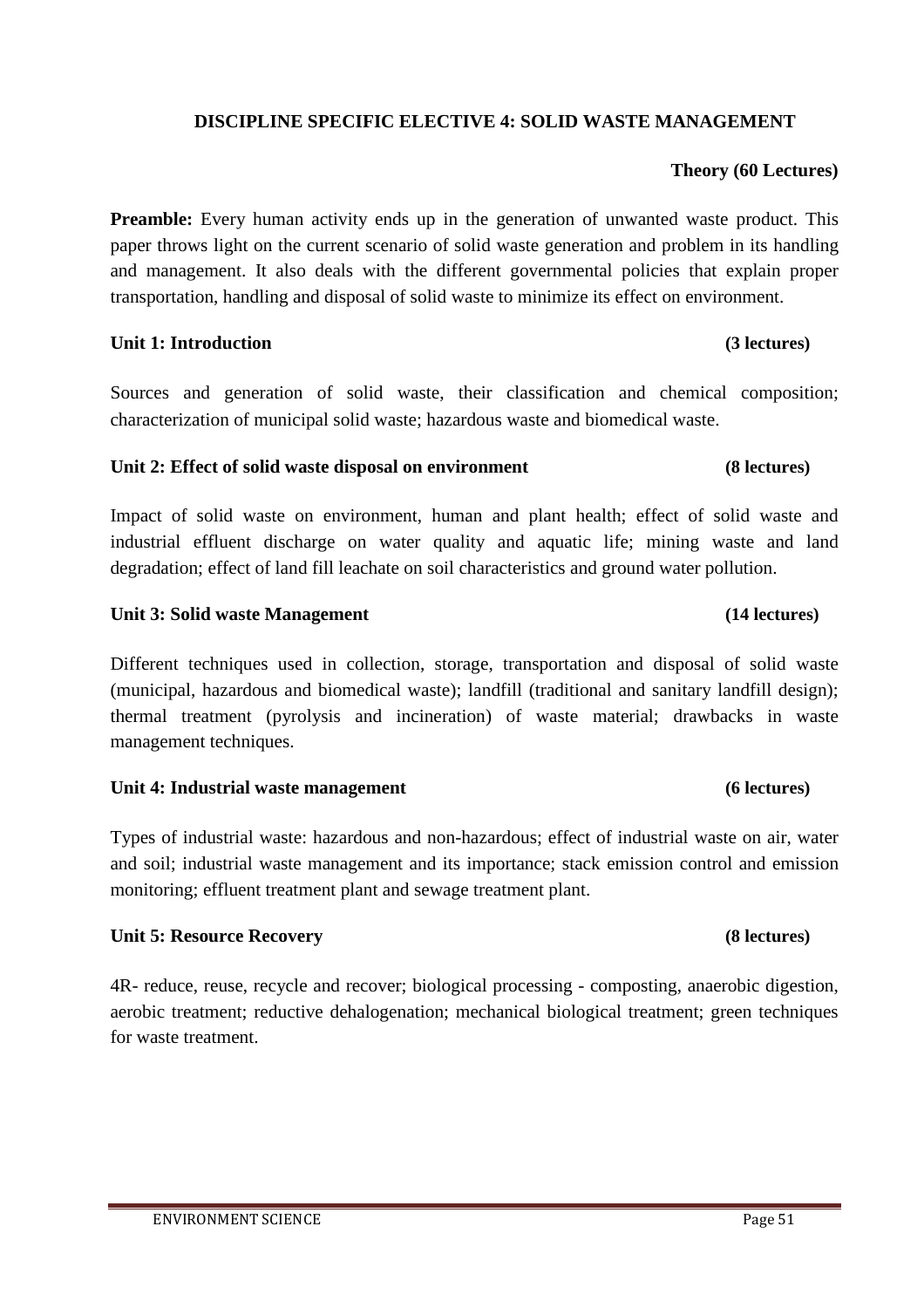## DISCIPLINE SPECIFIC ELECTIVE 4: SOLID WASTE MANAGEMENT

**Theory (60 Lectures)**

**Preamble:** Every human activity ends up in the generation of unwanted waste product. This paper throws light on the current scenario of solid waste generation and problem in its handling and management. It also deals with the different governmental policies that explain proper transportation, handling and disposal of solid waste to minimize its effect on environment.

### Unit 1: Introduction (3 lectures)

Sources and generation of solid waste, their classification and chemical composition; characterization of municipal solid waste; hazardous waste and biomedical waste.

### Unit 2: Effect of solid waste disposal on environment (8 lectures)

Impact of solid waste on environment, human and plant health; effect of solid waste and industrial effluent discharge on water quality and aquatic life; mining waste and land degradation; effect of land fill leachate on soil characteristics and ground water pollution.

### Unit 3: Solid waste Management (14 lectures)

Different techniques used in collection, storage, transportation and disposal of solid waste (municipal, hazardous and biomedical waste); landfill (traditional and sanitary landfill design); thermal treatment (pyrolysis and incineration) of waste material; drawbacks in waste management techniques.

### Unit 4: Industrial waste management (6 lectures)

Types of industrial waste: hazardous and non-hazardous; effect of industrial waste on air, water and soil; industrial waste management and its importance; stack emission control and emission monitoring; effluent treatment plant and sewage treatment plant.

### Unit 5: Resource Recovery (8 lectures)

4R- reduce, reuse, recycle and recover; biological processing - composting, anaerobic digestion, aerobic treatment; reductive dehalogenation; mechanical biological treatment; green techniques for waste treatment.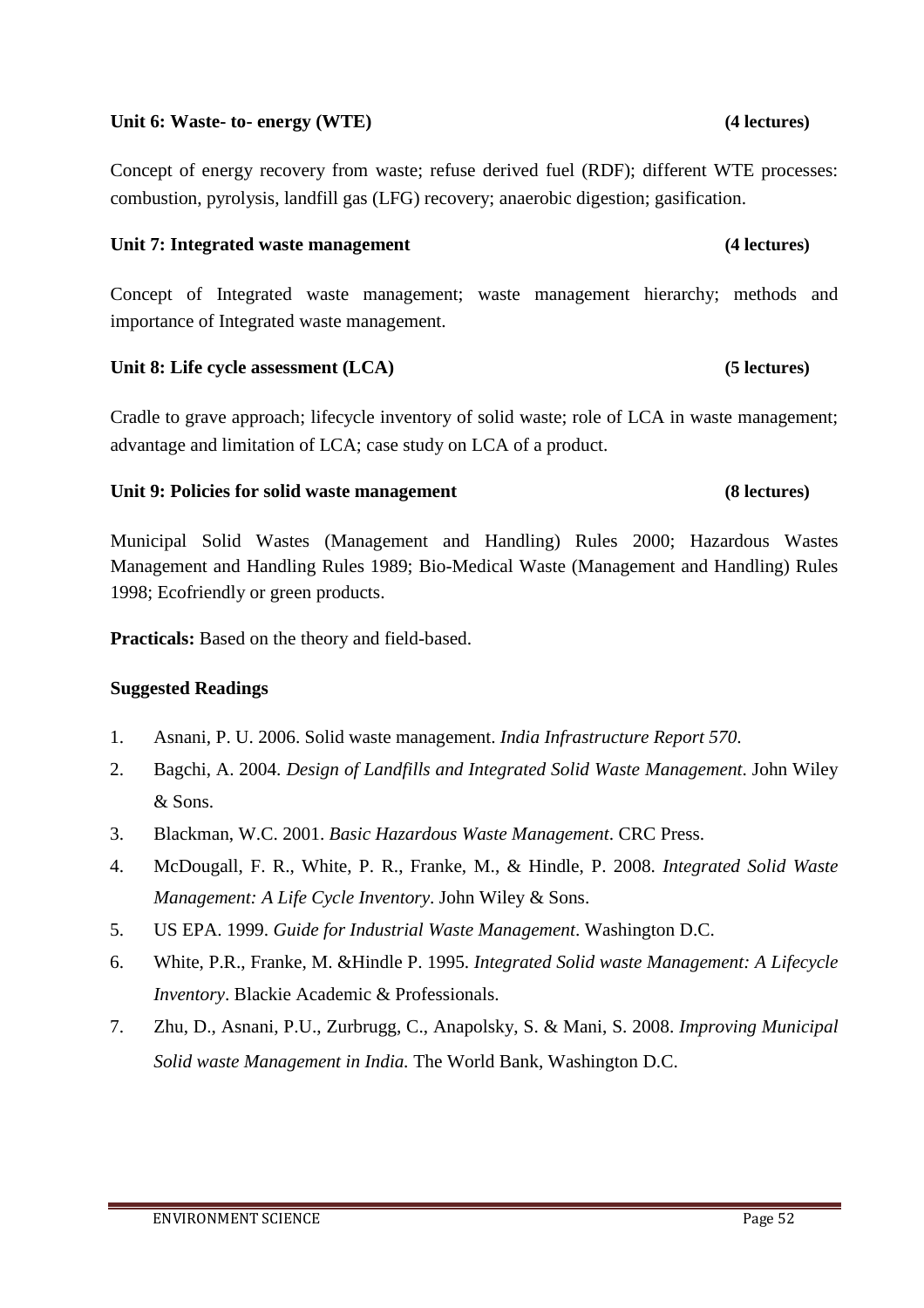**Unit 6: Waste- to- energy (WTE) (4 lectures)**

Concept of energy recovery from waste; refuse derived fuel (RDF); different WTE processes: combustion, pyrolysis, landfill gas (LFG) recovery; anaerobic digestion; gasification.

**Unit 7: Integrated waste management (4 lectures)**

Concept of Integrated waste management; waste management hierarchy; methods and importance of Integrated waste management.

**Unit 8: Life cycle assessment (LCA) (5 lectures)**

Cradle to grave approach; lifecycle inventory of solid waste; role of LCA in waste management; advantage and limitation of LCA; case study on LCA of a product.

**Unit 9: Policies for solid waste management (8 lectures)**

Municipal Solid Wastes (Management and Handling) Rules 2000; Hazardous Wastes Management and Handling Rules 1989; Bio-Medical Waste (Management and Handling) Rules 1998; Ecofriendly or green products.

**Practicals:** Based on the theory and field-based.

**Suggested Readings**

1. Asnani, P. U. 2006. Solid waste management. *India Infrastructure Report 570*.
2. Bagchi, A. 2004. *Design of Landfills and Integrated Solid Waste Management*. John Wiley & Sons.
3. Blackman, W.C. 2001. *Basic Hazardous Waste Management*. CRC Press.
4. McDougall, F. R., White, P. R., Franke, M., & Hindle, P. 2008. *Integrated Solid Waste Management: A Life Cycle Inventory*. John Wiley & Sons.
5. US EPA. 1999. *Guide for Industrial Waste Management*. Washington D.C.
6. White, P.R., Franke, M. &Hindle P. 1995. *Integrated Solid waste Management: A Lifecycle Inventory*. Blackie Academic & Professionals.
7. Zhu, D., Asnani, P.U., Zurbrugg, C., Anapolsky, S. & Mani, S. 2008. *Improving Municipal Solid waste Management in India.* The World Bank, Washington D.C.